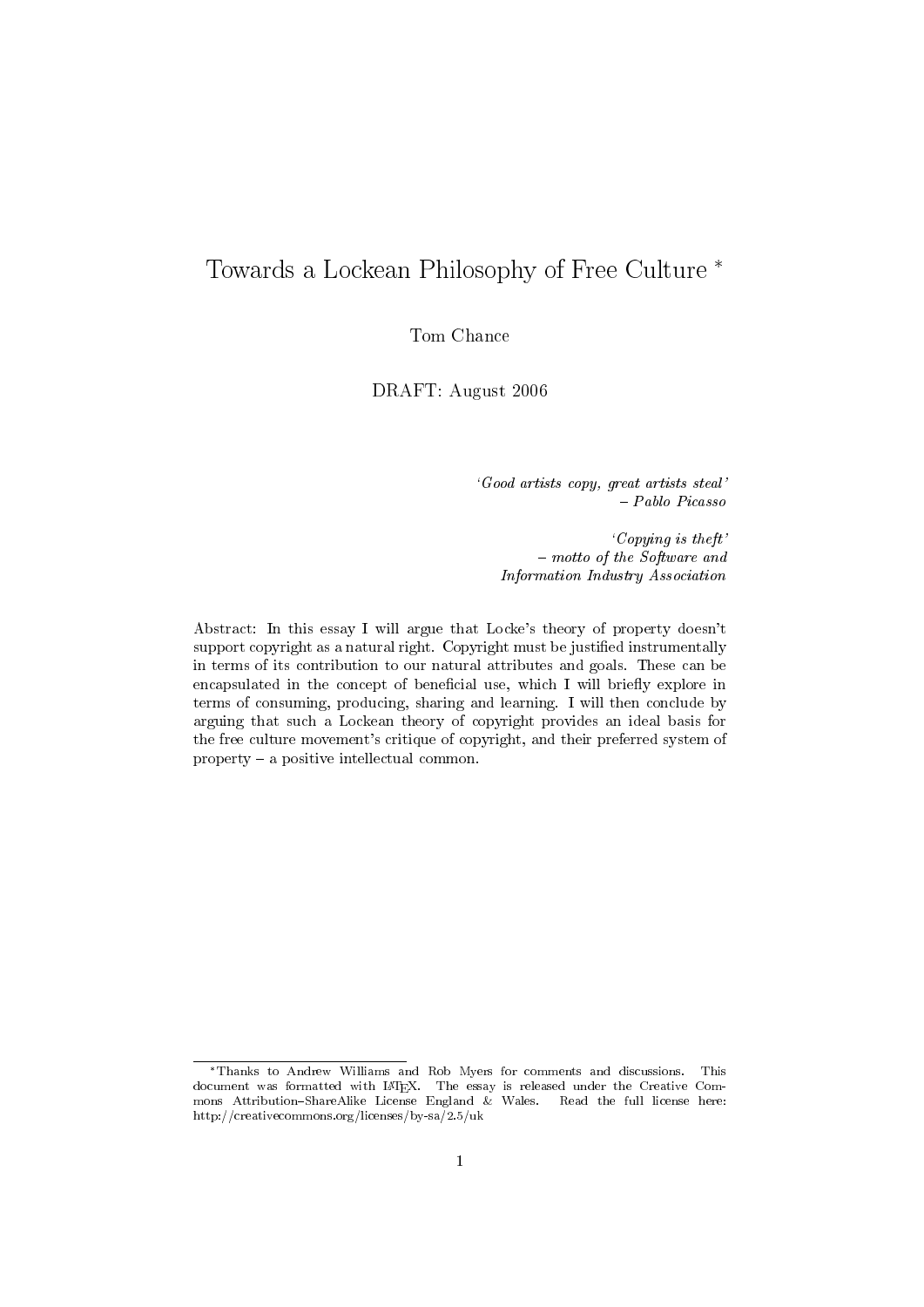# Towards a Lockean Philosophy of Free Culture *

Tom Chance

DRAFT: August 2006

*'Good artists copy, great artists steal'*
*– Pablo Picasso*

*'Copying is theft'*
*– motto of the Software and Information Industry Association*

Abstract: In this essay I will argue that Locke's theory of property doesn't support copyright as a natural right. Copyright must be justified instrumentally in terms of its contribution to our natural attributes and goals. These can be encapsulated in the concept of beneficial use, which I will briefly explore in terms of consuming, producing, sharing and learning. I will then conclude by arguing that such a Lockean theory of copyright provides an ideal basis for the free culture movement's critique of copyright, and their preferred system of property – a positive intellectual common.

---

*Thanks to Andrew Williams and Rob Myers for comments and discussions. This document was formatted with LaTeX. The essay is released under the Creative Commons Attribution–ShareAlike License England & Wales. Read the full license here: http://creativecommons.org/licenses/by-sa/2.5/uk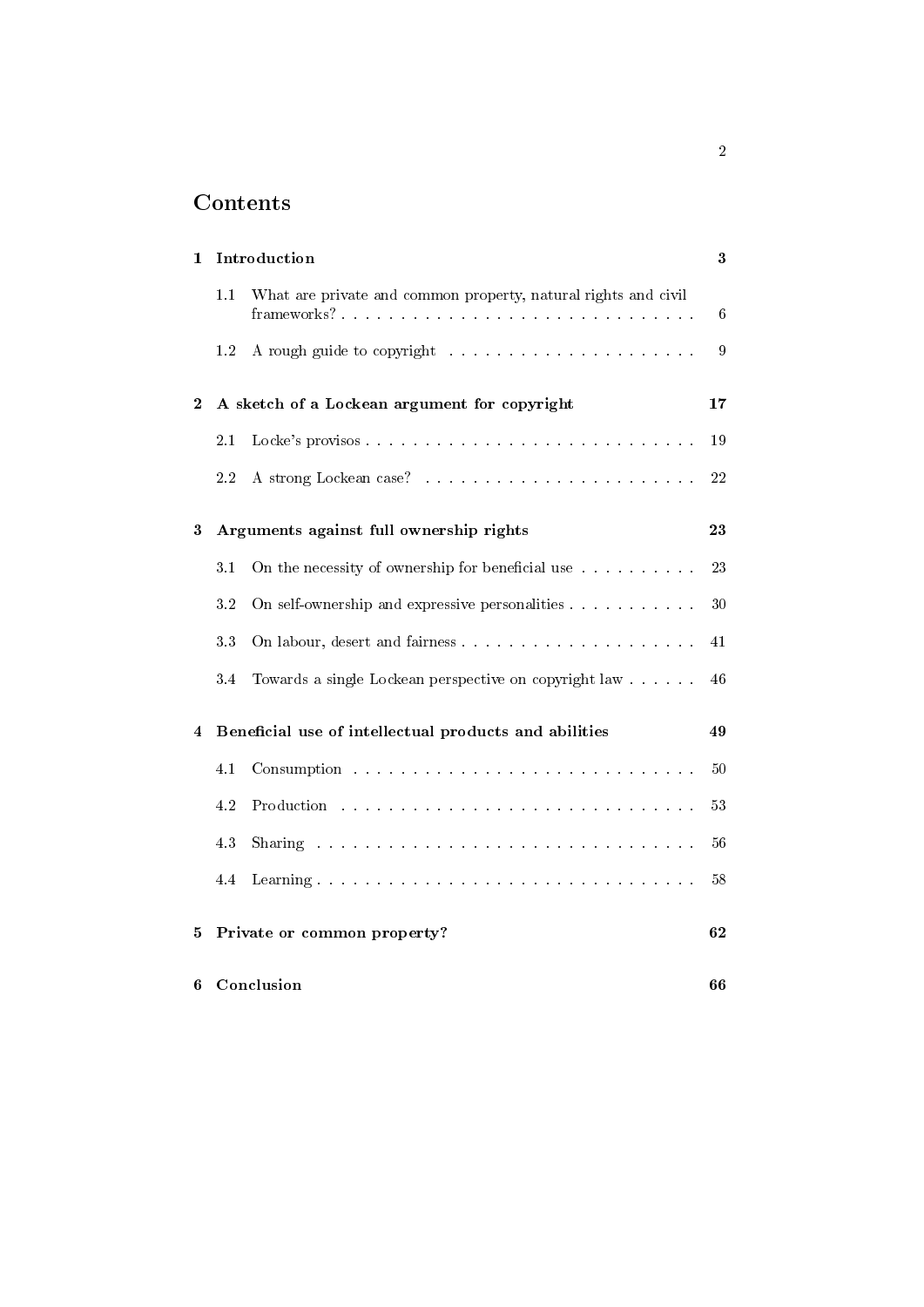# Contents

**1 Introduction** **3**

- 1.1 What are private and common property, natural rights and civil frameworks? 6
- 1.2 A rough guide to copyright 9

**2 A sketch of a Lockean argument for copyright** **17**

- 2.1 Locke's provisos 19
- 2.2 A strong Lockean case? 22

**3 Arguments against full ownership rights** **23**

- 3.1 On the necessity of ownership for beneficial use 23
- 3.2 On self-ownership and expressive personalities 30
- 3.3 On labour, desert and fairness 41
- 3.4 Towards a single Lockean perspective on copyright law 46

**4 Beneficial use of intellectual products and abilities** **49**

- 4.1 Consumption 50
- 4.2 Production 53
- 4.3 Sharing 56
- 4.4 Learning 58

**5 Private or common property?** **62**

**6 Conclusion** **66**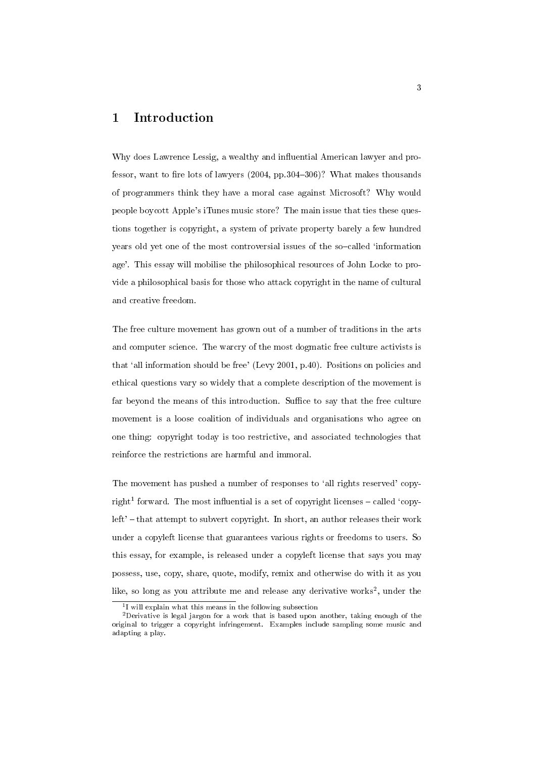# 1 Introduction

Why does Lawrence Lessig, a wealthy and influential American lawyer and professor, want to fire lots of lawyers (2004, pp.304–306)? What makes thousands of programmers think they have a moral case against Microsoft? Why would people boycott Apple's iTunes music store? The main issue that ties these questions together is copyright, a system of private property barely a few hundred years old yet one of the most controversial issues of the so–called 'information age'. This essay will mobilise the philosophical resources of John Locke to provide a philosophical basis for those who attack copyright in the name of cultural and creative freedom.

The free culture movement has grown out of a number of traditions in the arts and computer science. The warcry of the most dogmatic free culture activists is that 'all information should be free' (Levy 2001, p.40). Positions on policies and ethical questions vary so widely that a complete description of the movement is far beyond the means of this introduction. Suffice to say that the free culture movement is a loose coalition of individuals and organisations who agree on one thing: copyright today is too restrictive, and associated technologies that reinforce the restrictions are harmful and immoral.

The movement has pushed a number of responses to 'all rights reserved' copyright[1] forward. The most influential is a set of copyright licenses – called 'copyleft' – that attempt to subvert copyright. In short, an author releases their work under a copyleft license that guarantees various rights or freedoms to users. So this essay, for example, is released under a copyleft license that says you may possess, use, copy, share, quote, modify, remix and otherwise do with it as you like, so long as you attribute me and release any derivative works[2], under the

[1] I will explain what this means in the following subsection

[2] Derivative is legal jargon for a work that is based upon another, taking enough of the original to trigger a copyright infringement. Examples include sampling some music and adapting a play.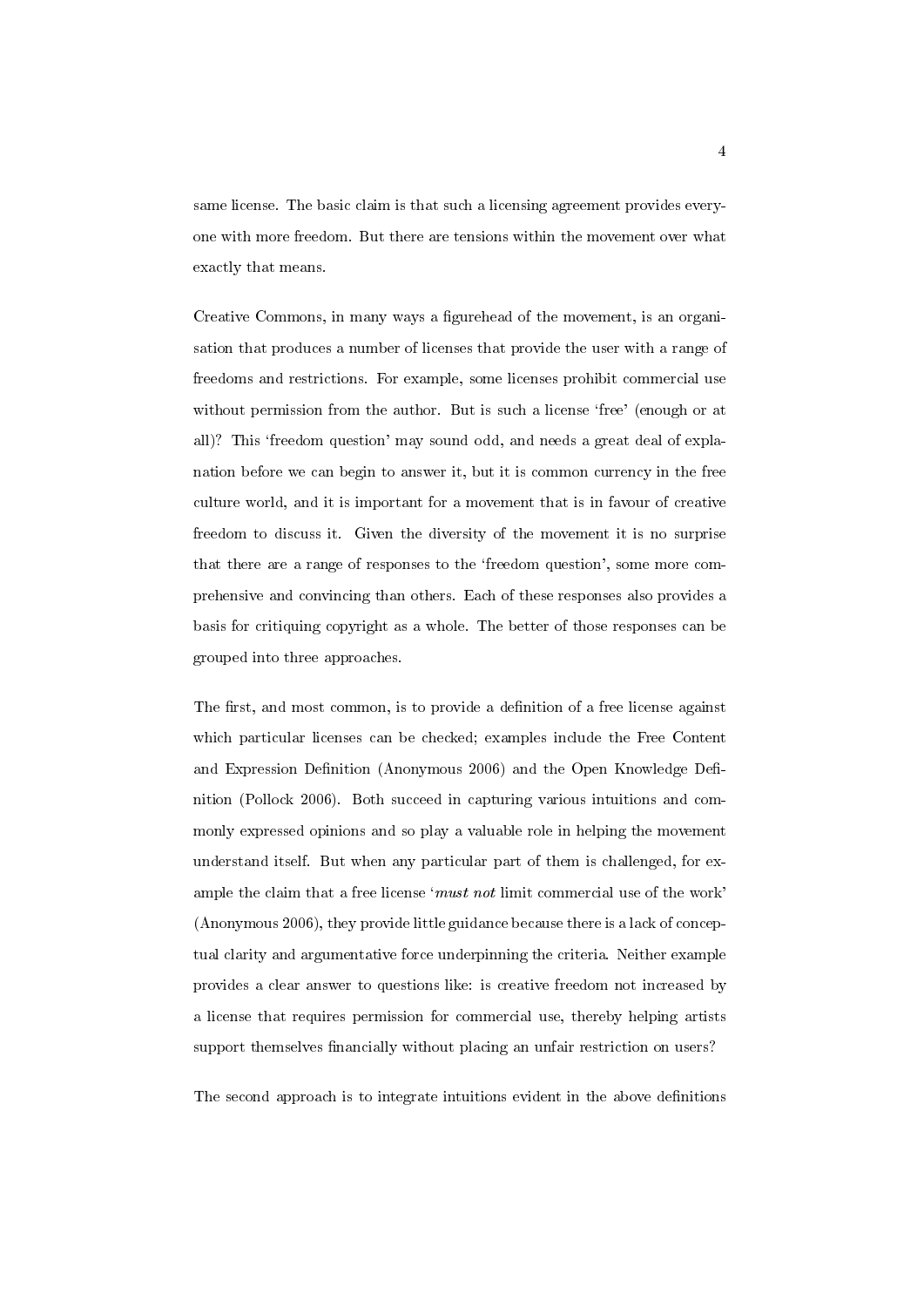same license. The basic claim is that such a licensing agreement provides everyone with more freedom. But there are tensions within the movement over what exactly that means.

Creative Commons, in many ways a figurehead of the movement, is an organisation that produces a number of licenses that provide the user with a range of freedoms and restrictions. For example, some licenses prohibit commercial use without permission from the author. But is such a license 'free' (enough or at all)? This 'freedom question' may sound odd, and needs a great deal of explanation before we can begin to answer it, but it is common currency in the free culture world, and it is important for a movement that is in favour of creative freedom to discuss it. Given the diversity of the movement it is no surprise that there are a range of responses to the 'freedom question', some more comprehensive and convincing than others. Each of these responses also provides a basis for critiquing copyright as a whole. The better of those responses can be grouped into three approaches.

The first, and most common, is to provide a definition of a free license against which particular licenses can be checked; examples include the Free Content and Expression Definition (Anonymous 2006) and the Open Knowledge Definition (Pollock 2006). Both succeed in capturing various intuitions and commonly expressed opinions and so play a valuable role in helping the movement understand itself. But when any particular part of them is challenged, for example the claim that a free license '*must not* limit commercial use of the work' (Anonymous 2006), they provide little guidance because there is a lack of conceptual clarity and argumentative force underpinning the criteria. Neither example provides a clear answer to questions like: is creative freedom not increased by a license that requires permission for commercial use, thereby helping artists support themselves financially without placing an unfair restriction on users?

The second approach is to integrate intuitions evident in the above definitions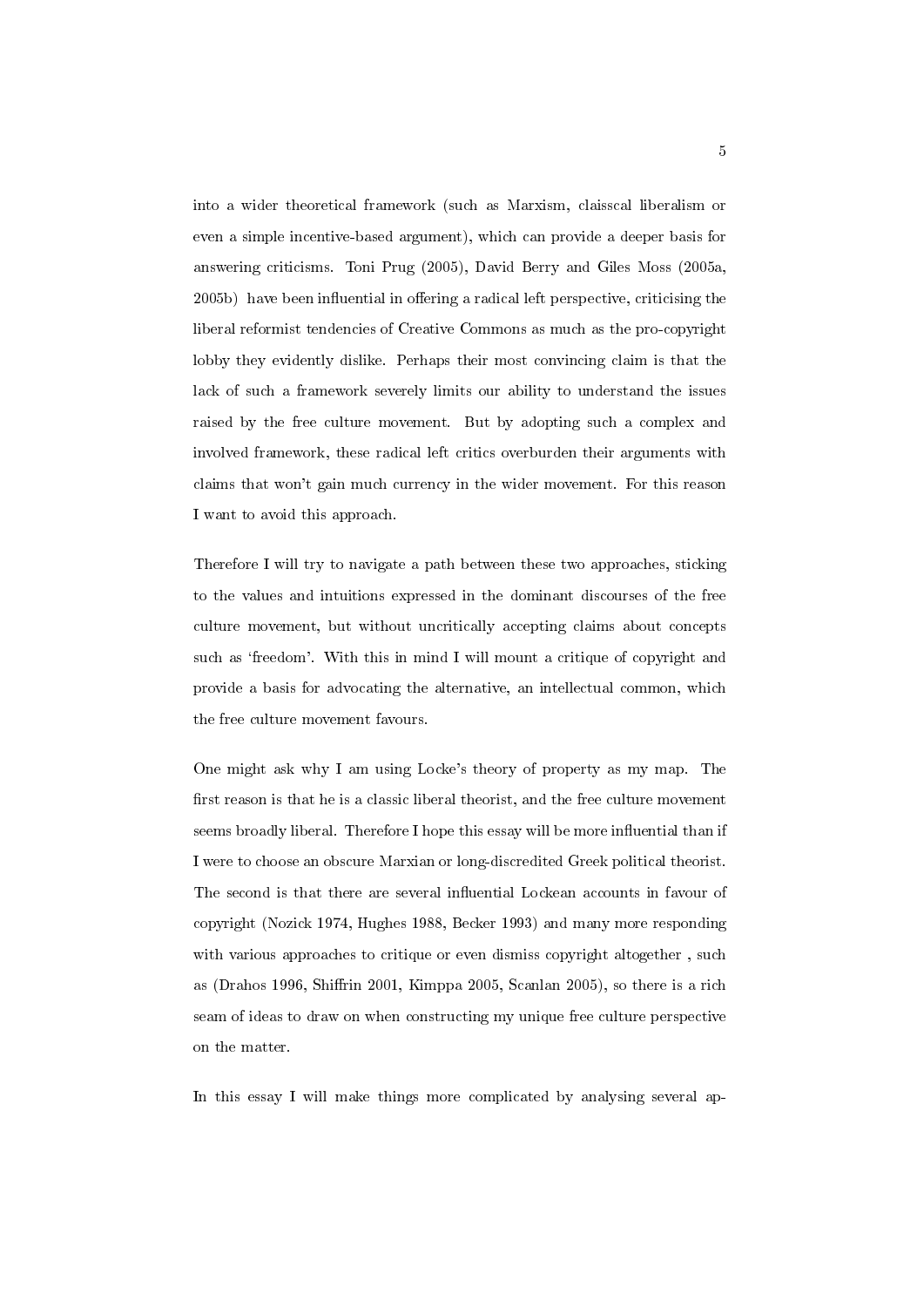into a wider theoretical framework (such as Marxism, claisscal liberalism or even a simple incentive-based argument), which can provide a deeper basis for answering criticisms. Toni Prug (2005), David Berry and Giles Moss (2005a, 2005b) have been influential in offering a radical left perspective, criticising the liberal reformist tendencies of Creative Commons as much as the pro-copyright lobby they evidently dislike. Perhaps their most convincing claim is that the lack of such a framework severely limits our ability to understand the issues raised by the free culture movement. But by adopting such a complex and involved framework, these radical left critics overburden their arguments with claims that won't gain much currency in the wider movement. For this reason I want to avoid this approach.

Therefore I will try to navigate a path between these two approaches, sticking to the values and intuitions expressed in the dominant discourses of the free culture movement, but without uncritically accepting claims about concepts such as 'freedom'. With this in mind I will mount a critique of copyright and provide a basis for advocating the alternative, an intellectual common, which the free culture movement favours.

One might ask why I am using Locke's theory of property as my map. The first reason is that he is a classic liberal theorist, and the free culture movement seems broadly liberal. Therefore I hope this essay will be more influential than if I were to choose an obscure Marxian or long-discredited Greek political theorist. The second is that there are several influential Lockean accounts in favour of copyright (Nozick 1974, Hughes 1988, Becker 1993) and many more responding with various approaches to critique or even dismiss copyright altogether , such as (Drahos 1996, Shiffrin 2001, Kimppa 2005, Scanlan 2005), so there is a rich seam of ideas to draw on when constructing my unique free culture perspective on the matter.

In this essay I will make things more complicated by analysing several ap-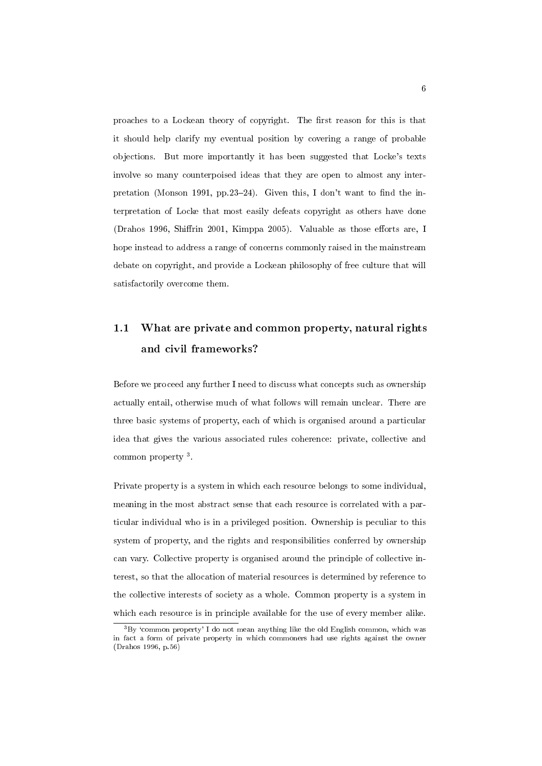proaches to a Lockean theory of copyright. The first reason for this is that it should help clarify my eventual position by covering a range of probable objections. But more importantly it has been suggested that Locke's texts involve so many counterpoised ideas that they are open to almost any interpretation (Monson 1991, pp.23–24). Given this, I don't want to find the interpretation of Locke that most easily defeats copyright as others have done (Drahos 1996, Shiffrin 2001, Kimppa 2005). Valuable as those efforts are, I hope instead to address a range of concerns commonly raised in the mainstream debate on copyright, and provide a Lockean philosophy of free culture that will satisfactorily overcome them.

## 1.1 What are private and common property, natural rights and civil frameworks?

Before we proceed any further I need to discuss what concepts such as ownership actually entail, otherwise much of what follows will remain unclear. There are three basic systems of property, each of which is organised around a particular idea that gives the various associated rules coherence: private, collective and common property [3].

Private property is a system in which each resource belongs to some individual, meaning in the most abstract sense that each resource is correlated with a particular individual who is in a privileged position. Ownership is peculiar to this system of property, and the rights and responsibilities conferred by ownership can vary. Collective property is organised around the principle of collective interest, so that the allocation of material resources is determined by reference to the collective interests of society as a whole. Common property is a system in which each resource is in principle available for the use of every member alike.

[3] By 'common property' I do not mean anything like the old English common, which was in fact a form of private property in which commoners had use rights against the owner (Drahos 1996, p.56)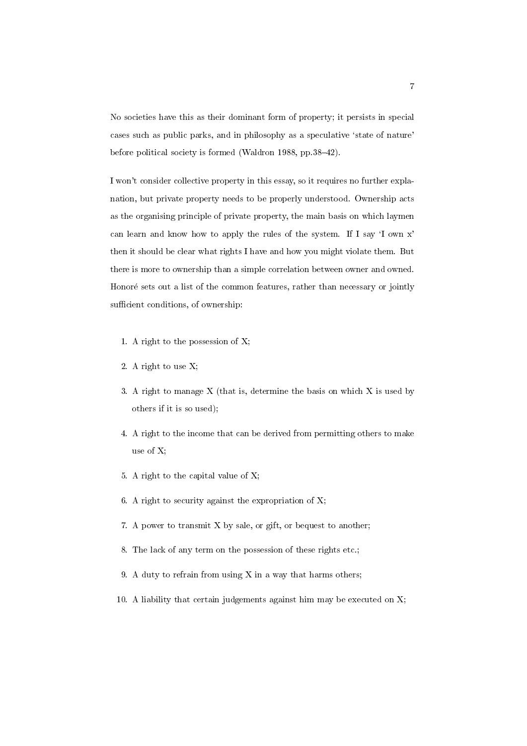No societies have this as their dominant form of property; it persists in special cases such as public parks, and in philosophy as a speculative 'state of nature' before political society is formed (Waldron 1988, pp.38–42).

I won't consider collective property in this essay, so it requires no further explanation, but private property needs to be properly understood. Ownership acts as the organising principle of private property, the main basis on which laymen can learn and know how to apply the rules of the system. If I say 'I own x' then it should be clear what rights I have and how you might violate them. But there is more to ownership than a simple correlation between owner and owned. Honoré sets out a list of the common features, rather than necessary or jointly sufficient conditions, of ownership:

1. A right to the possession of X;
2. A right to use X;
3. A right to manage X (that is, determine the basis on which X is used by others if it is so used);
4. A right to the income that can be derived from permitting others to make use of X;
5. A right to the capital value of X;
6. A right to security against the expropriation of X;
7. A power to transmit X by sale, or gift, or bequest to another;
8. The lack of any term on the possession of these rights etc.;
9. A duty to refrain from using X in a way that harms others;
10. A liability that certain judgements against him may be executed on X;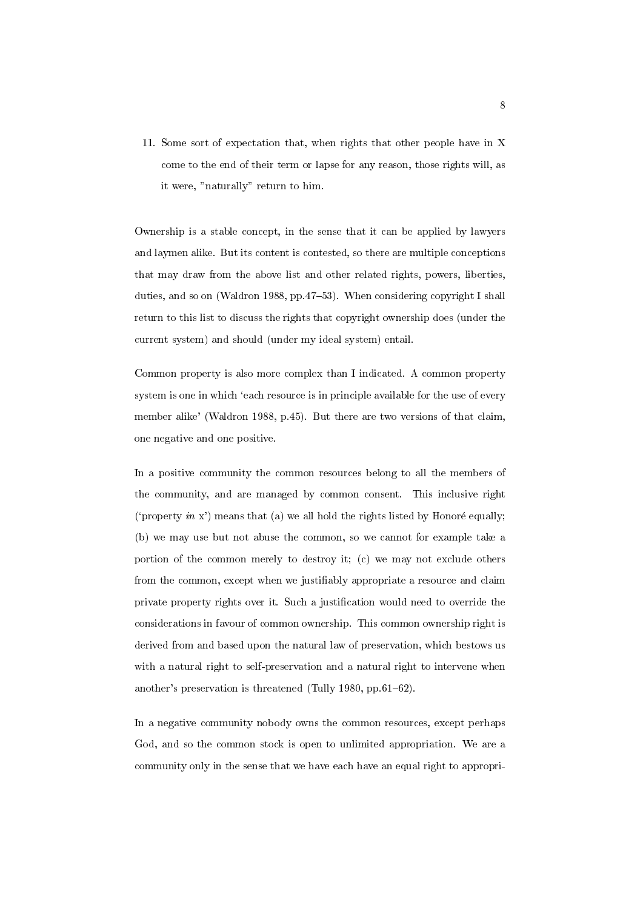11. Some sort of expectation that, when rights that other people have in X come to the end of their term or lapse for any reason, those rights will, as it were, "naturally" return to him.

Ownership is a stable concept, in the sense that it can be applied by lawyers and laymen alike. But its content is contested, so there are multiple conceptions that may draw from the above list and other related rights, powers, liberties, duties, and so on (Waldron 1988, pp.47–53). When considering copyright I shall return to this list to discuss the rights that copyright ownership does (under the current system) and should (under my ideal system) entail.

Common property is also more complex than I indicated. A common property system is one in which 'each resource is in principle available for the use of every member alike' (Waldron 1988, p.45). But there are two versions of that claim, one negative and one positive.

In a positive community the common resources belong to all the members of the community, and are managed by common consent. This inclusive right ('property *in* x') means that (a) we all hold the rights listed by Honoré equally; (b) we may use but not abuse the common, so we cannot for example take a portion of the common merely to destroy it; (c) we may not exclude others from the common, except when we justifiably appropriate a resource and claim private property rights over it. Such a justification would need to override the considerations in favour of common ownership. This common ownership right is derived from and based upon the natural law of preservation, which bestows us with a natural right to self-preservation and a natural right to intervene when another's preservation is threatened (Tully 1980, pp.61–62).

In a negative community nobody owns the common resources, except perhaps God, and so the common stock is open to unlimited appropriation. We are a community only in the sense that we have each have an equal right to appropri-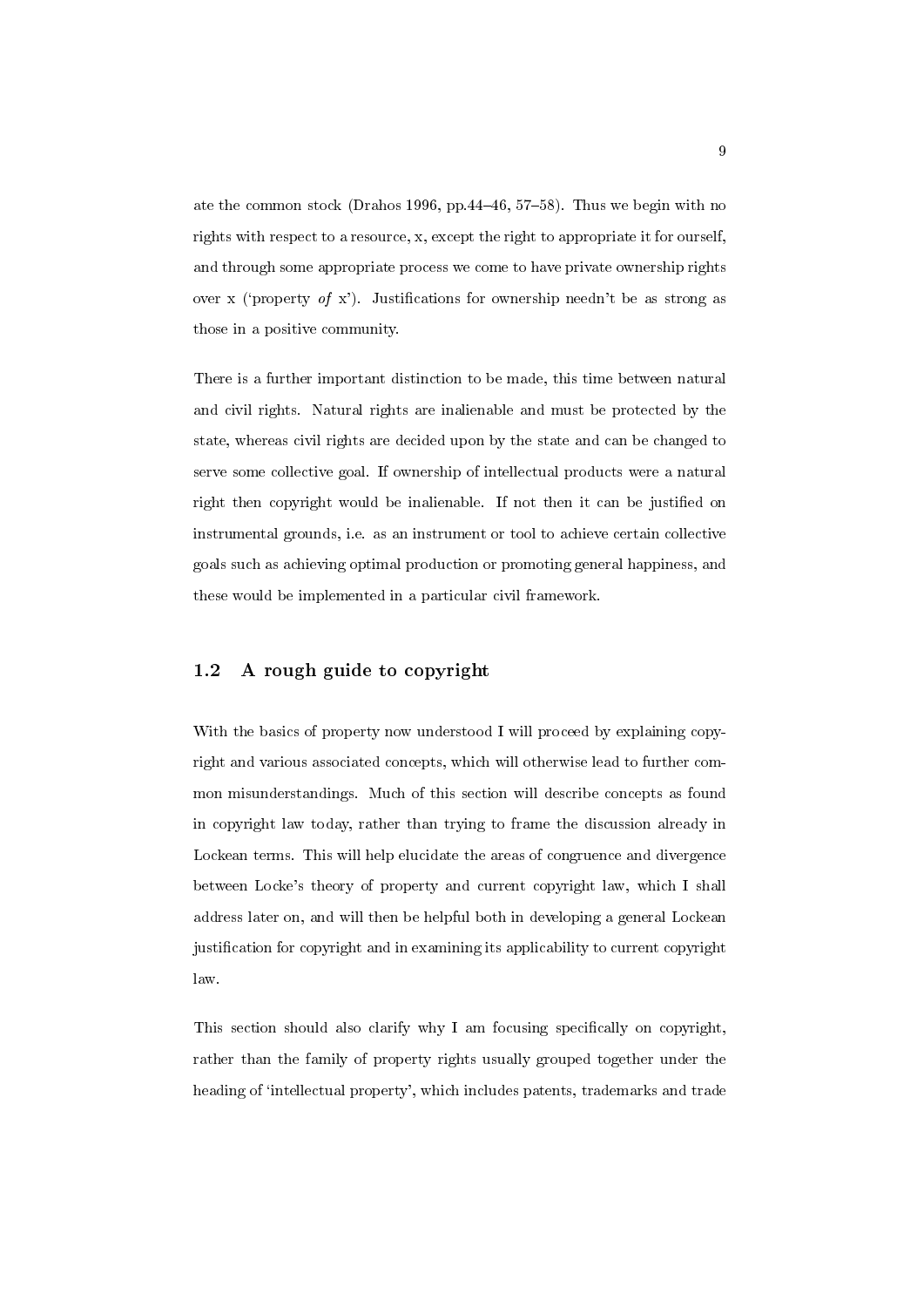ate the common stock (Drahos 1996, pp.44–46, 57–58). Thus we begin with no rights with respect to a resource, x, except the right to appropriate it for ourself, and through some appropriate process we come to have private ownership rights over x ('property *of* x'). Justifications for ownership needn't be as strong as those in a positive community.

There is a further important distinction to be made, this time between natural and civil rights. Natural rights are inalienable and must be protected by the state, whereas civil rights are decided upon by the state and can be changed to serve some collective goal. If ownership of intellectual products were a natural right then copyright would be inalienable. If not then it can be justified on instrumental grounds, i.e. as an instrument or tool to achieve certain collective goals such as achieving optimal production or promoting general happiness, and these would be implemented in a particular civil framework.

## 1.2 A rough guide to copyright

With the basics of property now understood I will proceed by explaining copyright and various associated concepts, which will otherwise lead to further common misunderstandings. Much of this section will describe concepts as found in copyright law today, rather than trying to frame the discussion already in Lockean terms. This will help elucidate the areas of congruence and divergence between Locke's theory of property and current copyright law, which I shall address later on, and will then be helpful both in developing a general Lockean justification for copyright and in examining its applicability to current copyright law.

This section should also clarify why I am focusing specifically on copyright, rather than the family of property rights usually grouped together under the heading of 'intellectual property', which includes patents, trademarks and trade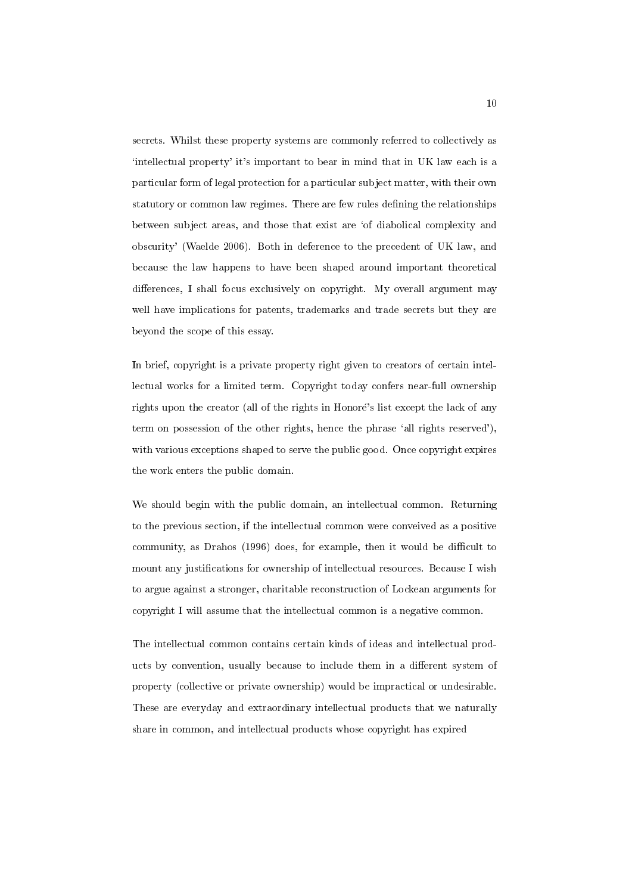secrets. Whilst these property systems are commonly referred to collectively as 'intellectual property' it's important to bear in mind that in UK law each is a particular form of legal protection for a particular subject matter, with their own statutory or common law regimes. There are few rules defining the relationships between subject areas, and those that exist are 'of diabolical complexity and obscurity' (Waelde 2006). Both in deference to the precedent of UK law, and because the law happens to have been shaped around important theoretical differences, I shall focus exclusively on copyright. My overall argument may well have implications for patents, trademarks and trade secrets but they are beyond the scope of this essay.

In brief, copyright is a private property right given to creators of certain intellectual works for a limited term. Copyright today confers near-full ownership rights upon the creator (all of the rights in Honoré's list except the lack of any term on possession of the other rights, hence the phrase 'all rights reserved'), with various exceptions shaped to serve the public good. Once copyright expires the work enters the public domain.

We should begin with the public domain, an intellectual common. Returning to the previous section, if the intellectual common were conveived as a positive community, as Drahos (1996) does, for example, then it would be difficult to mount any justifications for ownership of intellectual resources. Because I wish to argue against a stronger, charitable reconstruction of Lockean arguments for copyright I will assume that the intellectual common is a negative common.

The intellectual common contains certain kinds of ideas and intellectual products by convention, usually because to include them in a different system of property (collective or private ownership) would be impractical or undesirable. These are everyday and extraordinary intellectual products that we naturally share in common, and intellectual products whose copyright has expired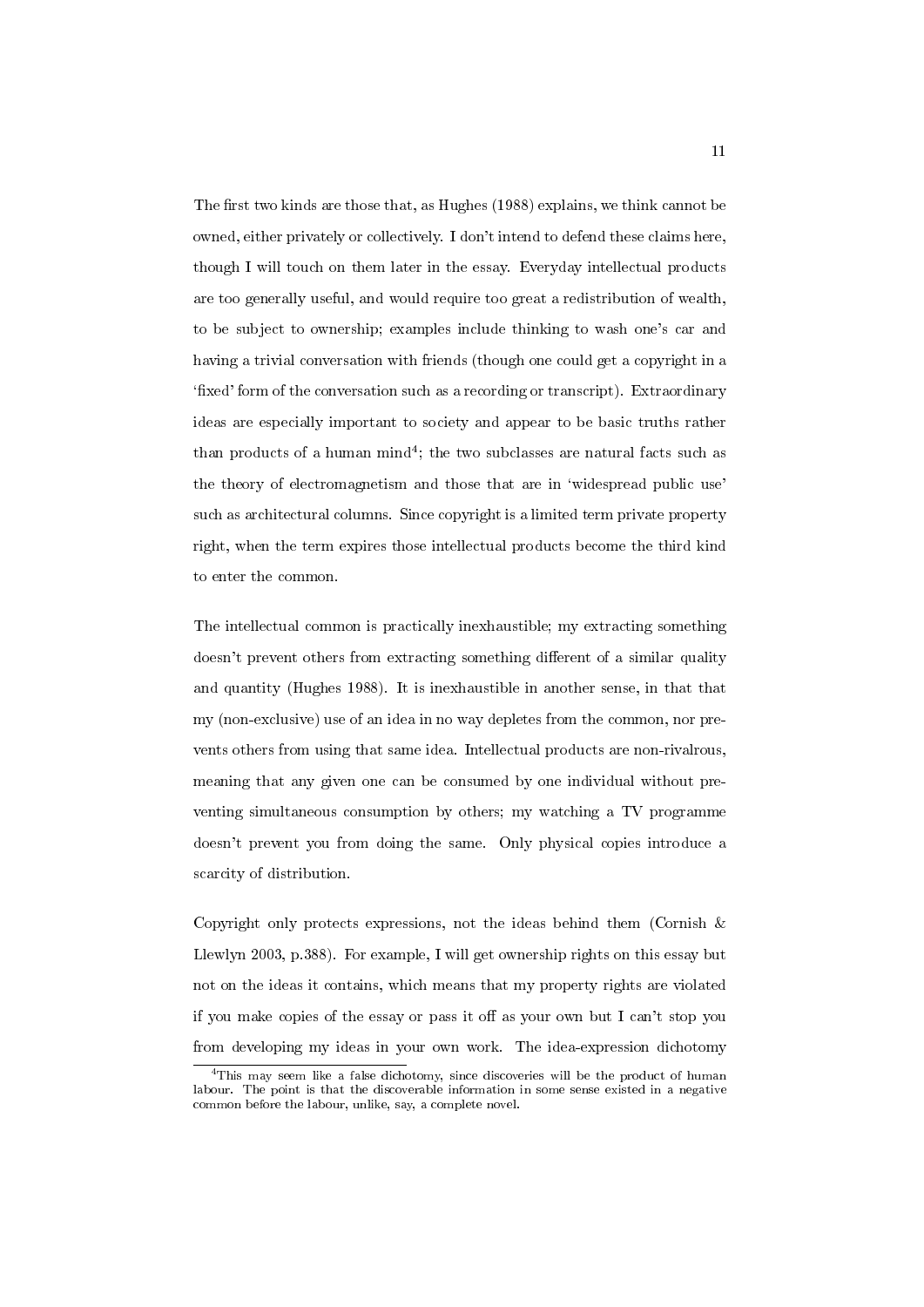The first two kinds are those that, as Hughes (1988) explains, we think cannot be owned, either privately or collectively. I don't intend to defend these claims here, though I will touch on them later in the essay. Everyday intellectual products are too generally useful, and would require too great a redistribution of wealth, to be subject to ownership; examples include thinking to wash one's car and having a trivial conversation with friends (though one could get a copyright in a 'fixed' form of the conversation such as a recording or transcript). Extraordinary ideas are especially important to society and appear to be basic truths rather than products of a human mind[4]; the two subclasses are natural facts such as the theory of electromagnetism and those that are in 'widespread public use' such as architectural columns. Since copyright is a limited term private property right, when the term expires those intellectual products become the third kind to enter the common.

The intellectual common is practically inexhaustible; my extracting something doesn't prevent others from extracting something different of a similar quality and quantity (Hughes 1988). It is inexhaustible in another sense, in that that my (non-exclusive) use of an idea in no way depletes from the common, nor prevents others from using that same idea. Intellectual products are non-rivalrous, meaning that any given one can be consumed by one individual without preventing simultaneous consumption by others; my watching a TV programme doesn't prevent you from doing the same. Only physical copies introduce a scarcity of distribution.

Copyright only protects expressions, not the ideas behind them (Cornish & Llewlyn 2003, p.388). For example, I will get ownership rights on this essay but not on the ideas it contains, which means that my property rights are violated if you make copies of the essay or pass it off as your own but I can't stop you from developing my ideas in your own work. The idea-expression dichotomy

[4] This may seem like a false dichotomy, since discoveries will be the product of human labour. The point is that the discoverable information in some sense existed in a negative common before the labour, unlike, say, a complete novel.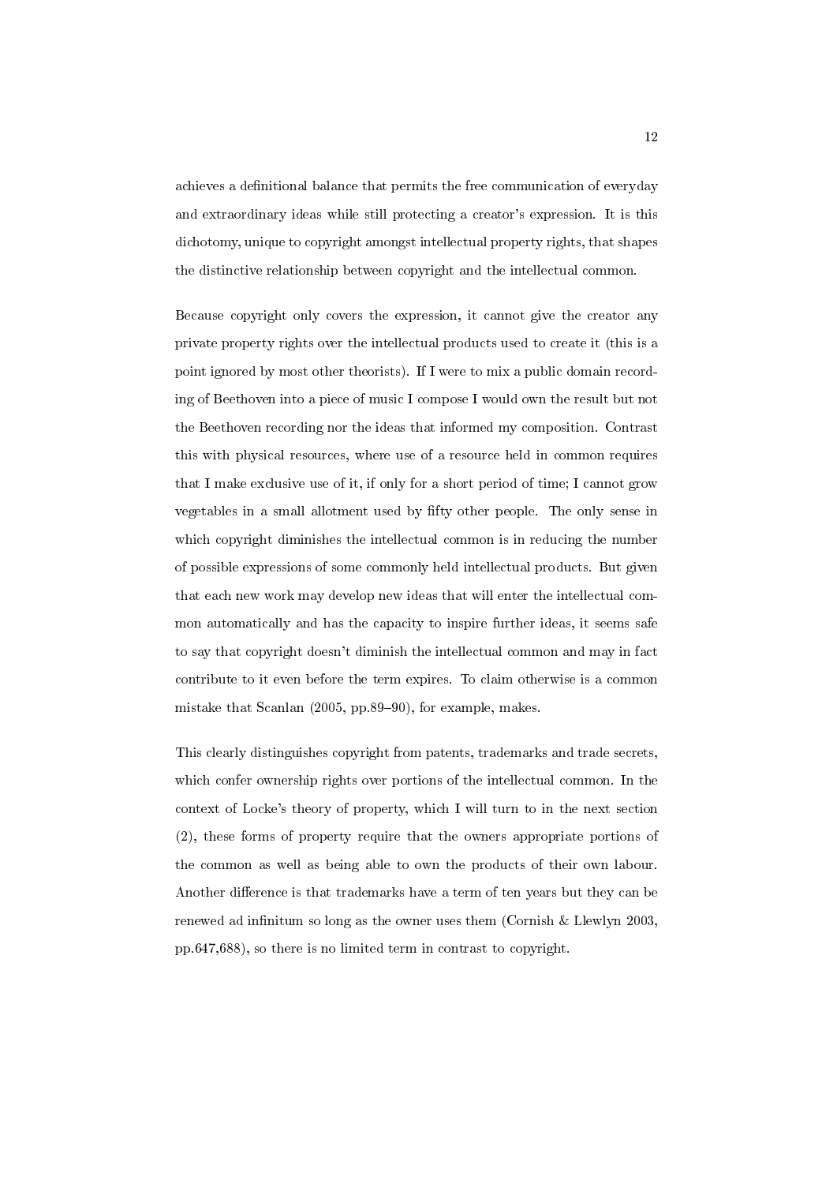achieves a definitional balance that permits the free communication of everyday and extraordinary ideas while still protecting a creator's expression. It is this dichotomy, unique to copyright amongst intellectual property rights, that shapes the distinctive relationship between copyright and the intellectual common.

Because copyright only covers the expression, it cannot give the creator any private property rights over the intellectual products used to create it (this is a point ignored by most other theorists). If I were to mix a public domain recording of Beethoven into a piece of music I compose I would own the result but not the Beethoven recording nor the ideas that informed my composition. Contrast this with physical resources, where use of a resource held in common requires that I make exclusive use of it, if only for a short period of time; I cannot grow vegetables in a small allotment used by fifty other people. The only sense in which copyright diminishes the intellectual common is in reducing the number of possible expressions of some commonly held intellectual products. But given that each new work may develop new ideas that will enter the intellectual common automatically and has the capacity to inspire further ideas, it seems safe to say that copyright doesn't diminish the intellectual common and may in fact contribute to it even before the term expires. To claim otherwise is a common mistake that Scanlan (2005, pp.89–90), for example, makes.

This clearly distinguishes copyright from patents, trademarks and trade secrets, which confer ownership rights over portions of the intellectual common. In the context of Locke's theory of property, which I will turn to in the next section (2), these forms of property require that the owners appropriate portions of the common as well as being able to own the products of their own labour. Another difference is that trademarks have a term of ten years but they can be renewed ad infinitum so long as the owner uses them (Cornish & Llewlyn 2003, pp.647,688), so there is no limited term in contrast to copyright.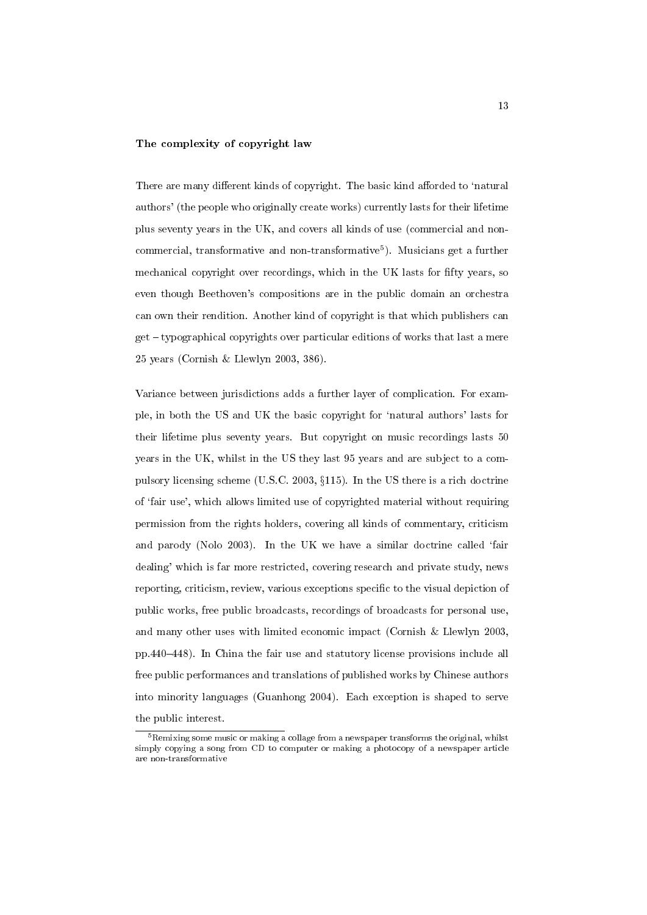### The complexity of copyright law

There are many different kinds of copyright. The basic kind afforded to 'natural authors' (the people who originally create works) currently lasts for their lifetime plus seventy years in the UK, and covers all kinds of use (commercial and non-commercial, transformative and non-transformative[5]). Musicians get a further mechanical copyright over recordings, which in the UK lasts for fifty years, so even though Beethoven's compositions are in the public domain an orchestra can own their rendition. Another kind of copyright is that which publishers can get – typographical copyrights over particular editions of works that last a mere 25 years (Cornish & Llewlyn 2003, 386).

Variance between jurisdictions adds a further layer of complication. For example, in both the US and UK the basic copyright for 'natural authors' lasts for their lifetime plus seventy years. But copyright on music recordings lasts 50 years in the UK, whilst in the US they last 95 years and are subject to a compulsory licensing scheme (U.S.C. 2003, §115). In the US there is a rich doctrine of 'fair use', which allows limited use of copyrighted material without requiring permission from the rights holders, covering all kinds of commentary, criticism and parody (Nolo 2003). In the UK we have a similar doctrine called 'fair dealing' which is far more restricted, covering research and private study, news reporting, criticism, review, various exceptions specific to the visual depiction of public works, free public broadcasts, recordings of broadcasts for personal use, and many other uses with limited economic impact (Cornish & Llewlyn 2003, pp.440–448). In China the fair use and statutory license provisions include all free public performances and translations of published works by Chinese authors into minority languages (Guanhong 2004). Each exception is shaped to serve the public interest.

[5] Remixing some music or making a collage from a newspaper transforms the original, whilst simply copying a song from CD to computer or making a photocopy of a newspaper article are non-transformative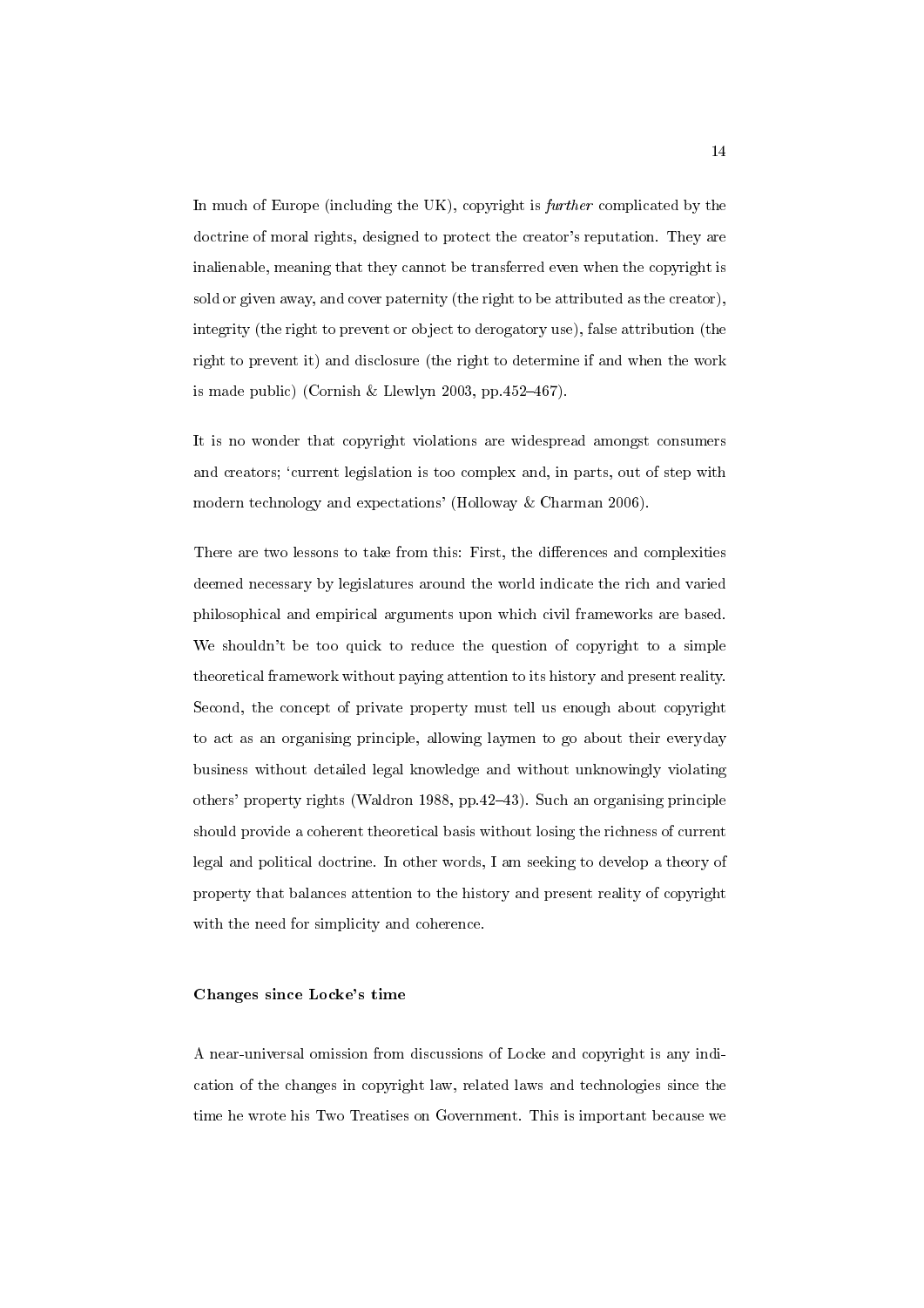In much of Europe (including the UK), copyright is *further* complicated by the doctrine of moral rights, designed to protect the creator's reputation. They are inalienable, meaning that they cannot be transferred even when the copyright is sold or given away, and cover paternity (the right to be attributed as the creator), integrity (the right to prevent or object to derogatory use), false attribution (the right to prevent it) and disclosure (the right to determine if and when the work is made public) (Cornish & Llewlyn 2003, pp.452–467).

It is no wonder that copyright violations are widespread amongst consumers and creators; 'current legislation is too complex and, in parts, out of step with modern technology and expectations' (Holloway & Charman 2006).

There are two lessons to take from this: First, the differences and complexities deemed necessary by legislatures around the world indicate the rich and varied philosophical and empirical arguments upon which civil frameworks are based. We shouldn't be too quick to reduce the question of copyright to a simple theoretical framework without paying attention to its history and present reality. Second, the concept of private property must tell us enough about copyright to act as an organising principle, allowing laymen to go about their everyday business without detailed legal knowledge and without unknowingly violating others' property rights (Waldron 1988, pp.42–43). Such an organising principle should provide a coherent theoretical basis without losing the richness of current legal and political doctrine. In other words, I am seeking to develop a theory of property that balances attention to the history and present reality of copyright with the need for simplicity and coherence.

### Changes since Locke's time

A near-universal omission from discussions of Locke and copyright is any indication of the changes in copyright law, related laws and technologies since the time he wrote his Two Treatises on Government. This is important because we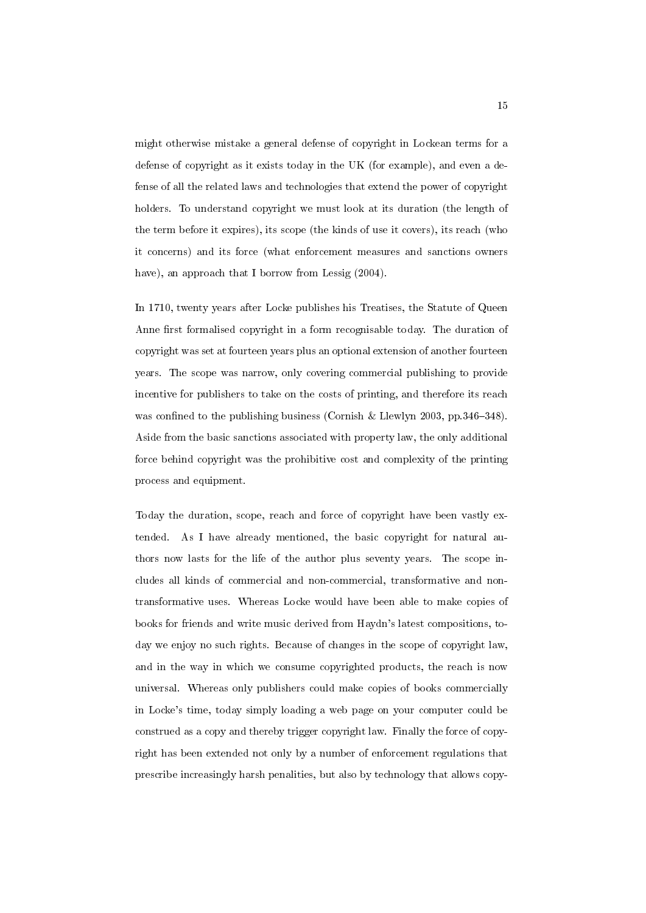might otherwise mistake a general defense of copyright in Lockean terms for a defense of copyright as it exists today in the UK (for example), and even a defense of all the related laws and technologies that extend the power of copyright holders. To understand copyright we must look at its duration (the length of the term before it expires), its scope (the kinds of use it covers), its reach (who it concerns) and its force (what enforcement measures and sanctions owners have), an approach that I borrow from Lessig (2004).

In 1710, twenty years after Locke publishes his Treatises, the Statute of Queen Anne first formalised copyright in a form recognisable today. The duration of copyright was set at fourteen years plus an optional extension of another fourteen years. The scope was narrow, only covering commercial publishing to provide incentive for publishers to take on the costs of printing, and therefore its reach was confined to the publishing business (Cornish & Llewlyn 2003, pp.346–348). Aside from the basic sanctions associated with property law, the only additional force behind copyright was the prohibitive cost and complexity of the printing process and equipment.

Today the duration, scope, reach and force of copyright have been vastly extended. As I have already mentioned, the basic copyright for natural authors now lasts for the life of the author plus seventy years. The scope includes all kinds of commercial and non-commercial, transformative and non-transformative uses. Whereas Locke would have been able to make copies of books for friends and write music derived from Haydn's latest compositions, today we enjoy no such rights. Because of changes in the scope of copyright law, and in the way in which we consume copyrighted products, the reach is now universal. Whereas only publishers could make copies of books commercially in Locke's time, today simply loading a web page on your computer could be construed as a copy and thereby trigger copyright law. Finally the force of copyright has been extended not only by a number of enforcement regulations that prescribe increasingly harsh penalities, but also by technology that allows copy-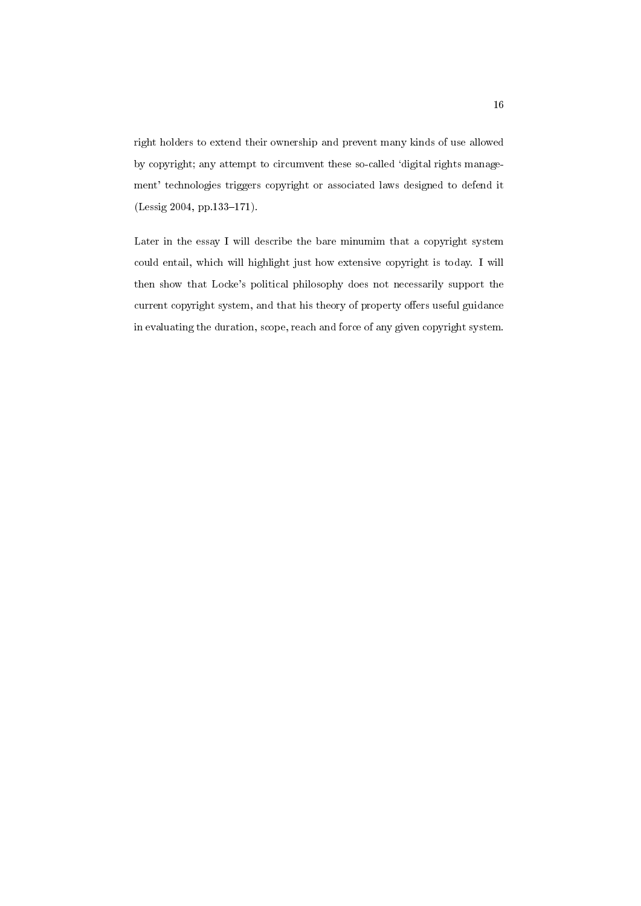right holders to extend their ownership and prevent many kinds of use allowed by copyright; any attempt to circumvent these so-called 'digital rights management' technologies triggers copyright or associated laws designed to defend it (Lessig 2004, pp.133–171).

Later in the essay I will describe the bare minumim that a copyright system could entail, which will highlight just how extensive copyright is today. I will then show that Locke's political philosophy does not necessarily support the current copyright system, and that his theory of property offers useful guidance in evaluating the duration, scope, reach and force of any given copyright system.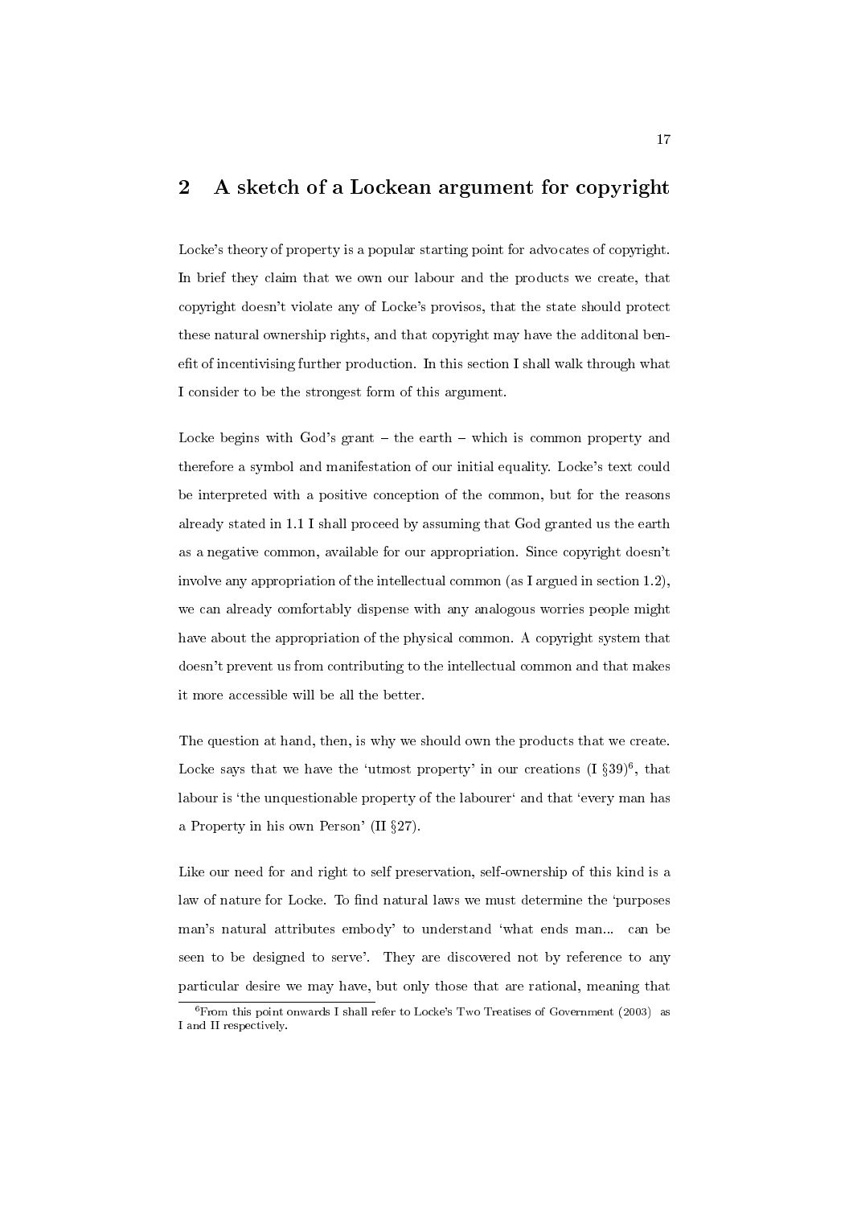## 2 A sketch of a Lockean argument for copyright

Locke's theory of property is a popular starting point for advocates of copyright. In brief they claim that we own our labour and the products we create, that copyright doesn't violate any of Locke's provisos, that the state should protect these natural ownership rights, and that copyright may have the additonal benefit of incentivising further production. In this section I shall walk through what I consider to be the strongest form of this argument.

Locke begins with God's grant – the earth – which is common property and therefore a symbol and manifestation of our initial equality. Locke's text could be interpreted with a positive conception of the common, but for the reasons already stated in 1.1 I shall proceed by assuming that God granted us the earth as a negative common, available for our appropriation. Since copyright doesn't involve any appropriation of the intellectual common (as I argued in section 1.2), we can already comfortably dispense with any analogous worries people might have about the appropriation of the physical common. A copyright system that doesn't prevent us from contributing to the intellectual common and that makes it more accessible will be all the better.

The question at hand, then, is why we should own the products that we create. Locke says that we have the 'utmost property' in our creations (I §39)[6], that labour is 'the unquestionable property of the labourer' and that 'every man has a Property in his own Person' (II §27).

Like our need for and right to self preservation, self-ownership of this kind is a law of nature for Locke. To find natural laws we must determine the 'purposes man's natural attributes embody' to understand 'what ends man... can be seen to be designed to serve'. They are discovered not by reference to any particular desire we may have, but only those that are rational, meaning that

[6] From this point onwards I shall refer to Locke's Two Treatises of Government (2003) as I and II respectively.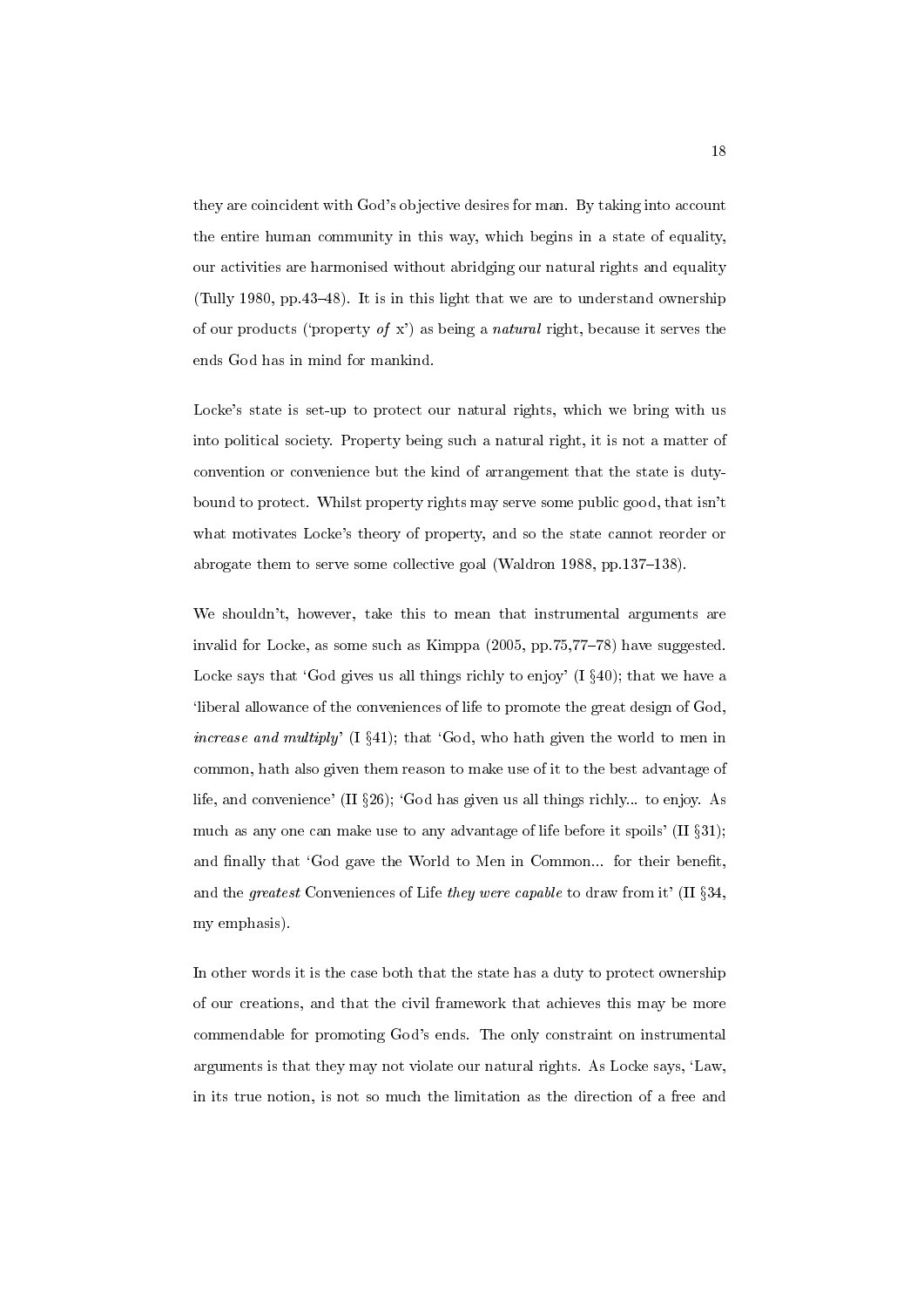they are coincident with God's objective desires for man. By taking into account the entire human community in this way, which begins in a state of equality, our activities are harmonised without abridging our natural rights and equality (Tully 1980, pp.43–48). It is in this light that we are to understand ownership of our products ('property *of* x') as being a *natural* right, because it serves the ends God has in mind for mankind.

Locke's state is set-up to protect our natural rights, which we bring with us into political society. Property being such a natural right, it is not a matter of convention or convenience but the kind of arrangement that the state is duty-bound to protect. Whilst property rights may serve some public good, that isn't what motivates Locke's theory of property, and so the state cannot reorder or abrogate them to serve some collective goal (Waldron 1988, pp.137–138).

We shouldn't, however, take this to mean that instrumental arguments are invalid for Locke, as some such as Kimppa (2005, pp.75,77–78) have suggested. Locke says that 'God gives us all things richly to enjoy' (I §40); that we have a 'liberal allowance of the conveniences of life to promote the great design of God, *increase and multiply*' (I §41); that 'God, who hath given the world to men in common, hath also given them reason to make use of it to the best advantage of life, and convenience' (II §26); 'God has given us all things richly... to enjoy. As much as any one can make use to any advantage of life before it spoils' (II §31); and finally that 'God gave the World to Men in Common... for their benefit, and the *greatest* Conveniences of Life *they were capable* to draw from it' (II §34, my emphasis).

In other words it is the case both that the state has a duty to protect ownership of our creations, and that the civil framework that achieves this may be more commendable for promoting God's ends. The only constraint on instrumental arguments is that they may not violate our natural rights. As Locke says, 'Law, in its true notion, is not so much the limitation as the direction of a free and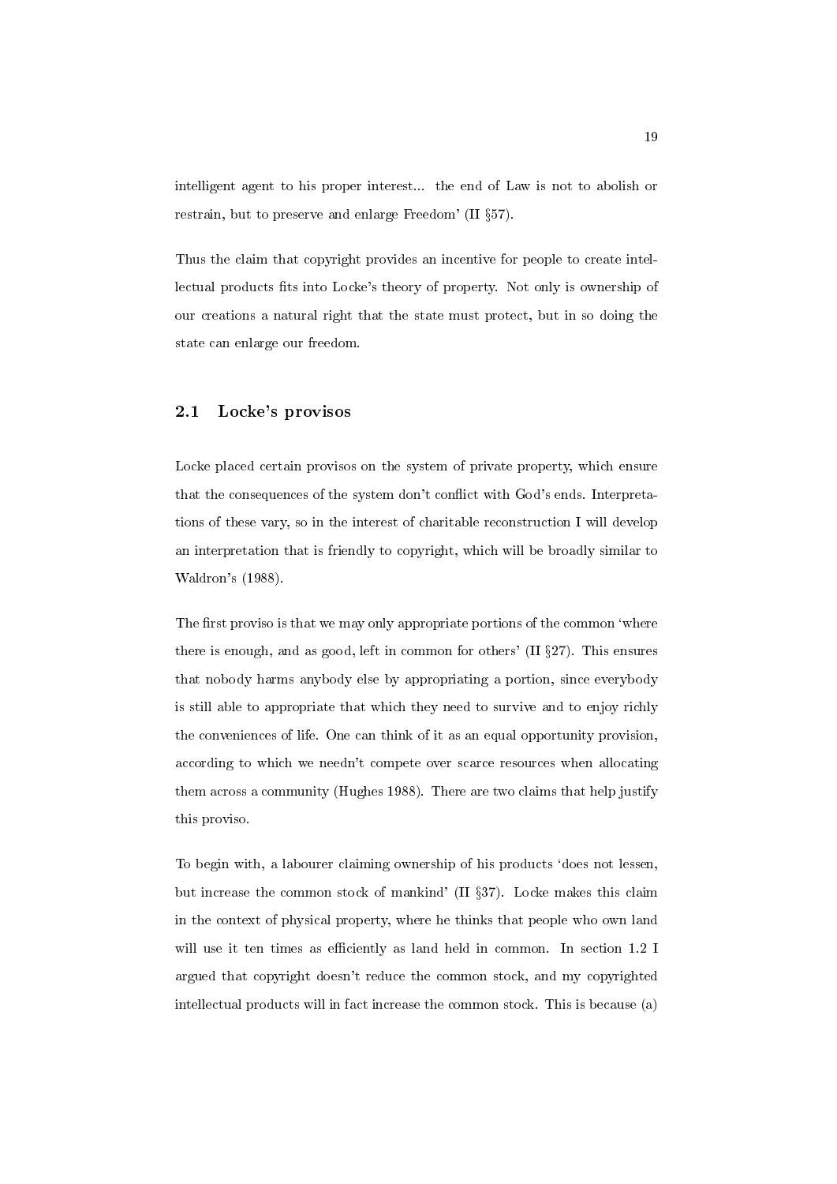intelligent agent to his proper interest... the end of Law is not to abolish or restrain, but to preserve and enlarge Freedom' (II §57).

Thus the claim that copyright provides an incentive for people to create intellectual products fits into Locke's theory of property. Not only is ownership of our creations a natural right that the state must protect, but in so doing the state can enlarge our freedom.

## 2.1 Locke's provisos

Locke placed certain provisos on the system of private property, which ensure that the consequences of the system don't conflict with God's ends. Interpretations of these vary, so in the interest of charitable reconstruction I will develop an interpretation that is friendly to copyright, which will be broadly similar to Waldron's (1988).

The first proviso is that we may only appropriate portions of the common 'where there is enough, and as good, left in common for others' (II §27). This ensures that nobody harms anybody else by appropriating a portion, since everybody is still able to appropriate that which they need to survive and to enjoy richly the conveniences of life. One can think of it as an equal opportunity provision, according to which we needn't compete over scarce resources when allocating them across a community (Hughes 1988). There are two claims that help justify this proviso.

To begin with, a labourer claiming ownership of his products 'does not lessen, but increase the common stock of mankind' (II §37). Locke makes this claim in the context of physical property, where he thinks that people who own land will use it ten times as efficiently as land held in common. In section 1.2 I argued that copyright doesn't reduce the common stock, and my copyrighted intellectual products will in fact increase the common stock. This is because (a)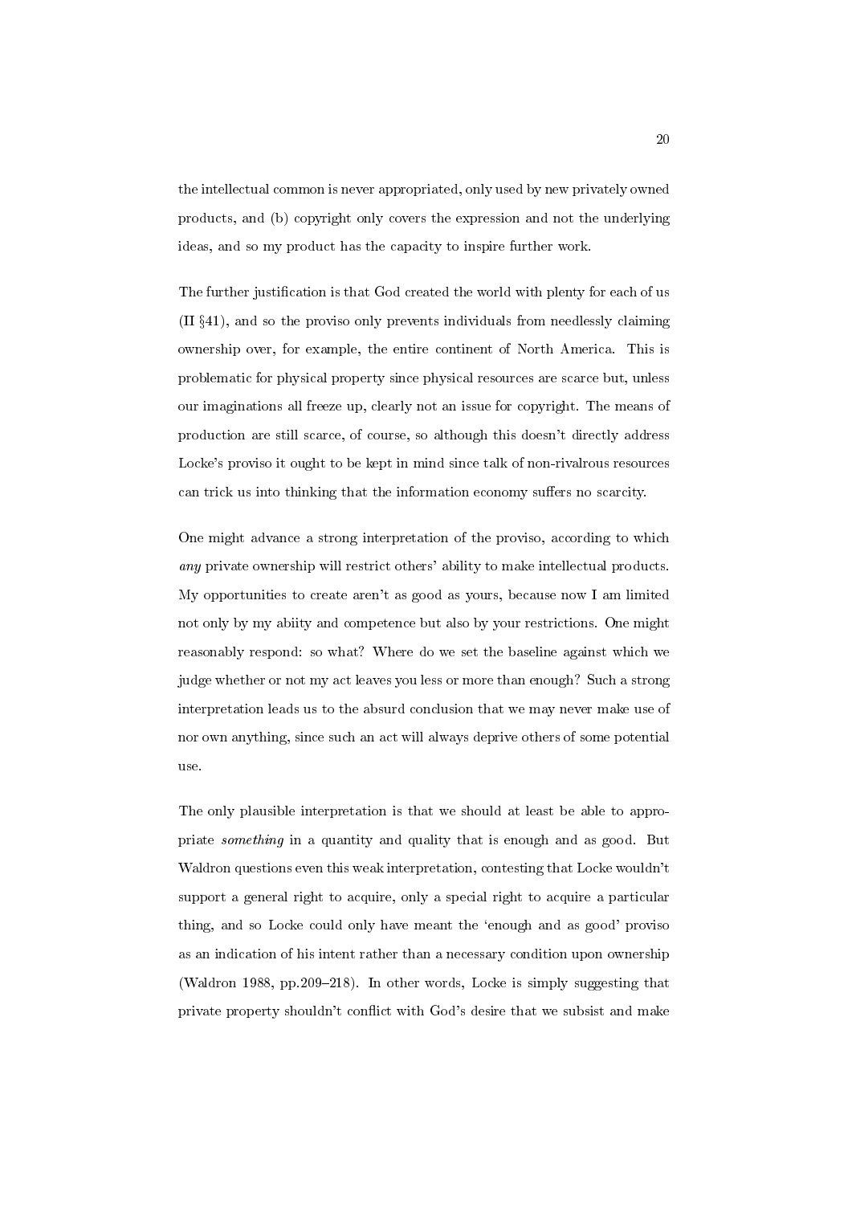the intellectual common is never appropriated, only used by new privately owned products, and (b) copyright only covers the expression and not the underlying ideas, and so my product has the capacity to inspire further work.

The further justification is that God created the world with plenty for each of us (II §41), and so the proviso only prevents individuals from needlessly claiming ownership over, for example, the entire continent of North America. This is problematic for physical property since physical resources are scarce but, unless our imaginations all freeze up, clearly not an issue for copyright. The means of production are still scarce, of course, so although this doesn't directly address Locke's proviso it ought to be kept in mind since talk of non-rivalrous resources can trick us into thinking that the information economy suffers no scarcity.

One might advance a strong interpretation of the proviso, according to which *any* private ownership will restrict others' ability to make intellectual products. My opportunities to create aren't as good as yours, because now I am limited not only by my abiity and competence but also by your restrictions. One might reasonably respond: so what? Where do we set the baseline against which we judge whether or not my act leaves you less or more than enough? Such a strong interpretation leads us to the absurd conclusion that we may never make use of nor own anything, since such an act will always deprive others of some potential use.

The only plausible interpretation is that we should at least be able to appropriate *something* in a quantity and quality that is enough and as good. But Waldron questions even this weak interpretation, contesting that Locke wouldn't support a general right to acquire, only a special right to acquire a particular thing, and so Locke could only have meant the 'enough and as good' proviso as an indication of his intent rather than a necessary condition upon ownership (Waldron 1988, pp.209–218). In other words, Locke is simply suggesting that private property shouldn't conflict with God's desire that we subsist and make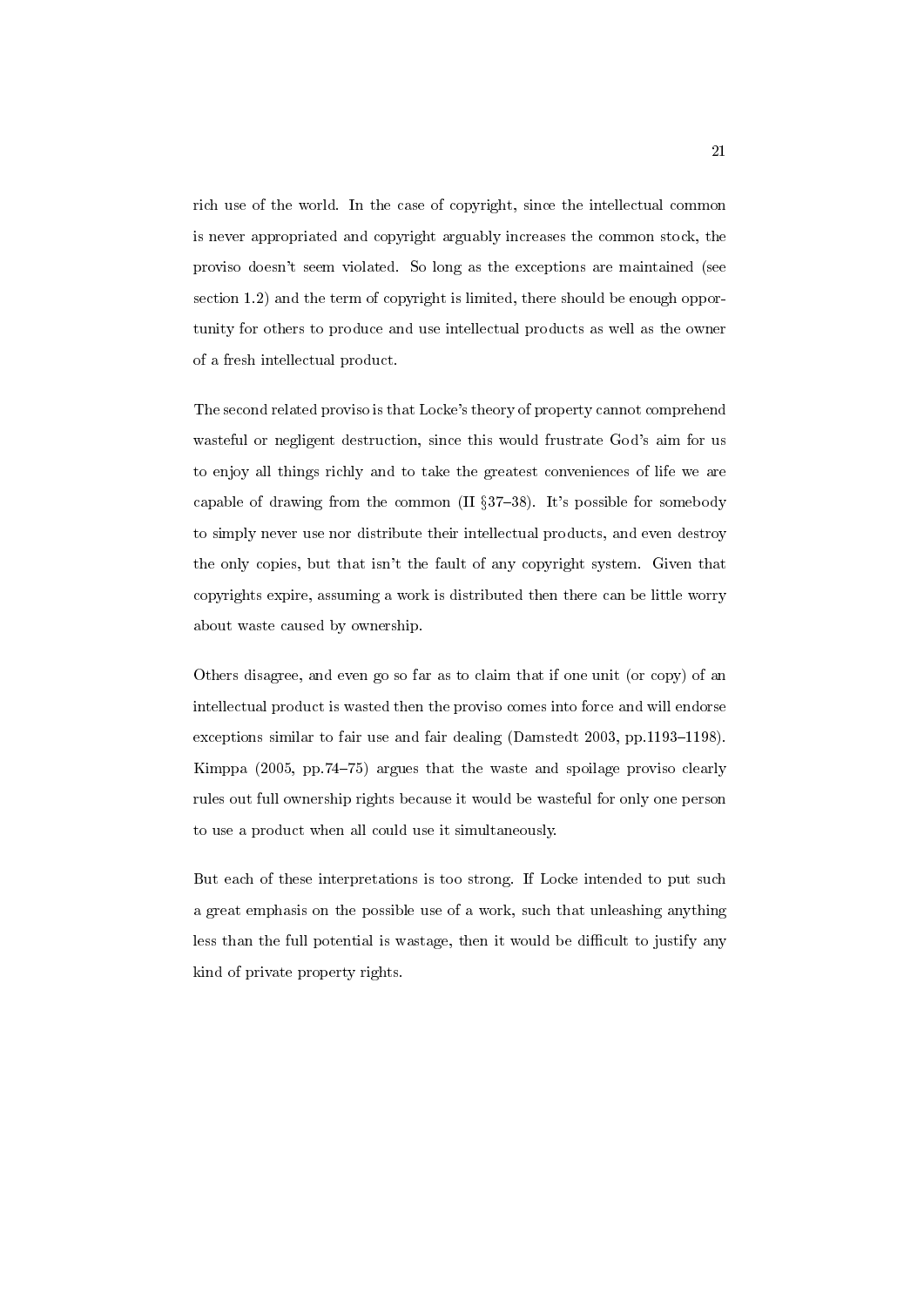rich use of the world. In the case of copyright, since the intellectual common is never appropriated and copyright arguably increases the common stock, the proviso doesn't seem violated. So long as the exceptions are maintained (see section 1.2) and the term of copyright is limited, there should be enough opportunity for others to produce and use intellectual products as well as the owner of a fresh intellectual product.

The second related proviso is that Locke's theory of property cannot comprehend wasteful or negligent destruction, since this would frustrate God's aim for us to enjoy all things richly and to take the greatest conveniences of life we are capable of drawing from the common (II §37–38). It's possible for somebody to simply never use nor distribute their intellectual products, and even destroy the only copies, but that isn't the fault of any copyright system. Given that copyrights expire, assuming a work is distributed then there can be little worry about waste caused by ownership.

Others disagree, and even go so far as to claim that if one unit (or copy) of an intellectual product is wasted then the proviso comes into force and will endorse exceptions similar to fair use and fair dealing (Damstedt 2003, pp.1193–1198). Kimppa (2005, pp.74–75) argues that the waste and spoilage proviso clearly rules out full ownership rights because it would be wasteful for only one person to use a product when all could use it simultaneously.

But each of these interpretations is too strong. If Locke intended to put such a great emphasis on the possible use of a work, such that unleashing anything less than the full potential is wastage, then it would be difficult to justify any kind of private property rights.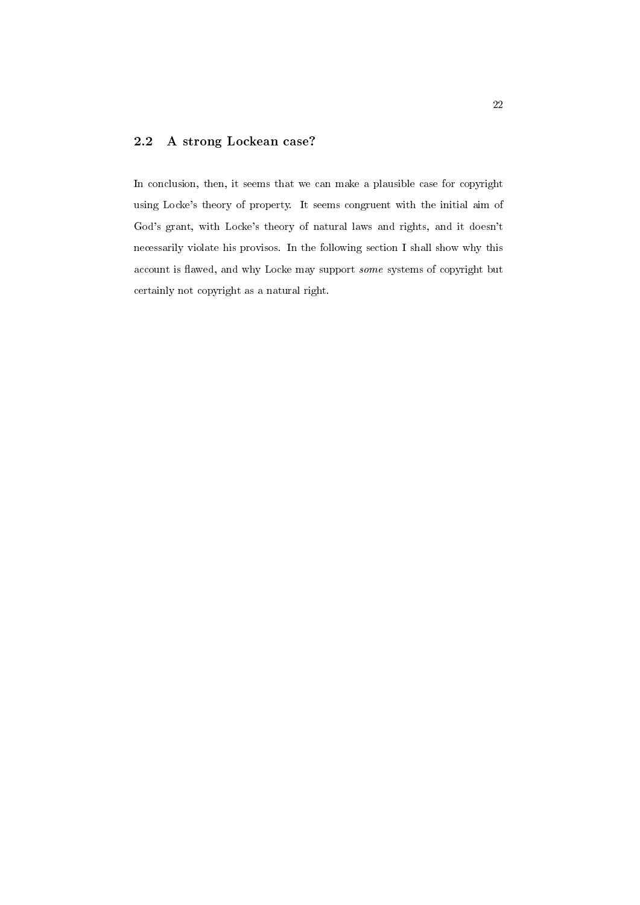## 2.2 A strong Lockean case?

In conclusion, then, it seems that we can make a plausible case for copyright using Locke's theory of property. It seems congruent with the initial aim of God's grant, with Locke's theory of natural laws and rights, and it doesn't necessarily violate his provisos. In the following section I shall show why this account is flawed, and why Locke may support *some* systems of copyright but certainly not copyright as a natural right.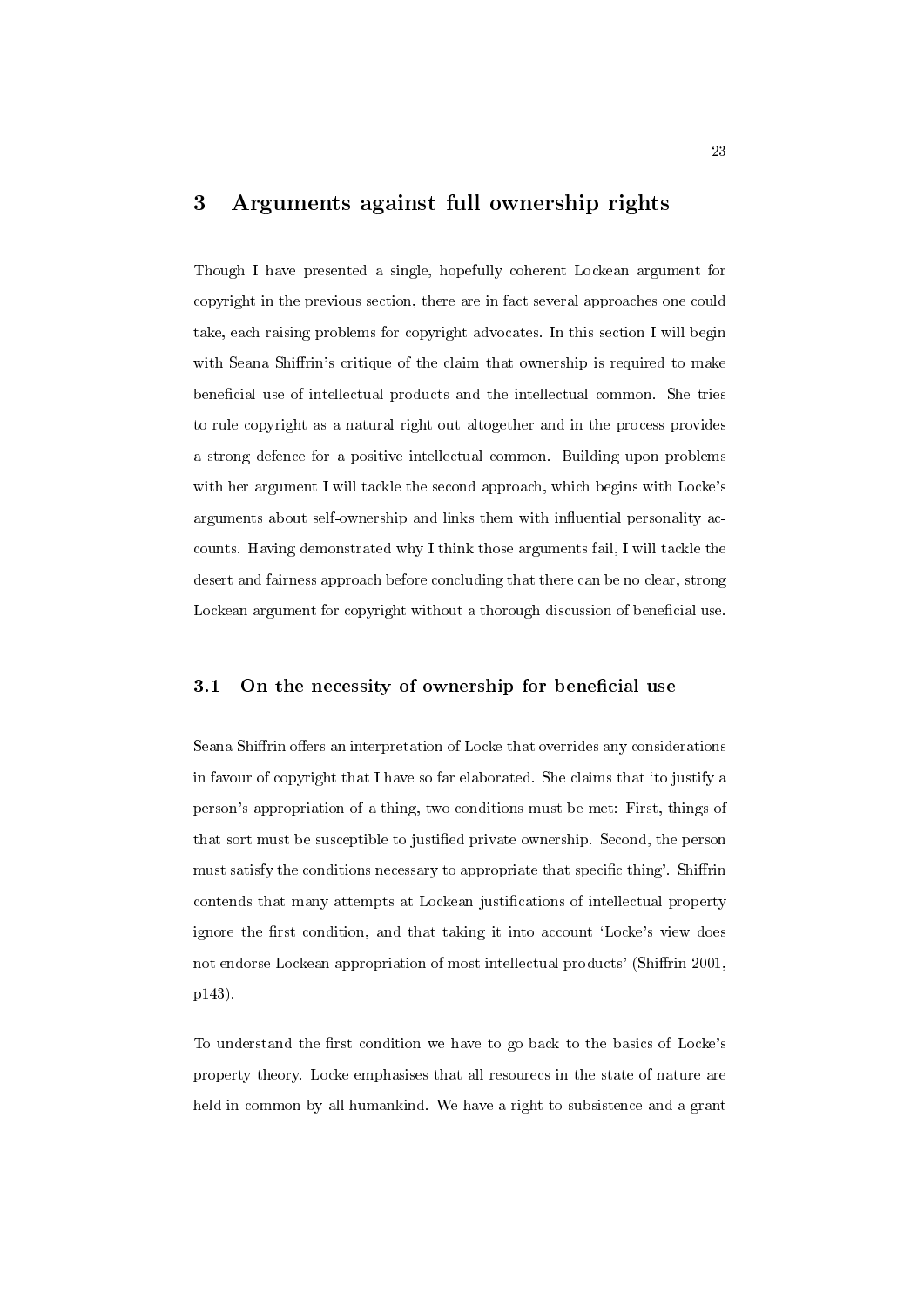# 3 Arguments against full ownership rights

Though I have presented a single, hopefully coherent Lockean argument for copyright in the previous section, there are in fact several approaches one could take, each raising problems for copyright advocates. In this section I will begin with Seana Shiffrin's critique of the claim that ownership is required to make beneficial use of intellectual products and the intellectual common. She tries to rule copyright as a natural right out altogether and in the process provides a strong defence for a positive intellectual common. Building upon problems with her argument I will tackle the second approach, which begins with Locke's arguments about self-ownership and links them with influential personality accounts. Having demonstrated why I think those arguments fail, I will tackle the desert and fairness approach before concluding that there can be no clear, strong Lockean argument for copyright without a thorough discussion of beneficial use.

## 3.1 On the necessity of ownership for beneficial use

Seana Shiffrin offers an interpretation of Locke that overrides any considerations in favour of copyright that I have so far elaborated. She claims that 'to justify a person's appropriation of a thing, two conditions must be met: First, things of that sort must be susceptible to justified private ownership. Second, the person must satisfy the conditions necessary to appropriate that specific thing'. Shiffrin contends that many attempts at Lockean justifications of intellectual property ignore the first condition, and that taking it into account 'Locke's view does not endorse Lockean appropriation of most intellectual products' (Shiffrin 2001, p143).

To understand the first condition we have to go back to the basics of Locke's property theory. Locke emphasises that all resourecs in the state of nature are held in common by all humankind. We have a right to subsistence and a grant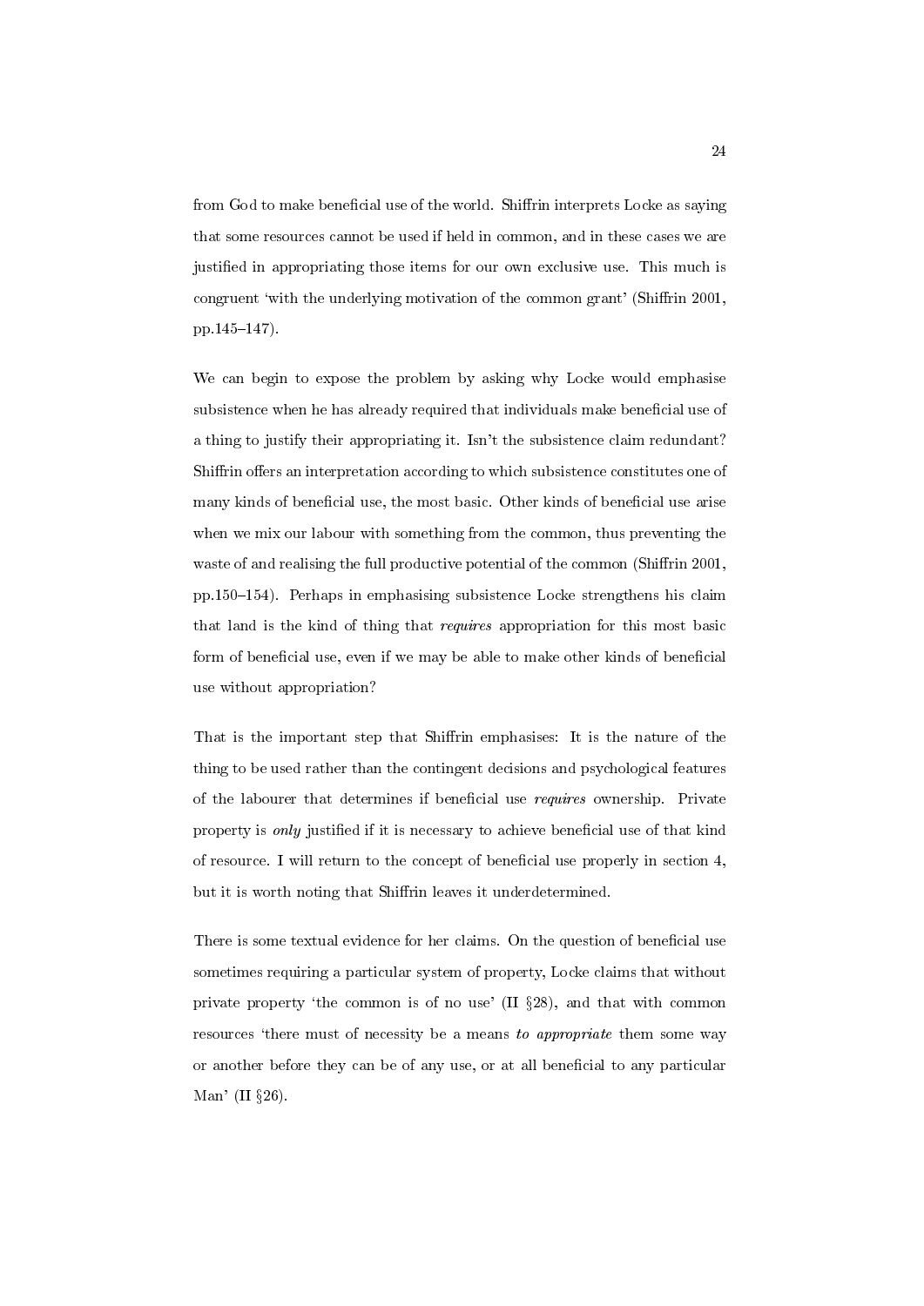from God to make beneficial use of the world. Shiffrin interprets Locke as saying that some resources cannot be used if held in common, and in these cases we are justified in appropriating those items for our own exclusive use. This much is congruent 'with the underlying motivation of the common grant' (Shiffrin 2001, pp.145–147).

We can begin to expose the problem by asking why Locke would emphasise subsistence when he has already required that individuals make beneficial use of a thing to justify their appropriating it. Isn't the subsistence claim redundant? Shiffrin offers an interpretation according to which subsistence constitutes one of many kinds of beneficial use, the most basic. Other kinds of beneficial use arise when we mix our labour with something from the common, thus preventing the waste of and realising the full productive potential of the common (Shiffrin 2001, pp.150–154). Perhaps in emphasising subsistence Locke strengthens his claim that land is the kind of thing that *requires* appropriation for this most basic form of beneficial use, even if we may be able to make other kinds of beneficial use without appropriation?

That is the important step that Shiffrin emphasises: It is the nature of the thing to be used rather than the contingent decisions and psychological features of the labourer that determines if beneficial use *requires* ownership. Private property is *only* justified if it is necessary to achieve beneficial use of that kind of resource. I will return to the concept of beneficial use properly in section 4, but it is worth noting that Shiffrin leaves it underdetermined.

There is some textual evidence for her claims. On the question of beneficial use sometimes requiring a particular system of property, Locke claims that without private property 'the common is of no use' (II §28), and that with common resources 'there must of necessity be a means *to appropriate* them some way or another before they can be of any use, or at all beneficial to any particular Man' (II §26).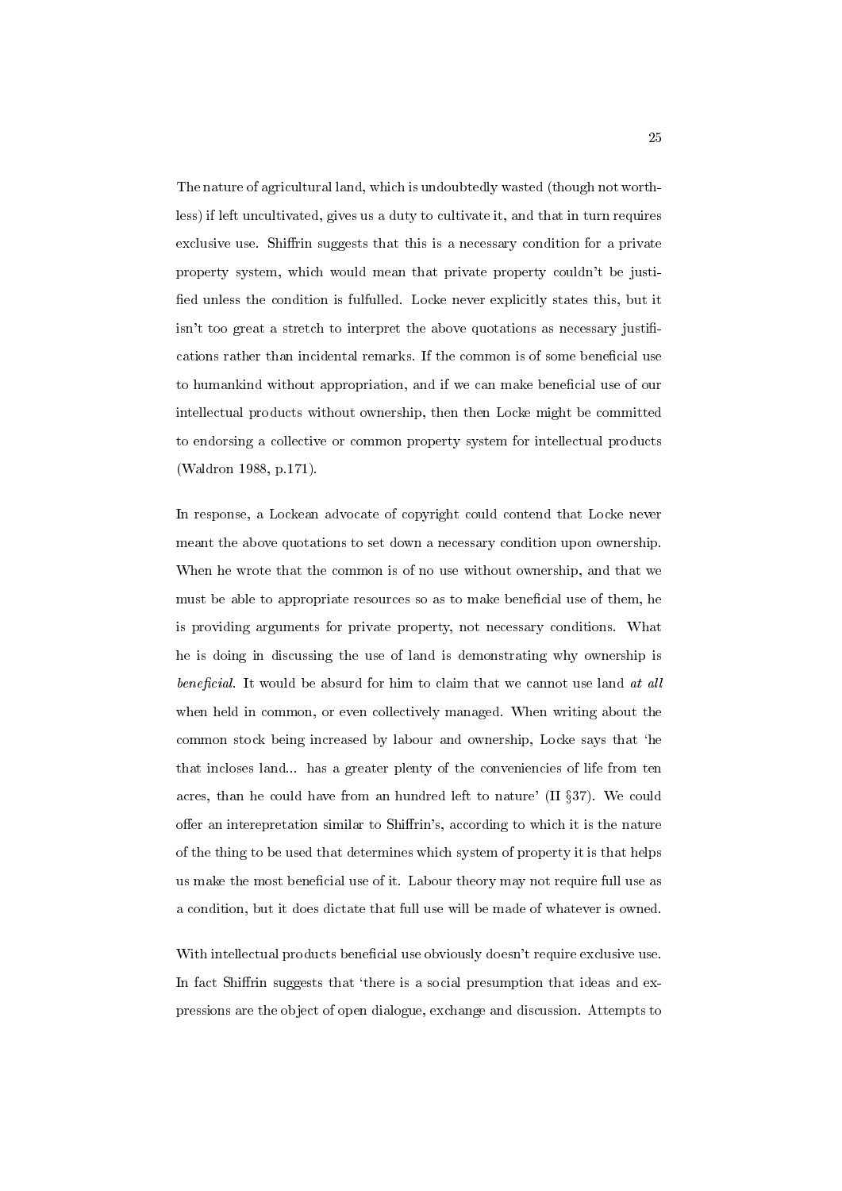The nature of agricultural land, which is undoubtedly wasted (though not worthless) if left uncultivated, gives us a duty to cultivate it, and that in turn requires exclusive use. Shiffrin suggests that this is a necessary condition for a private property system, which would mean that private property couldn't be justified unless the condition is fulfulled. Locke never explicitly states this, but it isn't too great a stretch to interpret the above quotations as necessary justifications rather than incidental remarks. If the common is of some beneficial use to humankind without appropriation, and if we can make beneficial use of our intellectual products without ownership, then then Locke might be committed to endorsing a collective or common property system for intellectual products (Waldron 1988, p.171).

In response, a Lockean advocate of copyright could contend that Locke never meant the above quotations to set down a necessary condition upon ownership. When he wrote that the common is of no use without ownership, and that we must be able to appropriate resources so as to make beneficial use of them, he is providing arguments for private property, not necessary conditions. What he is doing in discussing the use of land is demonstrating why ownership is *beneficial*. It would be absurd for him to claim that we cannot use land *at all* when held in common, or even collectively managed. When writing about the common stock being increased by labour and ownership, Locke says that 'he that incloses land... has a greater plenty of the conveniencies of life from ten acres, than he could have from an hundred left to nature' (II §37). We could offer an interepretation similar to Shiffrin's, according to which it is the nature of the thing to be used that determines which system of property it is that helps us make the most beneficial use of it. Labour theory may not require full use as a condition, but it does dictate that full use will be made of whatever is owned.

With intellectual products beneficial use obviously doesn't require exclusive use. In fact Shiffrin suggests that 'there is a social presumption that ideas and expressions are the object of open dialogue, exchange and discussion. Attempts to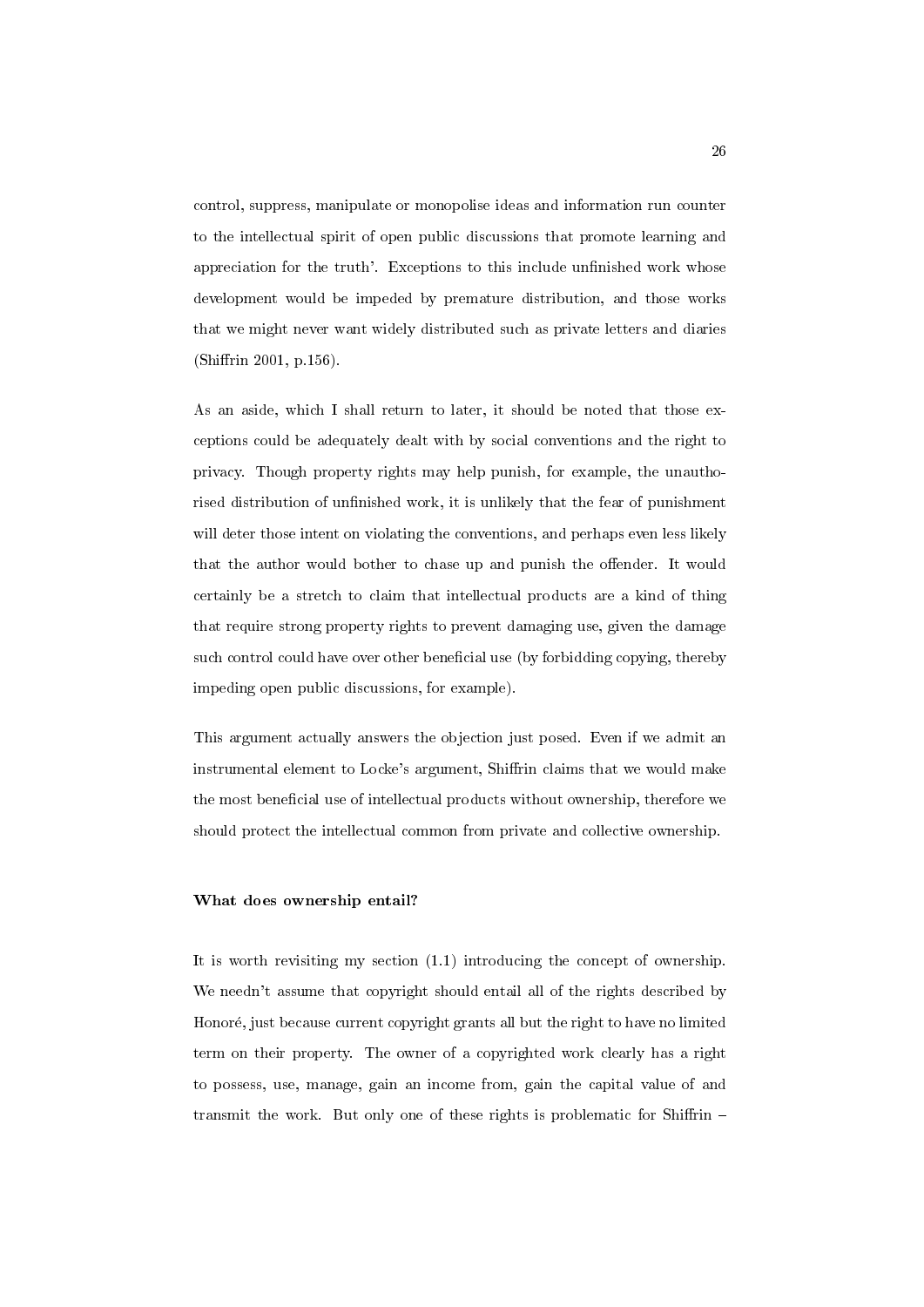control, suppress, manipulate or monopolise ideas and information run counter to the intellectual spirit of open public discussions that promote learning and appreciation for the truth'. Exceptions to this include unfinished work whose development would be impeded by premature distribution, and those works that we might never want widely distributed such as private letters and diaries (Shiffrin 2001, p.156).

As an aside, which I shall return to later, it should be noted that those exceptions could be adequately dealt with by social conventions and the right to privacy. Though property rights may help punish, for example, the unauthorised distribution of unfinished work, it is unlikely that the fear of punishment will deter those intent on violating the conventions, and perhaps even less likely that the author would bother to chase up and punish the offender. It would certainly be a stretch to claim that intellectual products are a kind of thing that require strong property rights to prevent damaging use, given the damage such control could have over other beneficial use (by forbidding copying, thereby impeding open public discussions, for example).

This argument actually answers the objection just posed. Even if we admit an instrumental element to Locke's argument, Shiffrin claims that we would make the most beneficial use of intellectual products without ownership, therefore we should protect the intellectual common from private and collective ownership.

**What does ownership entail?**

It is worth revisiting my section (1.1) introducing the concept of ownership. We needn't assume that copyright should entail all of the rights described by Honoré, just because current copyright grants all but the right to have no limited term on their property. The owner of a copyrighted work clearly has a right to possess, use, manage, gain an income from, gain the capital value of and transmit the work. But only one of these rights is problematic for Shiffrin –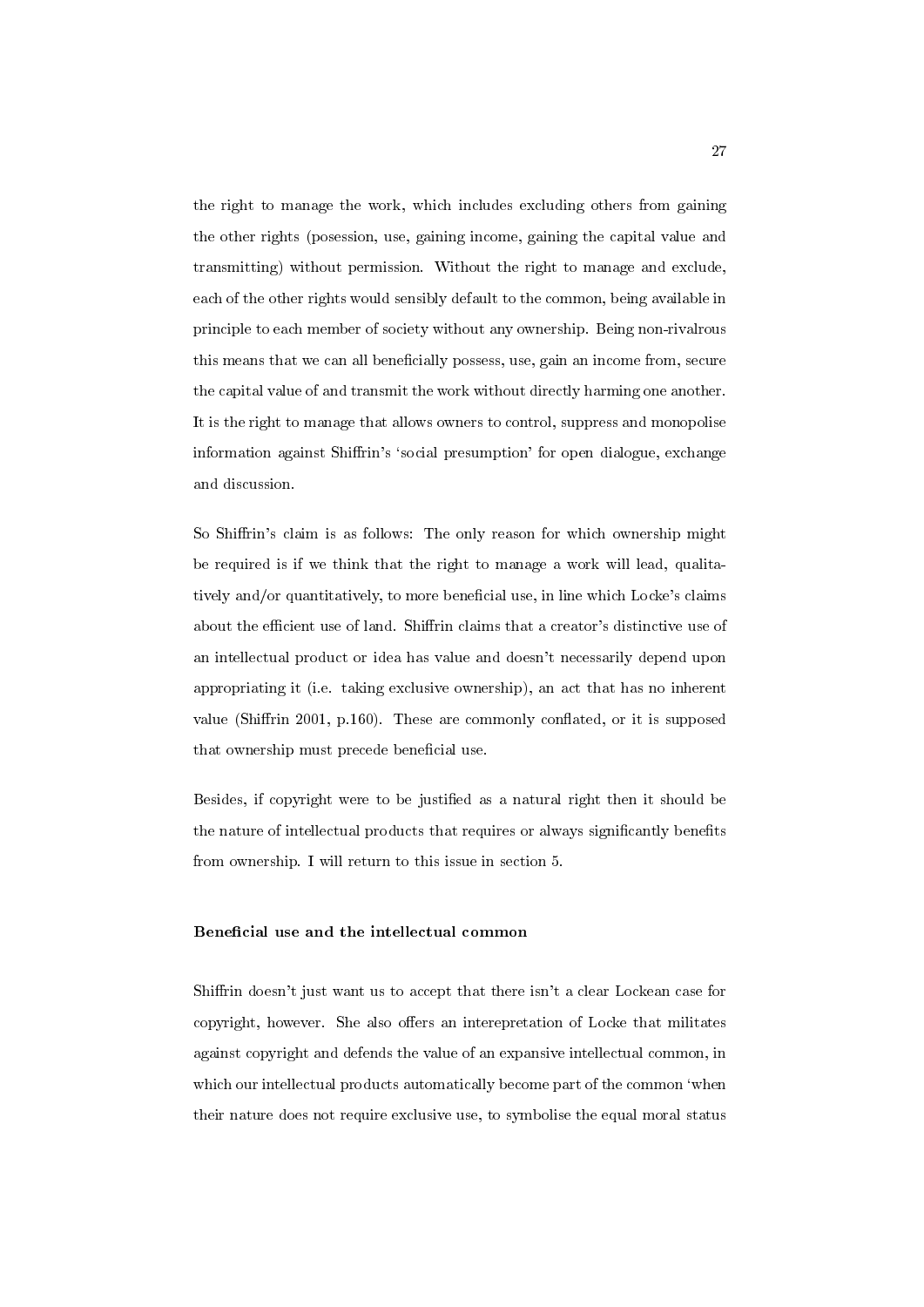the right to manage the work, which includes excluding others from gaining the other rights (posession, use, gaining income, gaining the capital value and transmitting) without permission. Without the right to manage and exclude, each of the other rights would sensibly default to the common, being available in principle to each member of society without any ownership. Being non-rivalrous this means that we can all beneficially possess, use, gain an income from, secure the capital value of and transmit the work without directly harming one another. It is the right to manage that allows owners to control, suppress and monopolise information against Shiffrin's 'social presumption' for open dialogue, exchange and discussion.

So Shiffrin's claim is as follows: The only reason for which ownership might be required is if we think that the right to manage a work will lead, qualitatively and/or quantitatively, to more beneficial use, in line which Locke's claims about the efficient use of land. Shiffrin claims that a creator's distinctive use of an intellectual product or idea has value and doesn't necessarily depend upon appropriating it (i.e. taking exclusive ownership), an act that has no inherent value (Shiffrin 2001, p.160). These are commonly conflated, or it is supposed that ownership must precede beneficial use.

Besides, if copyright were to be justified as a natural right then it should be the nature of intellectual products that requires or always significantly benefits from ownership. I will return to this issue in section 5.

**Beneficial use and the intellectual common**

Shiffrin doesn't just want us to accept that there isn't a clear Lockean case for copyright, however. She also offers an interepretation of Locke that militates against copyright and defends the value of an expansive intellectual common, in which our intellectual products automatically become part of the common 'when their nature does not require exclusive use, to symbolise the equal moral status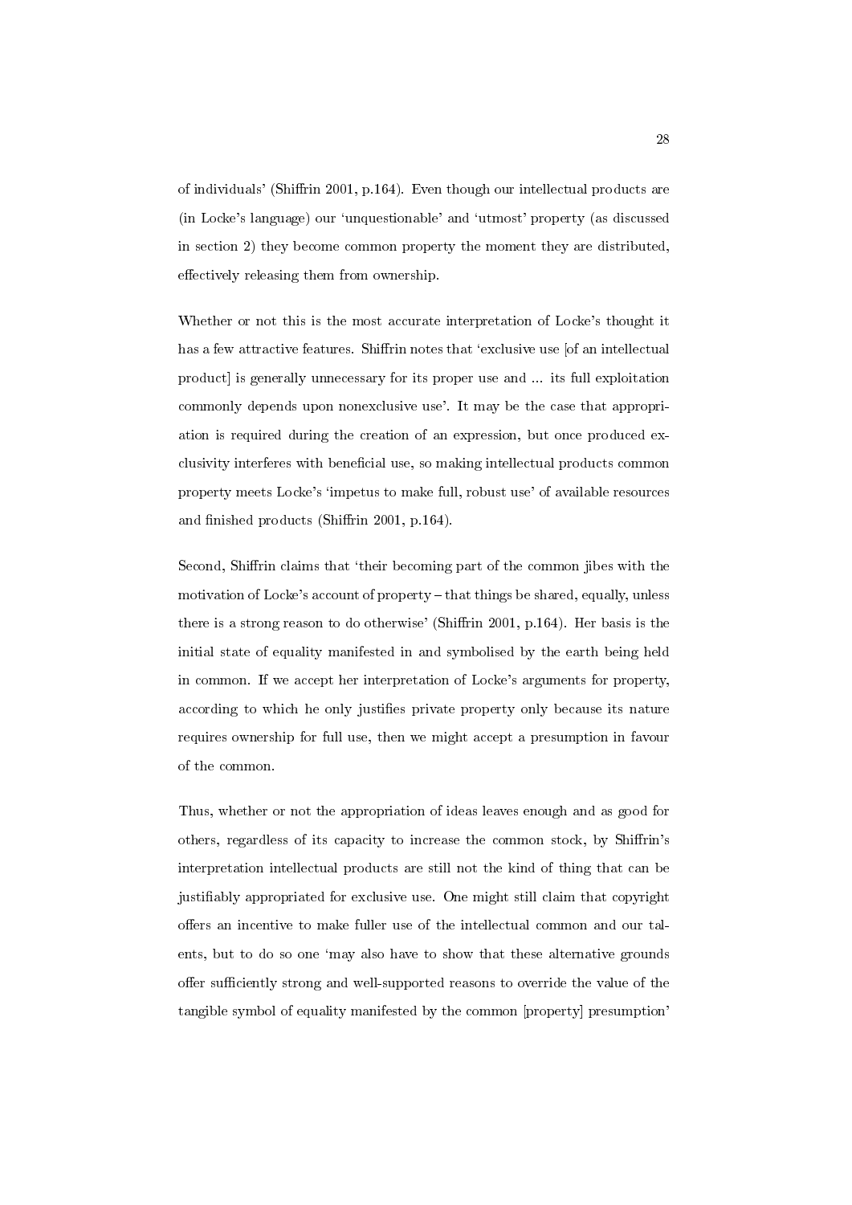of individuals' (Shiffrin 2001, p.164). Even though our intellectual products are (in Locke's language) our 'unquestionable' and 'utmost' property (as discussed in section 2) they become common property the moment they are distributed, effectively releasing them from ownership.

Whether or not this is the most accurate interpretation of Locke's thought it has a few attractive features. Shiffrin notes that 'exclusive use [of an intellectual product] is generally unnecessary for its proper use and ... its full exploitation commonly depends upon nonexclusive use'. It may be the case that appropriation is required during the creation of an expression, but once produced exclusivity interferes with beneficial use, so making intellectual products common property meets Locke's 'impetus to make full, robust use' of available resources and finished products (Shiffrin 2001, p.164).

Second, Shiffrin claims that 'their becoming part of the common jibes with the motivation of Locke's account of property – that things be shared, equally, unless there is a strong reason to do otherwise' (Shiffrin 2001, p.164). Her basis is the initial state of equality manifested in and symbolised by the earth being held in common. If we accept her interpretation of Locke's arguments for property, according to which he only justifies private property only because its nature requires ownership for full use, then we might accept a presumption in favour of the common.

Thus, whether or not the appropriation of ideas leaves enough and as good for others, regardless of its capacity to increase the common stock, by Shiffrin's interpretation intellectual products are still not the kind of thing that can be justifiably appropriated for exclusive use. One might still claim that copyright offers an incentive to make fuller use of the intellectual common and our talents, but to do so one 'may also have to show that these alternative grounds offer sufficiently strong and well-supported reasons to override the value of the tangible symbol of equality manifested by the common [property] presumption'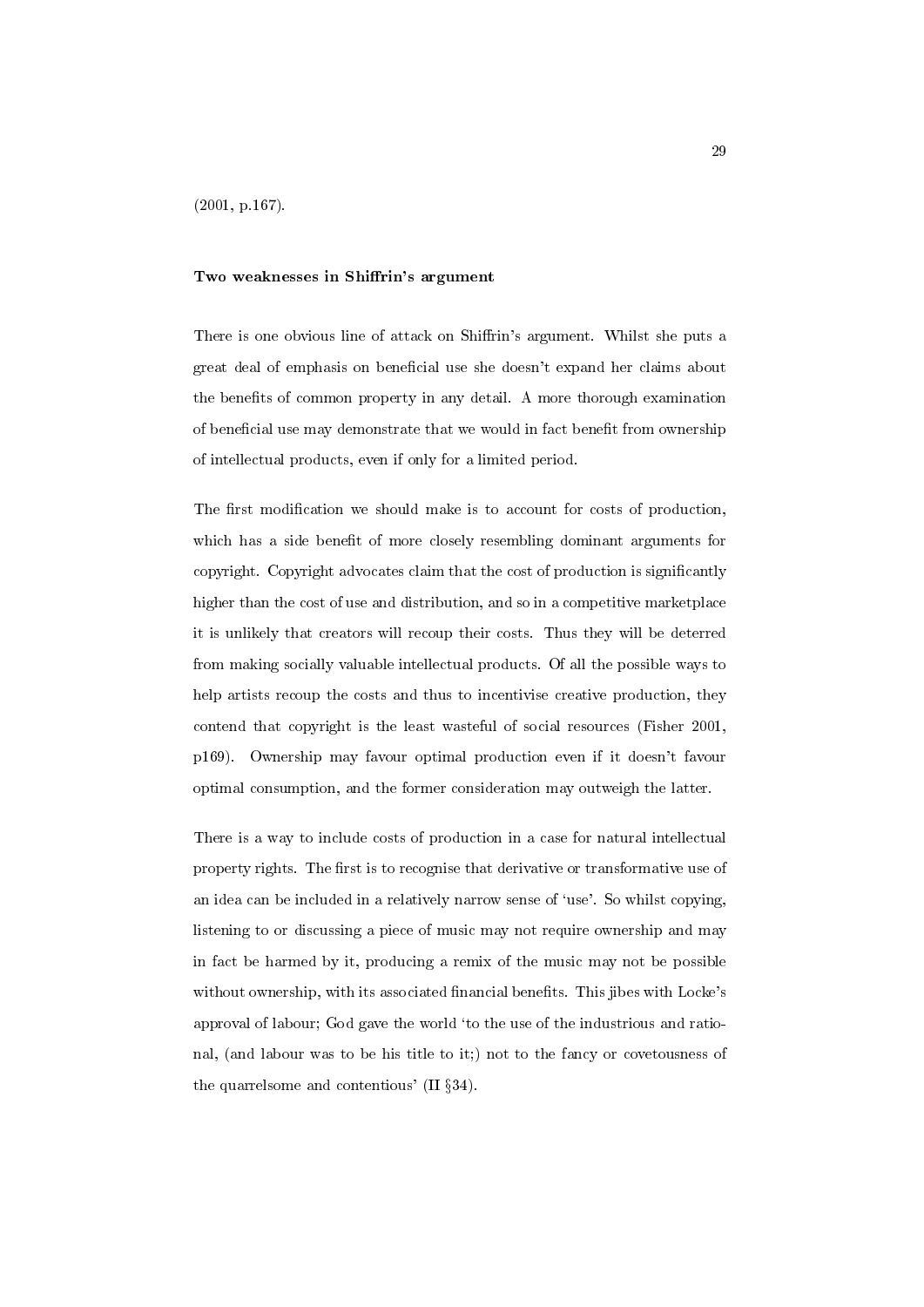(2001, p.167).

### Two weaknesses in Shiffrin's argument

There is one obvious line of attack on Shiffrin's argument. Whilst she puts a great deal of emphasis on beneficial use she doesn't expand her claims about the benefits of common property in any detail. A more thorough examination of beneficial use may demonstrate that we would in fact benefit from ownership of intellectual products, even if only for a limited period.

The first modification we should make is to account for costs of production, which has a side benefit of more closely resembling dominant arguments for copyright. Copyright advocates claim that the cost of production is significantly higher than the cost of use and distribution, and so in a competitive marketplace it is unlikely that creators will recoup their costs. Thus they will be deterred from making socially valuable intellectual products. Of all the possible ways to help artists recoup the costs and thus to incentivise creative production, they contend that copyright is the least wasteful of social resources (Fisher 2001, p169). Ownership may favour optimal production even if it doesn't favour optimal consumption, and the former consideration may outweigh the latter.

There is a way to include costs of production in a case for natural intellectual property rights. The first is to recognise that derivative or transformative use of an idea can be included in a relatively narrow sense of 'use'. So whilst copying, listening to or discussing a piece of music may not require ownership and may in fact be harmed by it, producing a remix of the music may not be possible without ownership, with its associated financial benefits. This jibes with Locke's approval of labour; God gave the world 'to the use of the industrious and rational, (and labour was to be his title to it;) not to the fancy or covetousness of the quarrelsome and contentious' (II §34).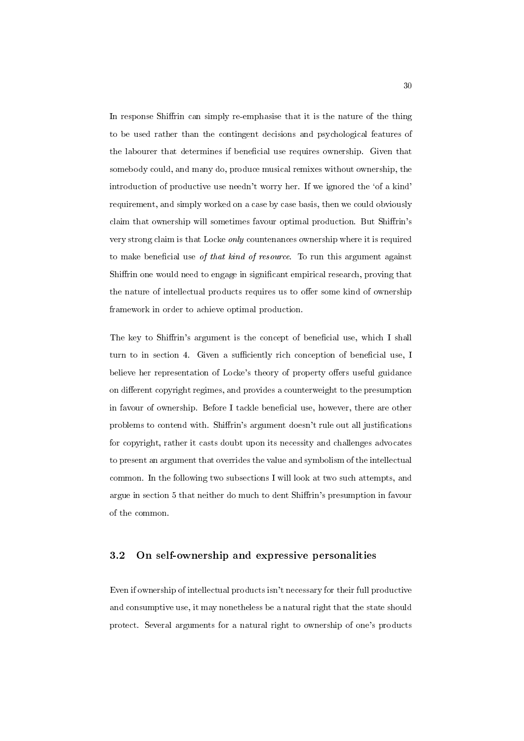In response Shiffrin can simply re-emphasise that it is the nature of the thing to be used rather than the contingent decisions and psychological features of the labourer that determines if beneficial use requires ownership. Given that somebody could, and many do, produce musical remixes without ownership, the introduction of productive use needn't worry her. If we ignored the 'of a kind' requirement, and simply worked on a case by case basis, then we could obviously claim that ownership will sometimes favour optimal production. But Shiffrin's very strong claim is that Locke *only* countenances ownership where it is required to make beneficial use *of that kind of resource*. To run this argument against Shiffrin one would need to engage in significant empirical research, proving that the nature of intellectual products requires us to offer some kind of ownership framework in order to achieve optimal production.

The key to Shiffrin's argument is the concept of beneficial use, which I shall turn to in section 4. Given a sufficiently rich conception of beneficial use, I believe her representation of Locke's theory of property offers useful guidance on different copyright regimes, and provides a counterweight to the presumption in favour of ownership. Before I tackle beneficial use, however, there are other problems to contend with. Shiffrin's argument doesn't rule out all justifications for copyright, rather it casts doubt upon its necessity and challenges advocates to present an argument that overrides the value and symbolism of the intellectual common. In the following two subsections I will look at two such attempts, and argue in section 5 that neither do much to dent Shiffrin's presumption in favour of the common.

## 3.2 On self-ownership and expressive personalities

Even if ownership of intellectual products isn't necessary for their full productive and consumptive use, it may nonetheless be a natural right that the state should protect. Several arguments for a natural right to ownership of one's products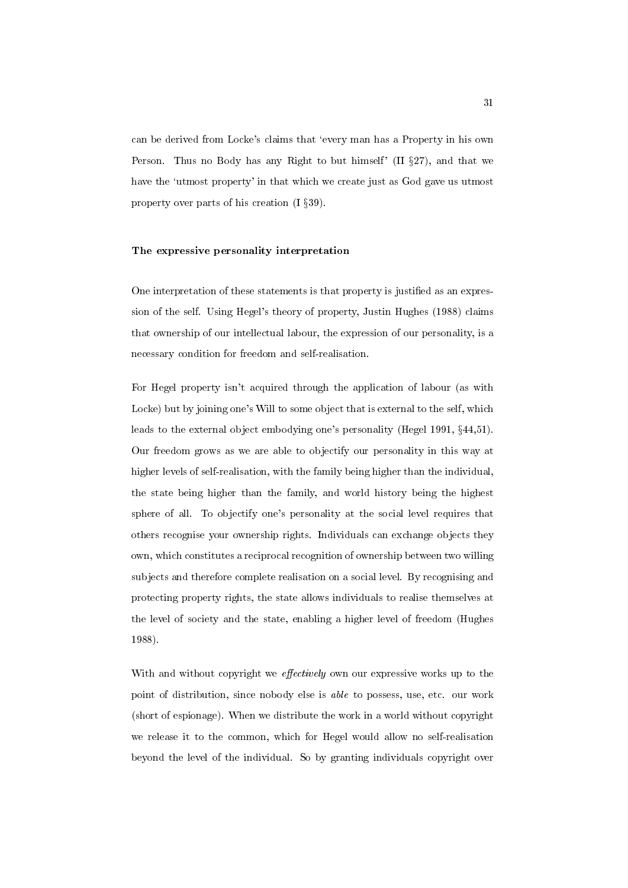can be derived from Locke's claims that 'every man has a Property in his own Person. Thus no Body has any Right to but himself' (II §27), and that we have the 'utmost property' in that which we create just as God gave us utmost property over parts of his creation (I §39).

### The expressive personality interpretation

One interpretation of these statements is that property is justified as an expression of the self. Using Hegel's theory of property, Justin Hughes (1988) claims that ownership of our intellectual labour, the expression of our personality, is a necessary condition for freedom and self-realisation.

For Hegel property isn't acquired through the application of labour (as with Locke) but by joining one's Will to some object that is external to the self, which leads to the external object embodying one's personality (Hegel 1991, §44,51). Our freedom grows as we are able to objectify our personality in this way at higher levels of self-realisation, with the family being higher than the individual, the state being higher than the family, and world history being the highest sphere of all. To objectify one's personality at the social level requires that others recognise your ownership rights. Individuals can exchange objects they own, which constitutes a reciprocal recognition of ownership between two willing subjects and therefore complete realisation on a social level. By recognising and protecting property rights, the state allows individuals to realise themselves at the level of society and the state, enabling a higher level of freedom (Hughes 1988).

With and without copyright we *effectively* own our expressive works up to the point of distribution, since nobody else is *able* to possess, use, etc. our work (short of espionage). When we distribute the work in a world without copyright we release it to the common, which for Hegel would allow no self-realisation beyond the level of the individual. So by granting individuals copyright over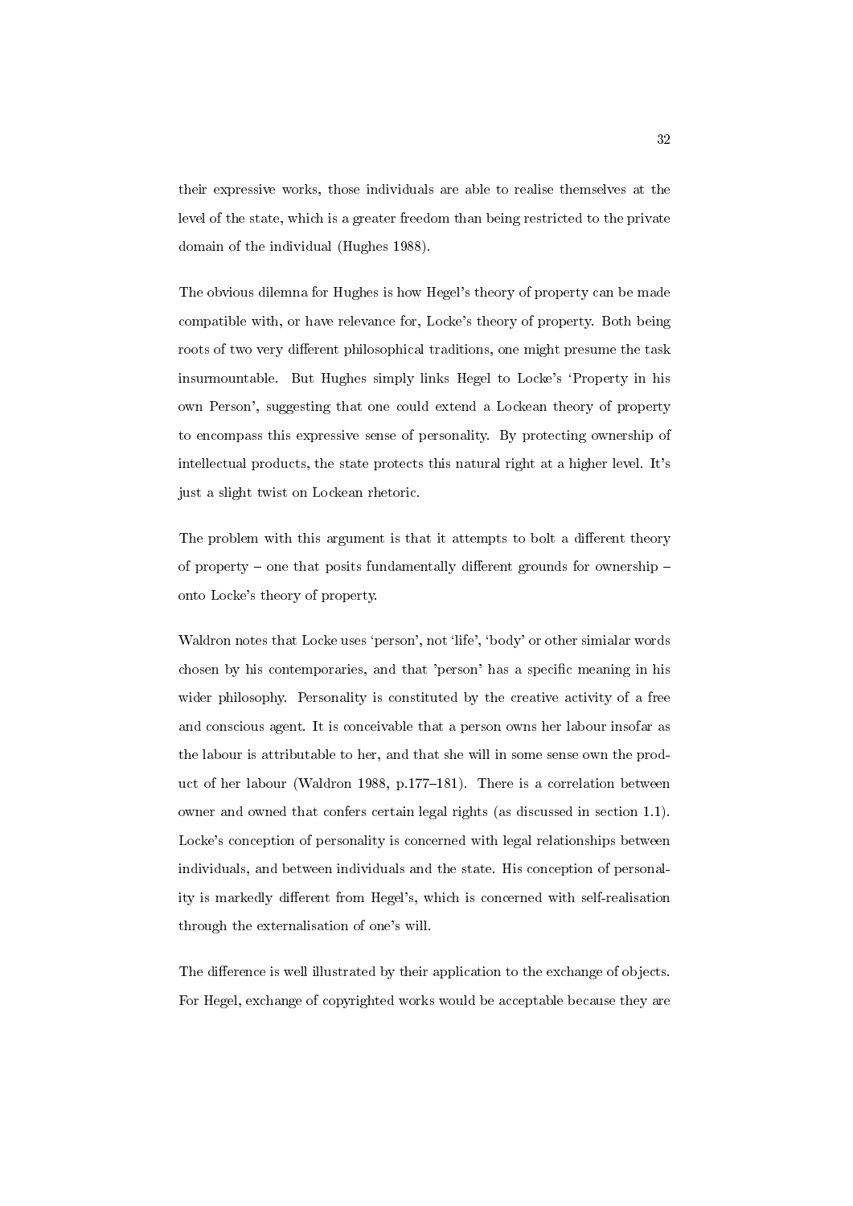their expressive works, those individuals are able to realise themselves at the level of the state, which is a greater freedom than being restricted to the private domain of the individual (Hughes 1988).

The obvious dilemna for Hughes is how Hegel's theory of property can be made compatible with, or have relevance for, Locke's theory of property. Both being roots of two very different philosophical traditions, one might presume the task insurmountable. But Hughes simply links Hegel to Locke's 'Property in his own Person', suggesting that one could extend a Lockean theory of property to encompass this expressive sense of personality. By protecting ownership of intellectual products, the state protects this natural right at a higher level. It's just a slight twist on Lockean rhetoric.

The problem with this argument is that it attempts to bolt a different theory of property – one that posits fundamentally different grounds for ownership – onto Locke's theory of property.

Waldron notes that Locke uses 'person', not 'life', 'body' or other simialar words chosen by his contemporaries, and that 'person' has a specific meaning in his wider philosophy. Personality is constituted by the creative activity of a free and conscious agent. It is conceivable that a person owns her labour insofar as the labour is attributable to her, and that she will in some sense own the product of her labour (Waldron 1988, p.177–181). There is a correlation between owner and owned that confers certain legal rights (as discussed in section 1.1). Locke's conception of personality is concerned with legal relationships between individuals, and between individuals and the state. His conception of personality is markedly different from Hegel's, which is concerned with self-realisation through the externalisation of one's will.

The difference is well illustrated by their application to the exchange of objects. For Hegel, exchange of copyrighted works would be acceptable because they are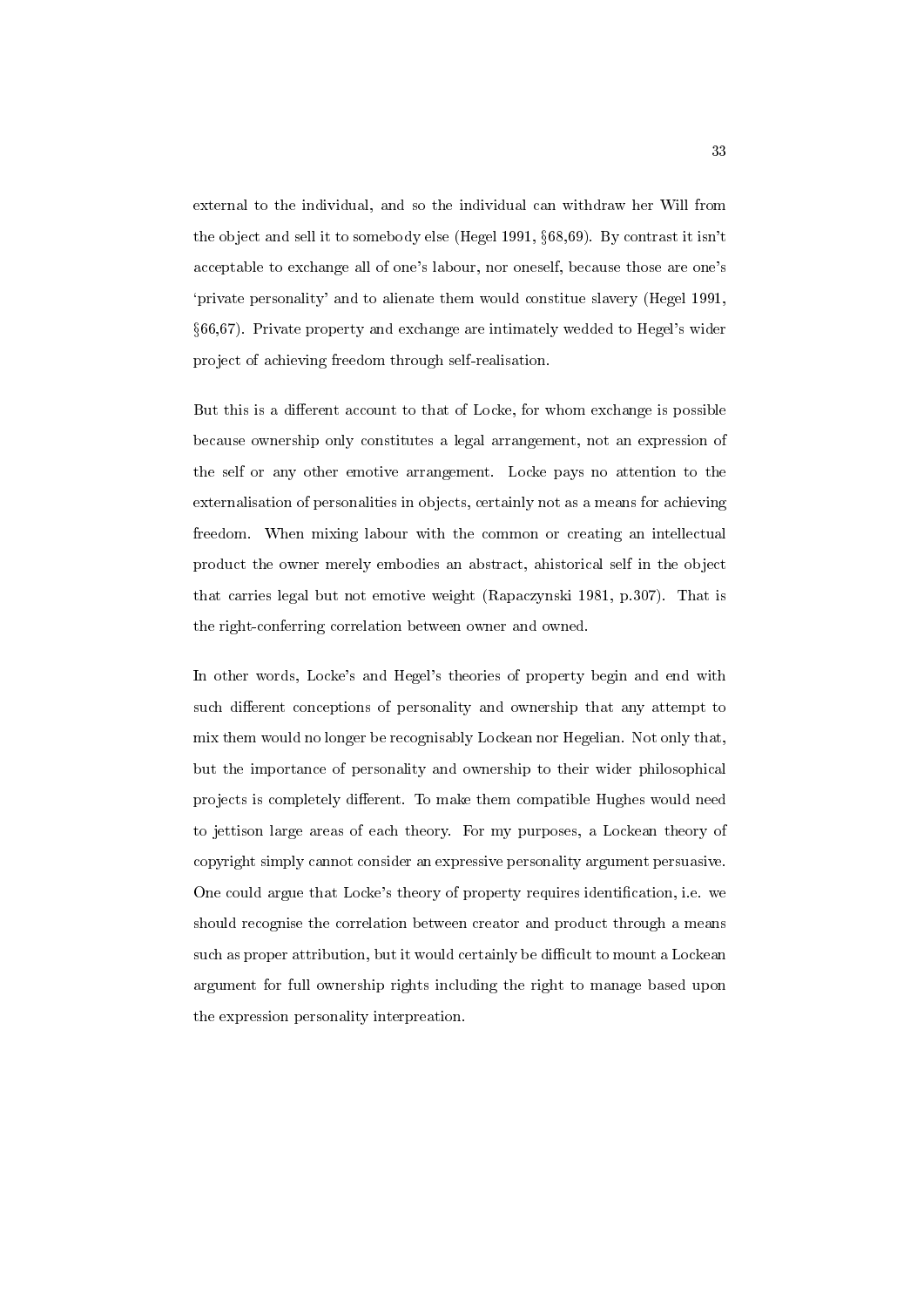external to the individual, and so the individual can withdraw her Will from the object and sell it to somebody else (Hegel 1991, §68,69). By contrast it isn't acceptable to exchange all of one's labour, nor oneself, because those are one's 'private personality' and to alienate them would constitue slavery (Hegel 1991, §66,67). Private property and exchange are intimately wedded to Hegel's wider project of achieving freedom through self-realisation.

But this is a different account to that of Locke, for whom exchange is possible because ownership only constitutes a legal arrangement, not an expression of the self or any other emotive arrangement. Locke pays no attention to the externalisation of personalities in objects, certainly not as a means for achieving freedom. When mixing labour with the common or creating an intellectual product the owner merely embodies an abstract, ahistorical self in the object that carries legal but not emotive weight (Rapaczynski 1981, p.307). That is the right-conferring correlation between owner and owned.

In other words, Locke's and Hegel's theories of property begin and end with such different conceptions of personality and ownership that any attempt to mix them would no longer be recognisably Lockean nor Hegelian. Not only that, but the importance of personality and ownership to their wider philosophical projects is completely different. To make them compatible Hughes would need to jettison large areas of each theory. For my purposes, a Lockean theory of copyright simply cannot consider an expressive personality argument persuasive. One could argue that Locke's theory of property requires identification, i.e. we should recognise the correlation between creator and product through a means such as proper attribution, but it would certainly be difficult to mount a Lockean argument for full ownership rights including the right to manage based upon the expression personality interpreation.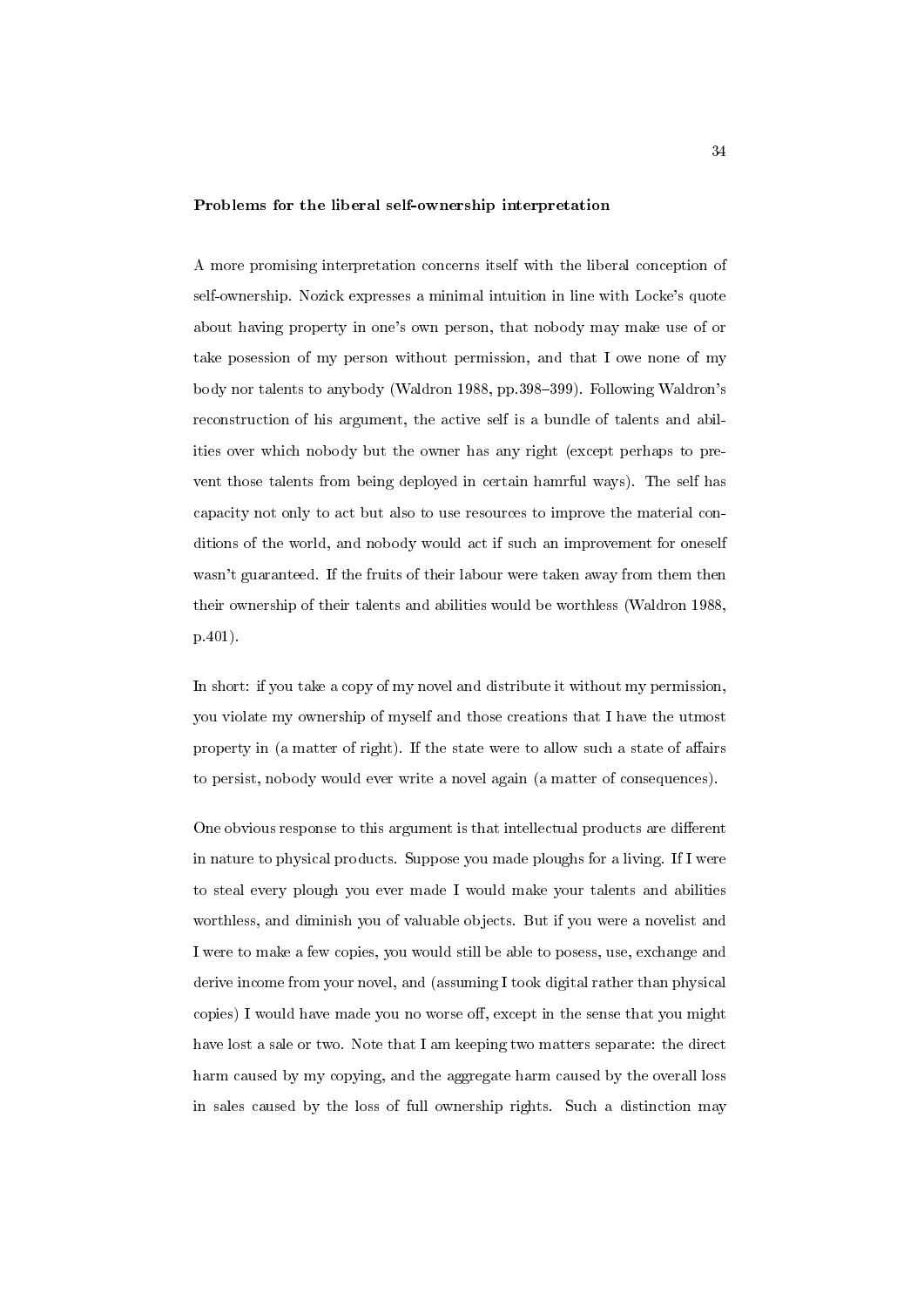**Problems for the liberal self-ownership interpretation**

A more promising interpretation concerns itself with the liberal conception of self-ownership. Nozick expresses a minimal intuition in line with Locke's quote about having property in one's own person, that nobody may make use of or take posession of my person without permission, and that I owe none of my body nor talents to anybody (Waldron 1988, pp.398–399). Following Waldron's reconstruction of his argument, the active self is a bundle of talents and abilities over which nobody but the owner has any right (except perhaps to prevent those talents from being deployed in certain hamrful ways). The self has capacity not only to act but also to use resources to improve the material conditions of the world, and nobody would act if such an improvement for oneself wasn't guaranteed. If the fruits of their labour were taken away from them then their ownership of their talents and abilities would be worthless (Waldron 1988, p.401).

In short: if you take a copy of my novel and distribute it without my permission, you violate my ownership of myself and those creations that I have the utmost property in (a matter of right). If the state were to allow such a state of affairs to persist, nobody would ever write a novel again (a matter of consequences).

One obvious response to this argument is that intellectual products are different in nature to physical products. Suppose you made ploughs for a living. If I were to steal every plough you ever made I would make your talents and abilities worthless, and diminish you of valuable objects. But if you were a novelist and I were to make a few copies, you would still be able to posess, use, exchange and derive income from your novel, and (assuming I took digital rather than physical copies) I would have made you no worse off, except in the sense that you might have lost a sale or two. Note that I am keeping two matters separate: the direct harm caused by my copying, and the aggregate harm caused by the overall loss in sales caused by the loss of full ownership rights. Such a distinction may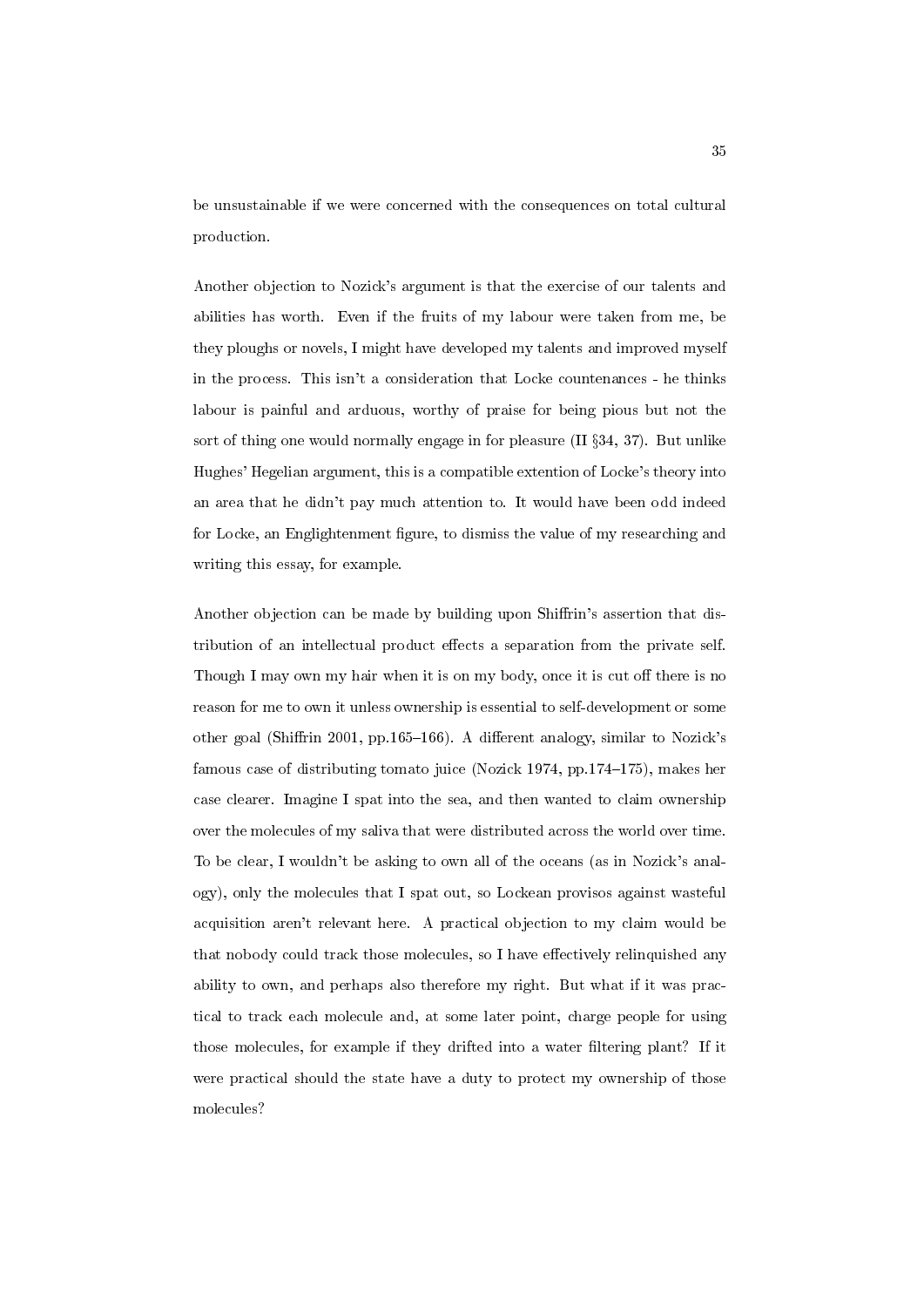be unsustainable if we were concerned with the consequences on total cultural production.

Another objection to Nozick's argument is that the exercise of our talents and abilities has worth. Even if the fruits of my labour were taken from me, be they ploughs or novels, I might have developed my talents and improved myself in the process. This isn't a consideration that Locke countenances - he thinks labour is painful and arduous, worthy of praise for being pious but not the sort of thing one would normally engage in for pleasure (II §34, 37). But unlike Hughes' Hegelian argument, this is a compatible extention of Locke's theory into an area that he didn't pay much attention to. It would have been odd indeed for Locke, an Englightenment figure, to dismiss the value of my researching and writing this essay, for example.

Another objection can be made by building upon Shiffrin's assertion that distribution of an intellectual product effects a separation from the private self. Though I may own my hair when it is on my body, once it is cut off there is no reason for me to own it unless ownership is essential to self-development or some other goal (Shiffrin 2001, pp.165–166). A different analogy, similar to Nozick's famous case of distributing tomato juice (Nozick 1974, pp.174–175), makes her case clearer. Imagine I spat into the sea, and then wanted to claim ownership over the molecules of my saliva that were distributed across the world over time. To be clear, I wouldn't be asking to own all of the oceans (as in Nozick's analogy), only the molecules that I spat out, so Lockean provisos against wasteful acquisition aren't relevant here. A practical objection to my claim would be that nobody could track those molecules, so I have effectively relinquished any ability to own, and perhaps also therefore my right. But what if it was practical to track each molecule and, at some later point, charge people for using those molecules, for example if they drifted into a water filtering plant? If it were practical should the state have a duty to protect my ownership of those molecules?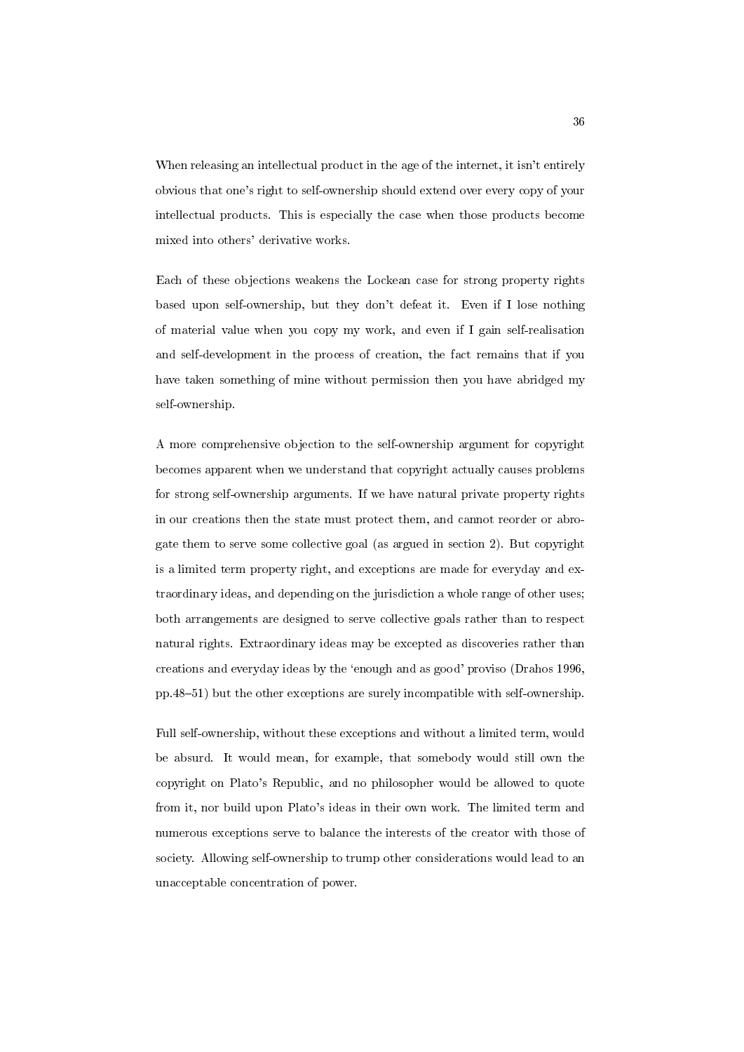When releasing an intellectual product in the age of the internet, it isn't entirely obvious that one's right to self-ownership should extend over every copy of your intellectual products. This is especially the case when those products become mixed into others' derivative works.

Each of these objections weakens the Lockean case for strong property rights based upon self-ownership, but they don't defeat it. Even if I lose nothing of material value when you copy my work, and even if I gain self-realisation and self-development in the process of creation, the fact remains that if you have taken something of mine without permission then you have abridged my self-ownership.

A more comprehensive objection to the self-ownership argument for copyright becomes apparent when we understand that copyright actually causes problems for strong self-ownership arguments. If we have natural private property rights in our creations then the state must protect them, and cannot reorder or abrogate them to serve some collective goal (as argued in section 2). But copyright is a limited term property right, and exceptions are made for everyday and extraordinary ideas, and depending on the jurisdiction a whole range of other uses; both arrangements are designed to serve collective goals rather than to respect natural rights. Extraordinary ideas may be excepted as discoveries rather than creations and everyday ideas by the 'enough and as good' proviso (Drahos 1996, pp.48–51) but the other exceptions are surely incompatible with self-ownership.

Full self-ownership, without these exceptions and without a limited term, would be absurd. It would mean, for example, that somebody would still own the copyright on Plato's Republic, and no philosopher would be allowed to quote from it, nor build upon Plato's ideas in their own work. The limited term and numerous exceptions serve to balance the interests of the creator with those of society. Allowing self-ownership to trump other considerations would lead to an unacceptable concentration of power.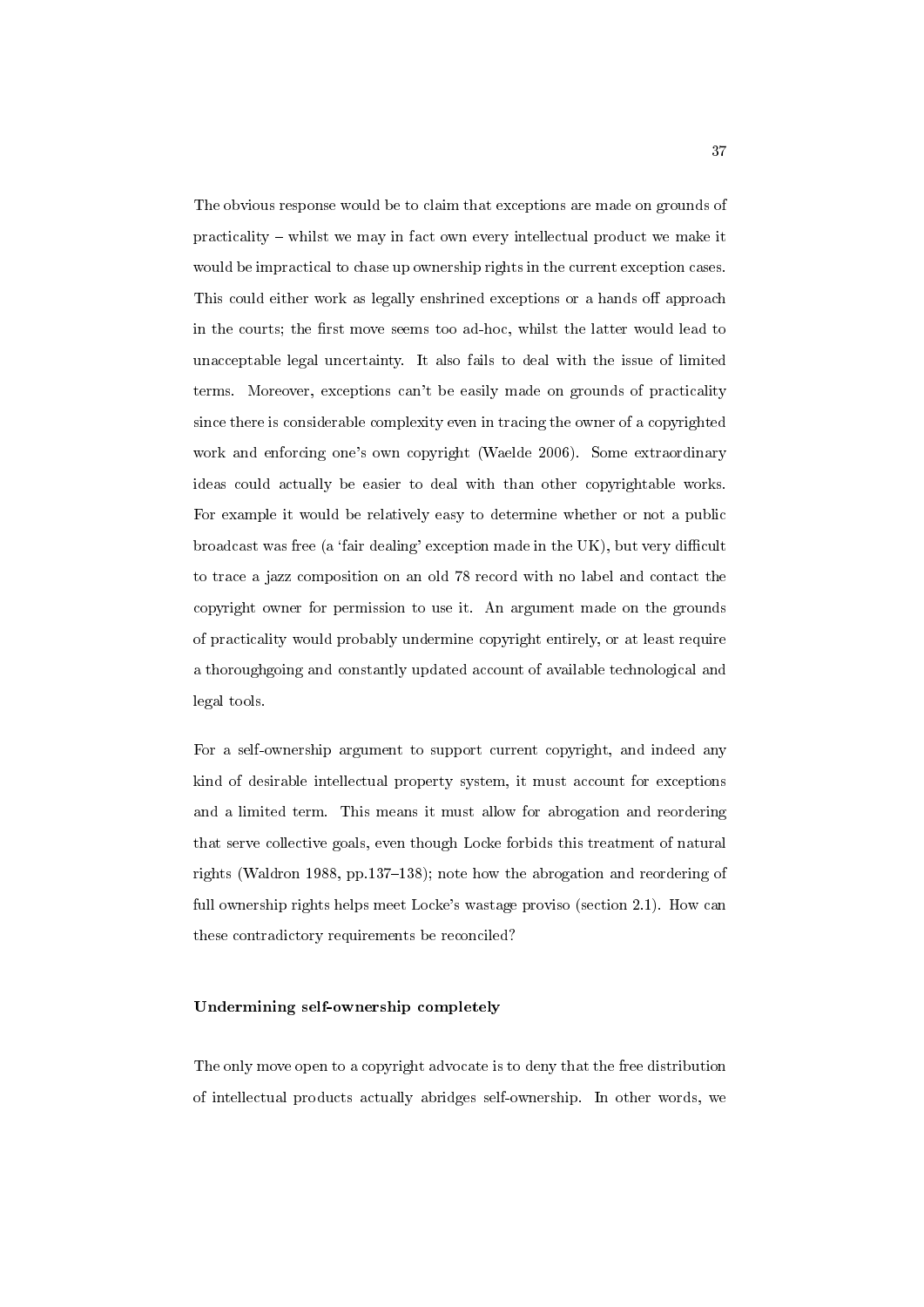The obvious response would be to claim that exceptions are made on grounds of practicality – whilst we may in fact own every intellectual product we make it would be impractical to chase up ownership rights in the current exception cases. This could either work as legally enshrined exceptions or a hands off approach in the courts; the first move seems too ad-hoc, whilst the latter would lead to unacceptable legal uncertainty. It also fails to deal with the issue of limited terms. Moreover, exceptions can't be easily made on grounds of practicality since there is considerable complexity even in tracing the owner of a copyrighted work and enforcing one's own copyright (Waelde 2006). Some extraordinary ideas could actually be easier to deal with than other copyrightable works. For example it would be relatively easy to determine whether or not a public broadcast was free (a 'fair dealing' exception made in the UK), but very difficult to trace a jazz composition on an old 78 record with no label and contact the copyright owner for permission to use it. An argument made on the grounds of practicality would probably undermine copyright entirely, or at least require a thoroughgoing and constantly updated account of available technological and legal tools.

For a self-ownership argument to support current copyright, and indeed any kind of desirable intellectual property system, it must account for exceptions and a limited term. This means it must allow for abrogation and reordering that serve collective goals, even though Locke forbids this treatment of natural rights (Waldron 1988, pp.137–138); note how the abrogation and reordering of full ownership rights helps meet Locke's wastage proviso (section 2.1). How can these contradictory requirements be reconciled?

### Undermining self-ownership completely

The only move open to a copyright advocate is to deny that the free distribution of intellectual products actually abridges self-ownership. In other words, we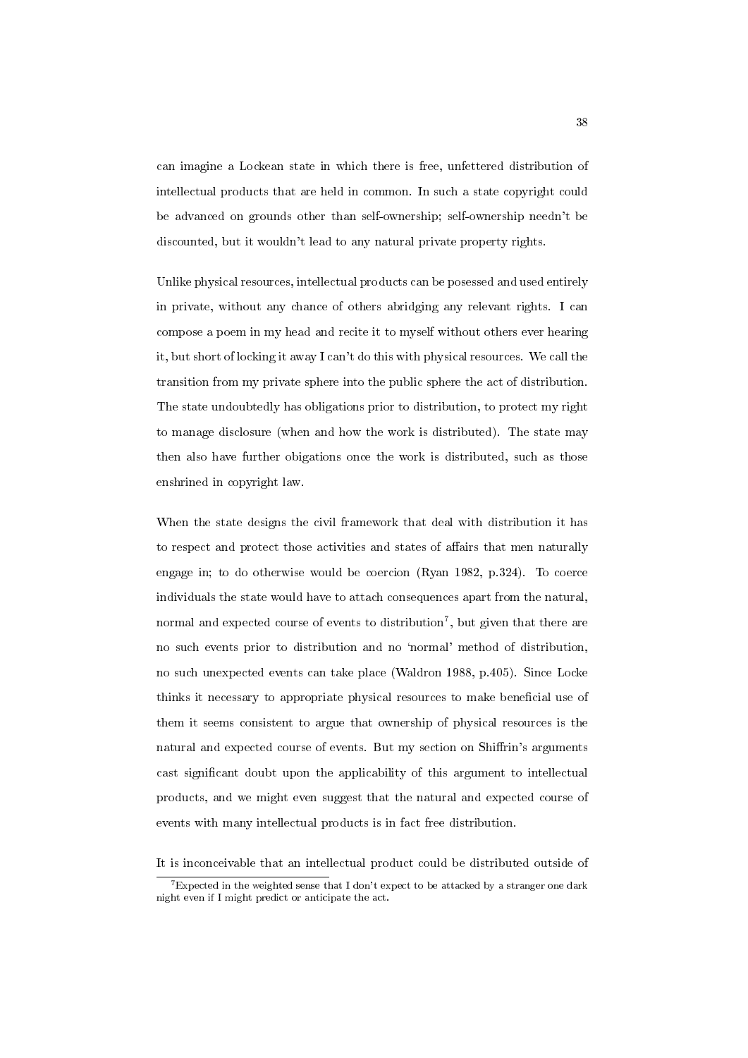can imagine a Lockean state in which there is free, unfettered distribution of intellectual products that are held in common. In such a state copyright could be advanced on grounds other than self-ownership; self-ownership needn't be discounted, but it wouldn't lead to any natural private property rights.

Unlike physical resources, intellectual products can be posessed and used entirely in private, without any chance of others abridging any relevant rights. I can compose a poem in my head and recite it to myself without others ever hearing it, but short of locking it away I can't do this with physical resources. We call the transition from my private sphere into the public sphere the act of distribution. The state undoubtedly has obligations prior to distribution, to protect my right to manage disclosure (when and how the work is distributed). The state may then also have further obigations once the work is distributed, such as those enshrined in copyright law.

When the state designs the civil framework that deal with distribution it has to respect and protect those activities and states of affairs that men naturally engage in; to do otherwise would be coercion (Ryan 1982, p.324). To coerce individuals the state would have to attach consequences apart from the natural, normal and expected course of events to distribution[7], but given that there are no such events prior to distribution and no 'normal' method of distribution, no such unexpected events can take place (Waldron 1988, p.405). Since Locke thinks it necessary to appropriate physical resources to make beneficial use of them it seems consistent to argue that ownership of physical resources is the natural and expected course of events. But my section on Shiffrin's arguments cast significant doubt upon the applicability of this argument to intellectual products, and we might even suggest that the natural and expected course of events with many intellectual products is in fact free distribution.

It is inconceivable that an intellectual product could be distributed outside of

[7]Expected in the weighted sense that I don't expect to be attacked by a stranger one dark night even if I might predict or anticipate the act.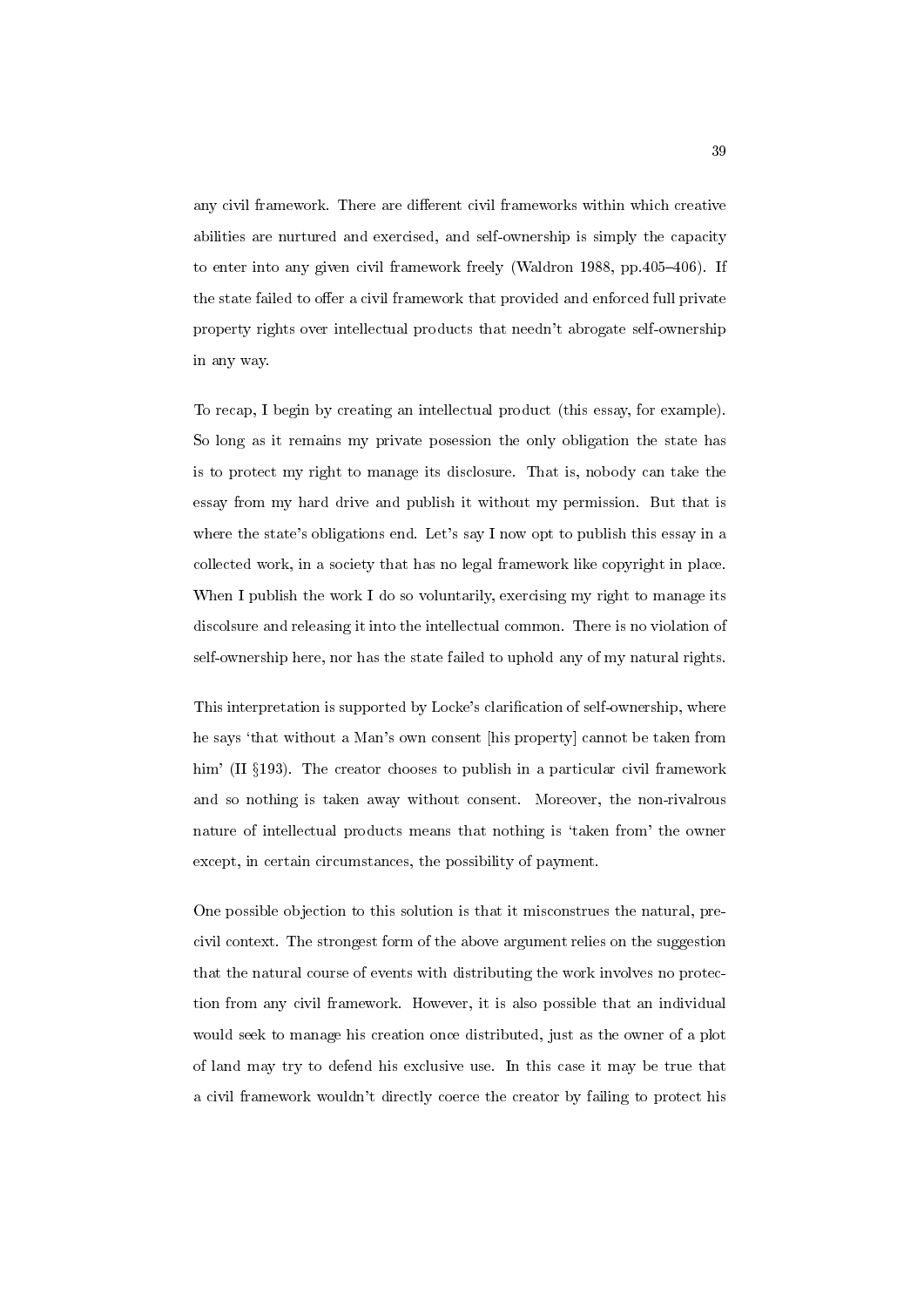any civil framework. There are different civil frameworks within which creative abilities are nurtured and exercised, and self-ownership is simply the capacity to enter into any given civil framework freely (Waldron 1988, pp.405–406). If the state failed to offer a civil framework that provided and enforced full private property rights over intellectual products that needn't abrogate self-ownership in any way.

To recap, I begin by creating an intellectual product (this essay, for example). So long as it remains my private posession the only obligation the state has is to protect my right to manage its disclosure. That is, nobody can take the essay from my hard drive and publish it without my permission. But that is where the state's obligations end. Let's say I now opt to publish this essay in a collected work, in a society that has no legal framework like copyright in place. When I publish the work I do so voluntarily, exercising my right to manage its discolsure and releasing it into the intellectual common. There is no violation of self-ownership here, nor has the state failed to uphold any of my natural rights.

This interpretation is supported by Locke's clarification of self-ownership, where he says 'that without a Man's own consent [his property] cannot be taken from him' (II §193). The creator chooses to publish in a particular civil framework and so nothing is taken away without consent. Moreover, the non-rivalrous nature of intellectual products means that nothing is 'taken from' the owner except, in certain circumstances, the possibility of payment.

One possible objection to this solution is that it misconstrues the natural, pre-civil context. The strongest form of the above argument relies on the suggestion that the natural course of events with distributing the work involves no protection from any civil framework. However, it is also possible that an individual would seek to manage his creation once distributed, just as the owner of a plot of land may try to defend his exclusive use. In this case it may be true that a civil framework wouldn't directly coerce the creator by failing to protect his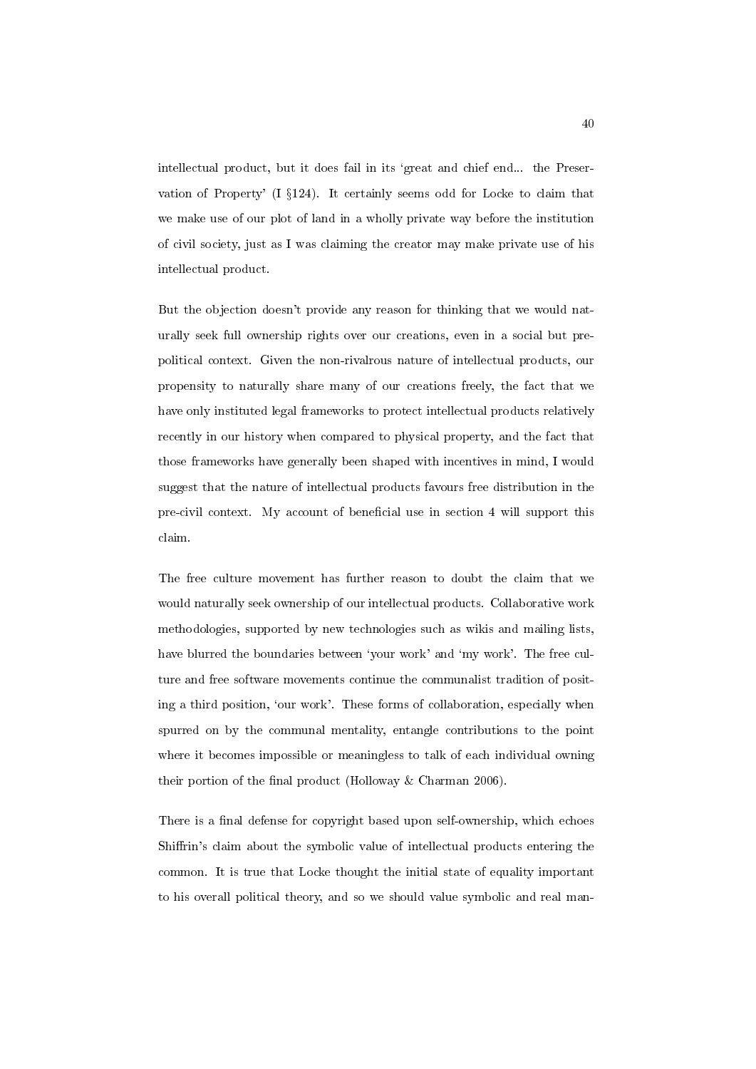intellectual product, but it does fail in its 'great and chief end... the Preservation of Property' (I §124). It certainly seems odd for Locke to claim that we make use of our plot of land in a wholly private way before the institution of civil society, just as I was claiming the creator may make private use of his intellectual product.

But the objection doesn't provide any reason for thinking that we would naturally seek full ownership rights over our creations, even in a social but prepolitical context. Given the non-rivalrous nature of intellectual products, our propensity to naturally share many of our creations freely, the fact that we have only instituted legal frameworks to protect intellectual products relatively recently in our history when compared to physical property, and the fact that those frameworks have generally been shaped with incentives in mind, I would suggest that the nature of intellectual products favours free distribution in the pre-civil context. My account of beneficial use in section 4 will support this claim.

The free culture movement has further reason to doubt the claim that we would naturally seek ownership of our intellectual products. Collaborative work methodologies, supported by new technologies such as wikis and mailing lists, have blurred the boundaries between 'your work' and 'my work'. The free culture and free software movements continue the communalist tradition of positing a third position, 'our work'. These forms of collaboration, especially when spurred on by the communal mentality, entangle contributions to the point where it becomes impossible or meaningless to talk of each individual owning their portion of the final product (Holloway & Charman 2006).

There is a final defense for copyright based upon self-ownership, which echoes Shiffrin's claim about the symbolic value of intellectual products entering the common. It is true that Locke thought the initial state of equality important to his overall political theory, and so we should value symbolic and real man-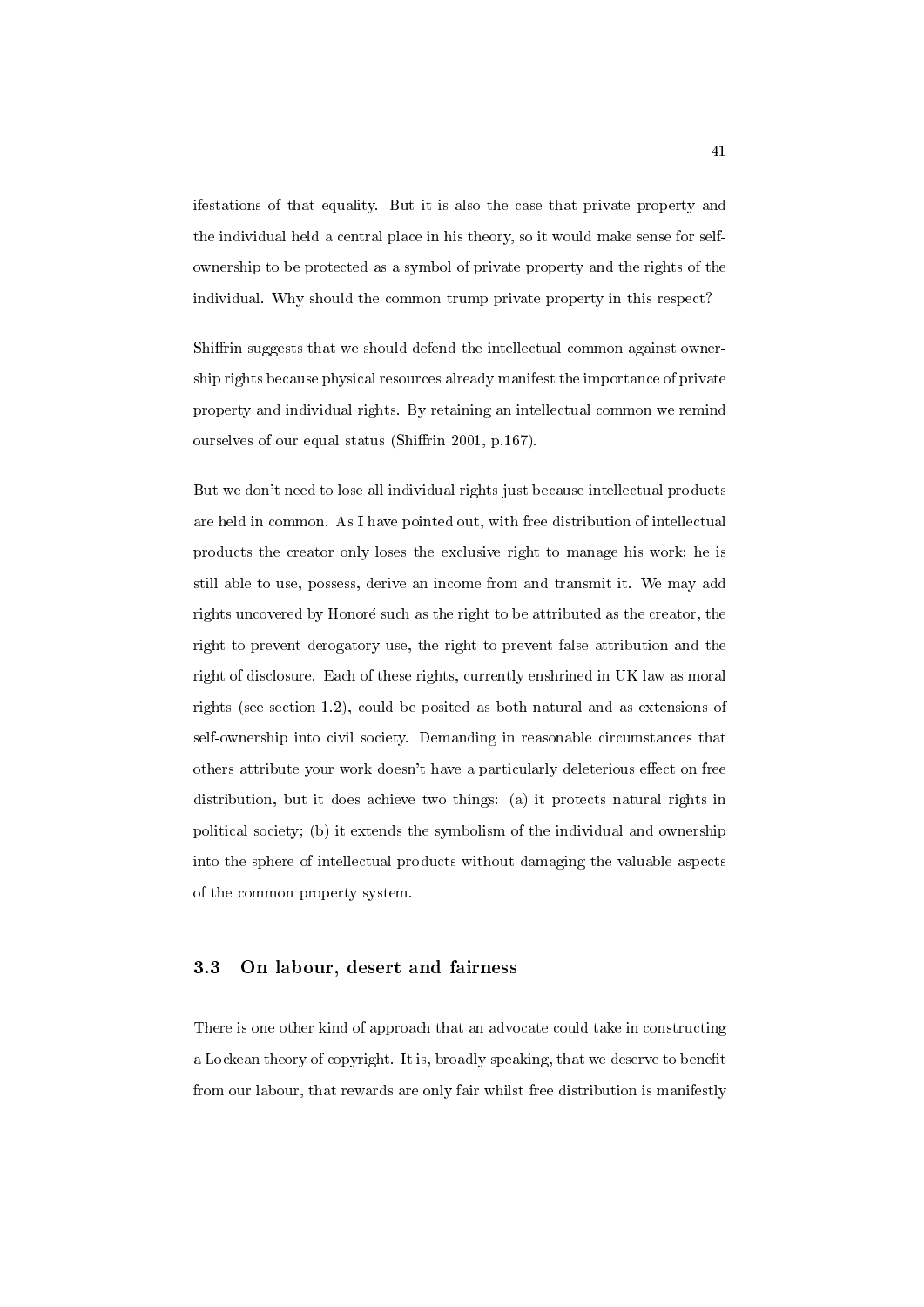ifestations of that equality. But it is also the case that private property and the individual held a central place in his theory, so it would make sense for self-ownership to be protected as a symbol of private property and the rights of the individual. Why should the common trump private property in this respect?

Shiffrin suggests that we should defend the intellectual common against ownership rights because physical resources already manifest the importance of private property and individual rights. By retaining an intellectual common we remind ourselves of our equal status (Shiffrin 2001, p.167).

But we don't need to lose all individual rights just because intellectual products are held in common. As I have pointed out, with free distribution of intellectual products the creator only loses the exclusive right to manage his work; he is still able to use, possess, derive an income from and transmit it. We may add rights uncovered by Honoré such as the right to be attributed as the creator, the right to prevent derogatory use, the right to prevent false attribution and the right of disclosure. Each of these rights, currently enshrined in UK law as moral rights (see section 1.2), could be posited as both natural and as extensions of self-ownership into civil society. Demanding in reasonable circumstances that others attribute your work doesn't have a particularly deleterious effect on free distribution, but it does achieve two things: (a) it protects natural rights in political society; (b) it extends the symbolism of the individual and ownership into the sphere of intellectual products without damaging the valuable aspects of the common property system.

## 3.3 On labour, desert and fairness

There is one other kind of approach that an advocate could take in constructing a Lockean theory of copyright. It is, broadly speaking, that we deserve to benefit from our labour, that rewards are only fair whilst free distribution is manifestly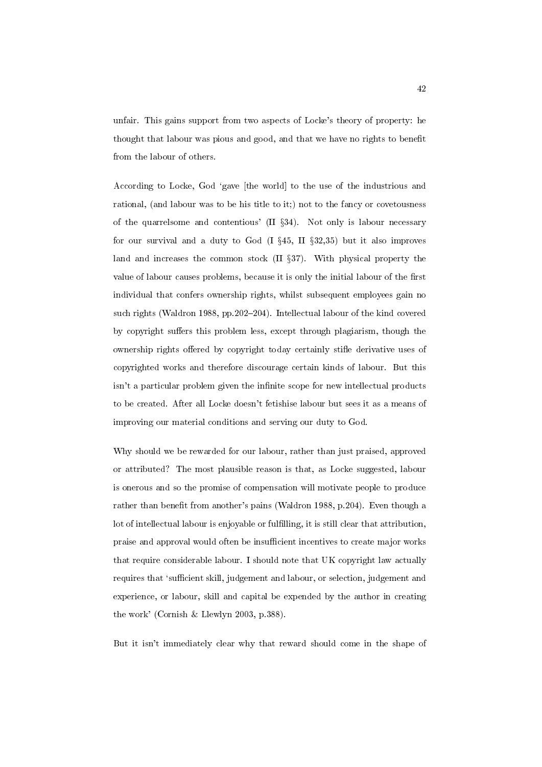unfair. This gains support from two aspects of Locke's theory of property: he thought that labour was pious and good, and that we have no rights to benefit from the labour of others.

According to Locke, God 'gave [the world] to the use of the industrious and rational, (and labour was to be his title to it;) not to the fancy or covetousness of the quarrelsome and contentious' (II §34). Not only is labour necessary for our survival and a duty to God (I §45, II §32,35) but it also improves land and increases the common stock (II §37). With physical property the value of labour causes problems, because it is only the initial labour of the first individual that confers ownership rights, whilst subsequent employees gain no such rights (Waldron 1988, pp.202–204). Intellectual labour of the kind covered by copyright suffers this problem less, except through plagiarism, though the ownership rights offered by copyright today certainly stifle derivative uses of copyrighted works and therefore discourage certain kinds of labour. But this isn't a particular problem given the infinite scope for new intellectual products to be created. After all Locke doesn't fetishise labour but sees it as a means of improving our material conditions and serving our duty to God.

Why should we be rewarded for our labour, rather than just praised, approved or attributed? The most plausible reason is that, as Locke suggested, labour is onerous and so the promise of compensation will motivate people to produce rather than benefit from another's pains (Waldron 1988, p.204). Even though a lot of intellectual labour is enjoyable or fulfilling, it is still clear that attribution, praise and approval would often be insufficient incentives to create major works that require considerable labour. I should note that UK copyright law actually requires that 'sufficient skill, judgement and labour, or selection, judgement and experience, or labour, skill and capital be expended by the author in creating the work' (Cornish & Llewlyn 2003, p.388).

But it isn't immediately clear why that reward should come in the shape of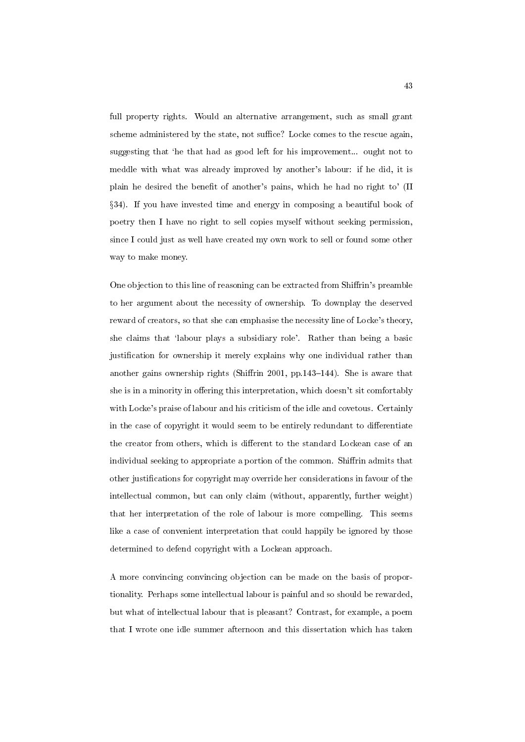full property rights. Would an alternative arrangement, such as small grant scheme administered by the state, not suffice? Locke comes to the rescue again, suggesting that 'he that had as good left for his improvement... ought not to meddle with what was already improved by another's labour: if he did, it is plain he desired the benefit of another's pains, which he had no right to' (II §34). If you have invested time and energy in composing a beautiful book of poetry then I have no right to sell copies myself without seeking permission, since I could just as well have created my own work to sell or found some other way to make money.

One objection to this line of reasoning can be extracted from Shiffrin's preamble to her argument about the necessity of ownership. To downplay the deserved reward of creators, so that she can emphasise the necessity line of Locke's theory, she claims that 'labour plays a subsidiary role'. Rather than being a basic justification for ownership it merely explains why one individual rather than another gains ownership rights (Shiffrin 2001, pp.143–144). She is aware that she is in a minority in offering this interpretation, which doesn't sit comfortably with Locke's praise of labour and his criticism of the idle and covetous. Certainly in the case of copyright it would seem to be entirely redundant to differentiate the creator from others, which is different to the standard Lockean case of an individual seeking to appropriate a portion of the common. Shiffrin admits that other justifications for copyright may override her considerations in favour of the intellectual common, but can only claim (without, apparently, further weight) that her interpretation of the role of labour is more compelling. This seems like a case of convenient interpretation that could happily be ignored by those determined to defend copyright with a Lockean approach.

A more convincing convincing objection can be made on the basis of proportionality. Perhaps some intellectual labour is painful and so should be rewarded, but what of intellectual labour that is pleasant? Contrast, for example, a poem that I wrote one idle summer afternoon and this dissertation which has taken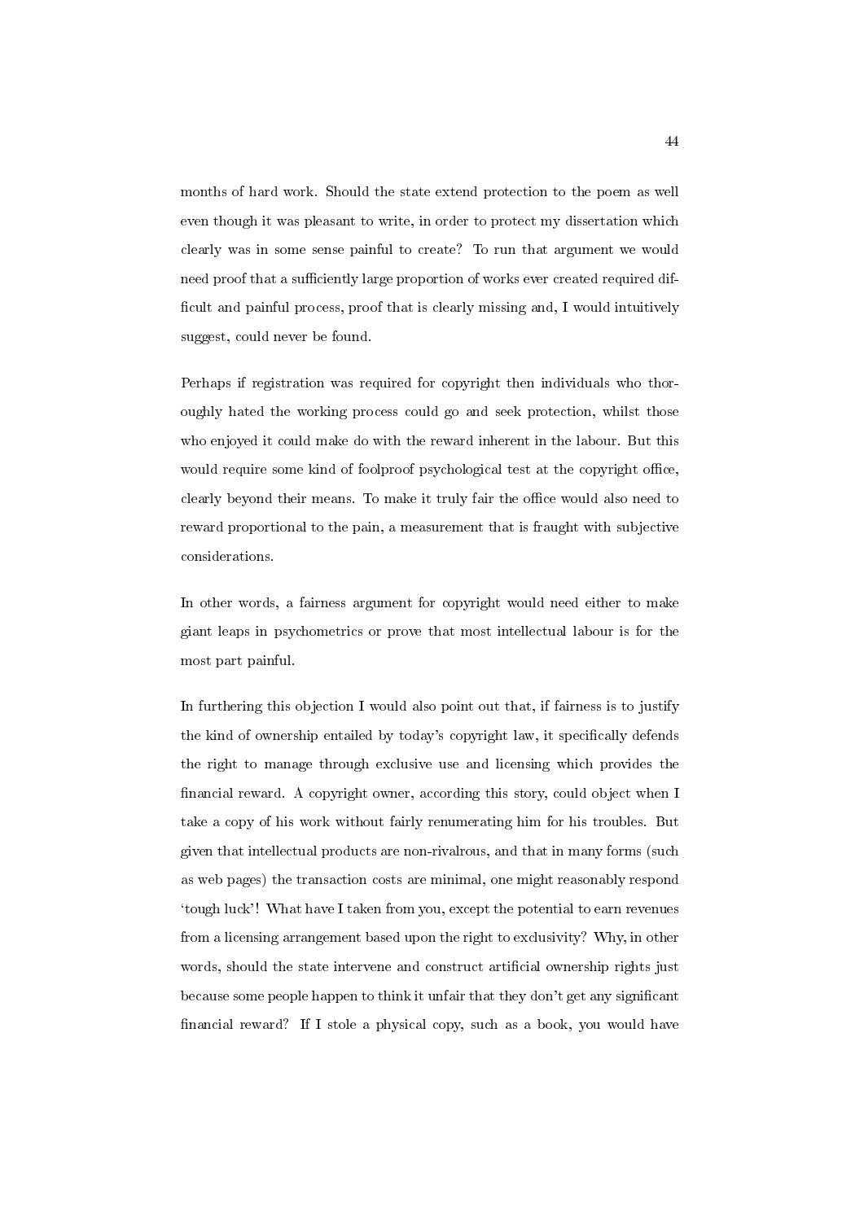months of hard work. Should the state extend protection to the poem as well even though it was pleasant to write, in order to protect my dissertation which clearly was in some sense painful to create? To run that argument we would need proof that a sufficiently large proportion of works ever created required difficult and painful process, proof that is clearly missing and, I would intuitively suggest, could never be found.

Perhaps if registration was required for copyright then individuals who thoroughly hated the working process could go and seek protection, whilst those who enjoyed it could make do with the reward inherent in the labour. But this would require some kind of foolproof psychological test at the copyright office, clearly beyond their means. To make it truly fair the office would also need to reward proportional to the pain, a measurement that is fraught with subjective considerations.

In other words, a fairness argument for copyright would need either to make giant leaps in psychometrics or prove that most intellectual labour is for the most part painful.

In furthering this objection I would also point out that, if fairness is to justify the kind of ownership entailed by today's copyright law, it specifically defends the right to manage through exclusive use and licensing which provides the financial reward. A copyright owner, according this story, could object when I take a copy of his work without fairly renumerating him for his troubles. But given that intellectual products are non-rivalrous, and that in many forms (such as web pages) the transaction costs are minimal, one might reasonably respond 'tough luck'! What have I taken from you, except the potential to earn revenues from a licensing arrangement based upon the right to exclusivity? Why, in other words, should the state intervene and construct artificial ownership rights just because some people happen to think it unfair that they don't get any significant financial reward? If I stole a physical copy, such as a book, you would have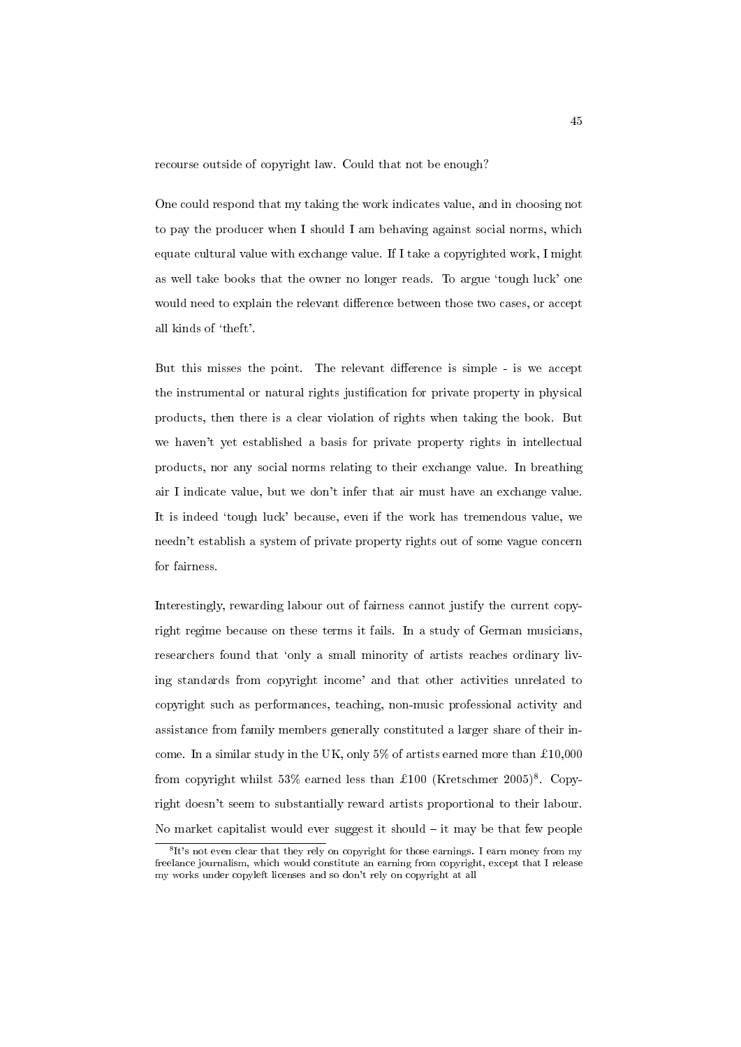recourse outside of copyright law. Could that not be enough?

One could respond that my taking the work indicates value, and in choosing not to pay the producer when I should I am behaving against social norms, which equate cultural value with exchange value. If I take a copyrighted work, I might as well take books that the owner no longer reads. To argue 'tough luck' one would need to explain the relevant difference between those two cases, or accept all kinds of 'theft'.

But this misses the point. The relevant difference is simple - is we accept the instrumental or natural rights justification for private property in physical products, then there is a clear violation of rights when taking the book. But we haven't yet established a basis for private property rights in intellectual products, nor any social norms relating to their exchange value. In breathing air I indicate value, but we don't infer that air must have an exchange value. It is indeed 'tough luck' because, even if the work has tremendous value, we needn't establish a system of private property rights out of some vague concern for fairness.

Interestingly, rewarding labour out of fairness cannot justify the current copyright regime because on these terms it fails. In a study of German musicians, researchers found that 'only a small minority of artists reaches ordinary living standards from copyright income' and that other activities unrelated to copyright such as performances, teaching, non-music professional activity and assistance from family members generally constituted a larger share of their income. In a similar study in the UK, only 5% of artists earned more than £10,000 from copyright whilst 53% earned less than £100 (Kretschmer 2005)[8]. Copyright doesn't seem to substantially reward artists proportional to their labour. No market capitalist would ever suggest it should – it may be that few people

[8] It's not even clear that they rely on copyright for those earnings. I earn money from my freelance journalism, which would constitute an earning from copyright, except that I release my works under copyleft licenses and so don't rely on copyright at all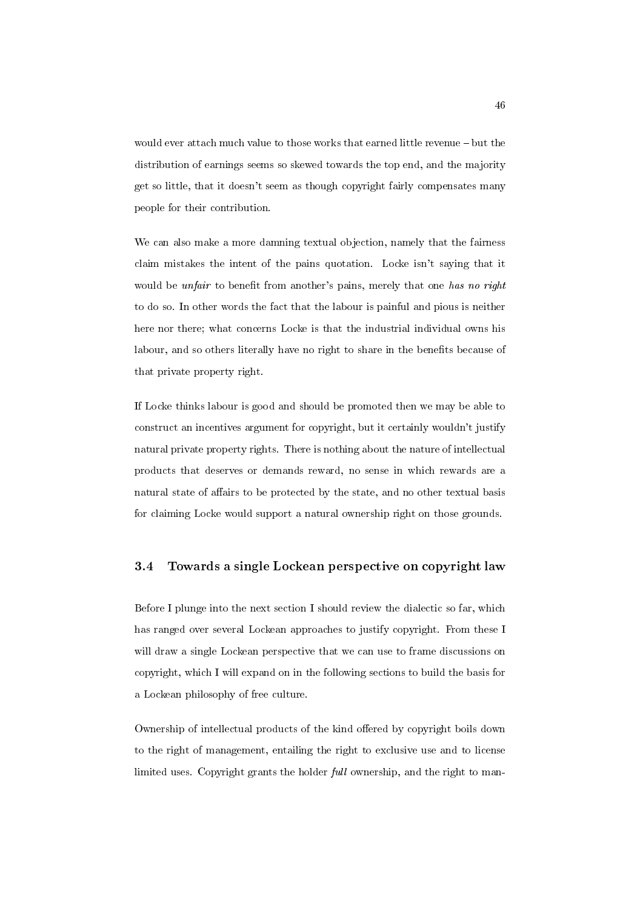would ever attach much value to those works that earned little revenue – but the distribution of earnings seems so skewed towards the top end, and the majority get so little, that it doesn't seem as though copyright fairly compensates many people for their contribution.

We can also make a more damning textual objection, namely that the fairness claim mistakes the intent of the pains quotation. Locke isn't saying that it would be *unfair* to benefit from another's pains, merely that one *has no right* to do so. In other words the fact that the labour is painful and pious is neither here nor there; what concerns Locke is that the industrial individual owns his labour, and so others literally have no right to share in the benefits because of that private property right.

If Locke thinks labour is good and should be promoted then we may be able to construct an incentives argument for copyright, but it certainly wouldn't justify natural private property rights. There is nothing about the nature of intellectual products that deserves or demands reward, no sense in which rewards are a natural state of affairs to be protected by the state, and no other textual basis for claiming Locke would support a natural ownership right on those grounds.

## 3.4 Towards a single Lockean perspective on copyright law

Before I plunge into the next section I should review the dialectic so far, which has ranged over several Lockean approaches to justify copyright. From these I will draw a single Lockean perspective that we can use to frame discussions on copyright, which I will expand on in the following sections to build the basis for a Lockean philosophy of free culture.

Ownership of intellectual products of the kind offered by copyright boils down to the right of management, entailing the right to exclusive use and to license limited uses. Copyright grants the holder *full* ownership, and the right to man-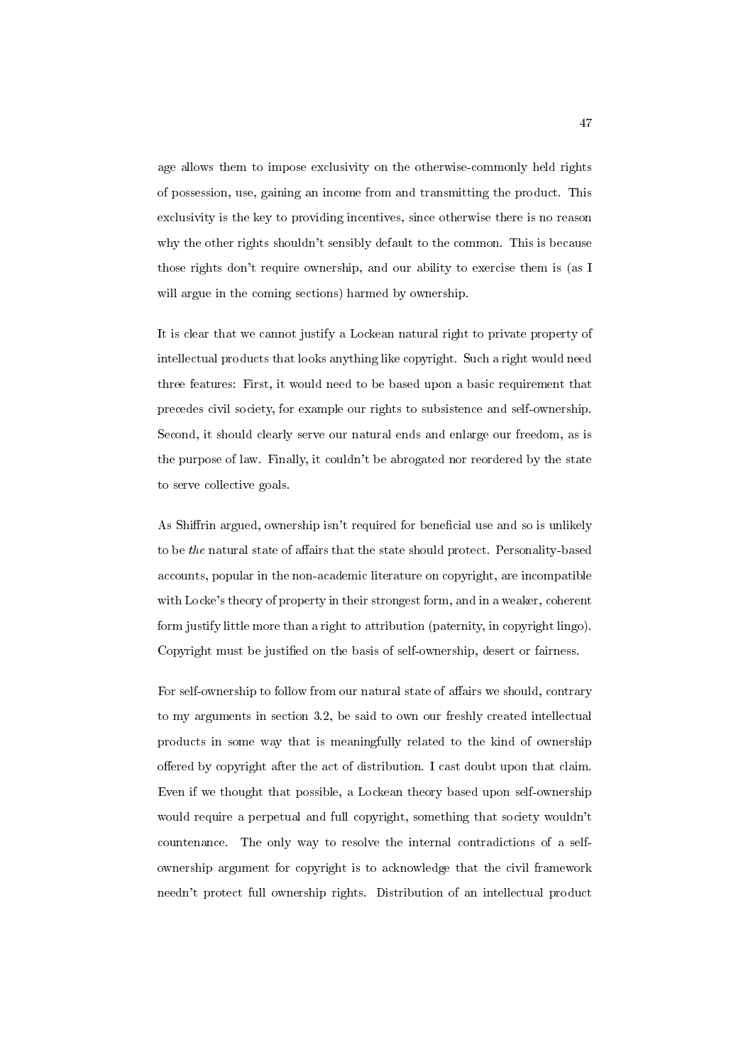age allows them to impose exclusivity on the otherwise-commonly held rights of possession, use, gaining an income from and transmitting the product. This exclusivity is the key to providing incentives, since otherwise there is no reason why the other rights shouldn't sensibly default to the common. This is because those rights don't require ownership, and our ability to exercise them is (as I will argue in the coming sections) harmed by ownership.

It is clear that we cannot justify a Lockean natural right to private property of intellectual products that looks anything like copyright. Such a right would need three features: First, it would need to be based upon a basic requirement that precedes civil society, for example our rights to subsistence and self-ownership. Second, it should clearly serve our natural ends and enlarge our freedom, as is the purpose of law. Finally, it couldn't be abrogated nor reordered by the state to serve collective goals.

As Shiffrin argued, ownership isn't required for beneficial use and so is unlikely to be *the* natural state of affairs that the state should protect. Personality-based accounts, popular in the non-academic literature on copyright, are incompatible with Locke's theory of property in their strongest form, and in a weaker, coherent form justify little more than a right to attribution (paternity, in copyright lingo). Copyright must be justified on the basis of self-ownership, desert or fairness.

For self-ownership to follow from our natural state of affairs we should, contrary to my arguments in section 3.2, be said to own our freshly created intellectual products in some way that is meaningfully related to the kind of ownership offered by copyright after the act of distribution. I cast doubt upon that claim. Even if we thought that possible, a Lockean theory based upon self-ownership would require a perpetual and full copyright, something that society wouldn't countenance. The only way to resolve the internal contradictions of a self-ownership argument for copyright is to acknowledge that the civil framework needn't protect full ownership rights. Distribution of an intellectual product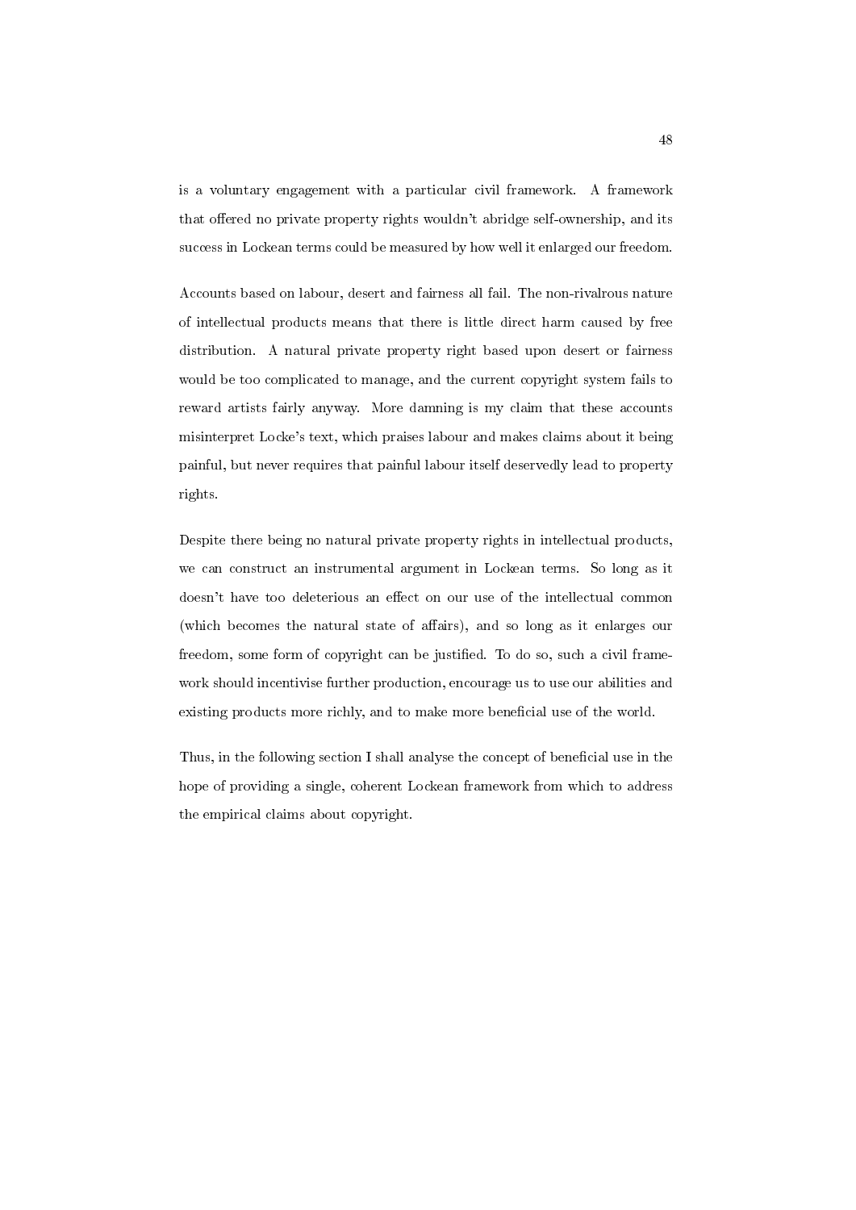is a voluntary engagement with a particular civil framework. A framework that offered no private property rights wouldn't abridge self-ownership, and its success in Lockean terms could be measured by how well it enlarged our freedom.

Accounts based on labour, desert and fairness all fail. The non-rivalrous nature of intellectual products means that there is little direct harm caused by free distribution. A natural private property right based upon desert or fairness would be too complicated to manage, and the current copyright system fails to reward artists fairly anyway. More damning is my claim that these accounts misinterpret Locke's text, which praises labour and makes claims about it being painful, but never requires that painful labour itself deservedly lead to property rights.

Despite there being no natural private property rights in intellectual products, we can construct an instrumental argument in Lockean terms. So long as it doesn't have too deleterious an effect on our use of the intellectual common (which becomes the natural state of affairs), and so long as it enlarges our freedom, some form of copyright can be justified. To do so, such a civil framework should incentivise further production, encourage us to use our abilities and existing products more richly, and to make more beneficial use of the world.

Thus, in the following section I shall analyse the concept of beneficial use in the hope of providing a single, coherent Lockean framework from which to address the empirical claims about copyright.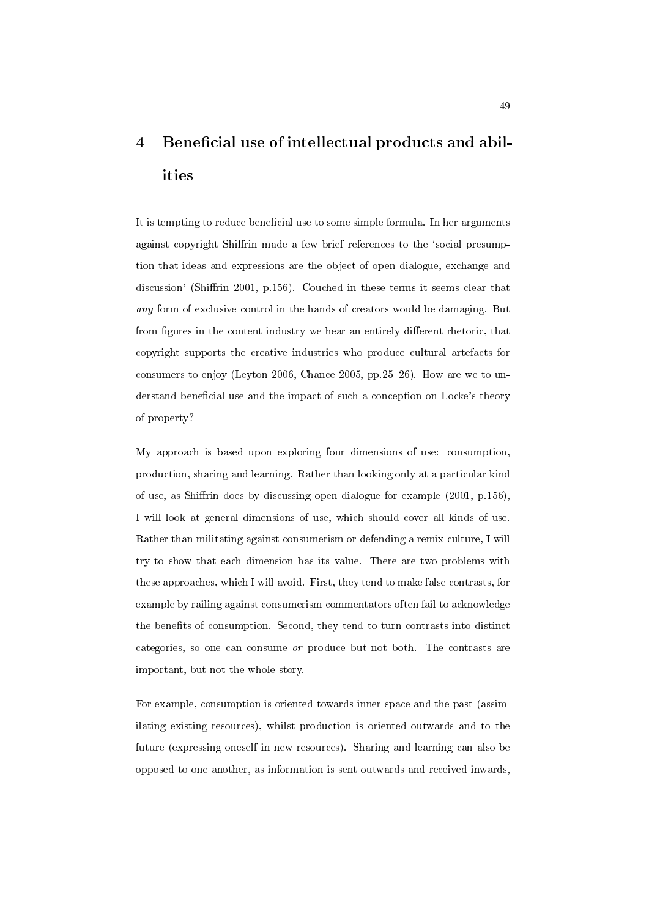# 4 Beneficial use of intellectual products and abilities

It is tempting to reduce beneficial use to some simple formula. In her arguments against copyright Shiffrin made a few brief references to the 'social presumption that ideas and expressions are the object of open dialogue, exchange and discussion' (Shiffrin 2001, p.156). Couched in these terms it seems clear that *any* form of exclusive control in the hands of creators would be damaging. But from figures in the content industry we hear an entirely different rhetoric, that copyright supports the creative industries who produce cultural artefacts for consumers to enjoy (Leyton 2006, Chance 2005, pp.25–26). How are we to understand beneficial use and the impact of such a conception on Locke's theory of property?

My approach is based upon exploring four dimensions of use: consumption, production, sharing and learning. Rather than looking only at a particular kind of use, as Shiffrin does by discussing open dialogue for example (2001, p.156), I will look at general dimensions of use, which should cover all kinds of use. Rather than militating against consumerism or defending a remix culture, I will try to show that each dimension has its value. There are two problems with these approaches, which I will avoid. First, they tend to make false contrasts, for example by railing against consumerism commentators often fail to acknowledge the benefits of consumption. Second, they tend to turn contrasts into distinct categories, so one can consume *or* produce but not both. The contrasts are important, but not the whole story.

For example, consumption is oriented towards inner space and the past (assimilating existing resources), whilst production is oriented outwards and to the future (expressing oneself in new resources). Sharing and learning can also be opposed to one another, as information is sent outwards and received inwards,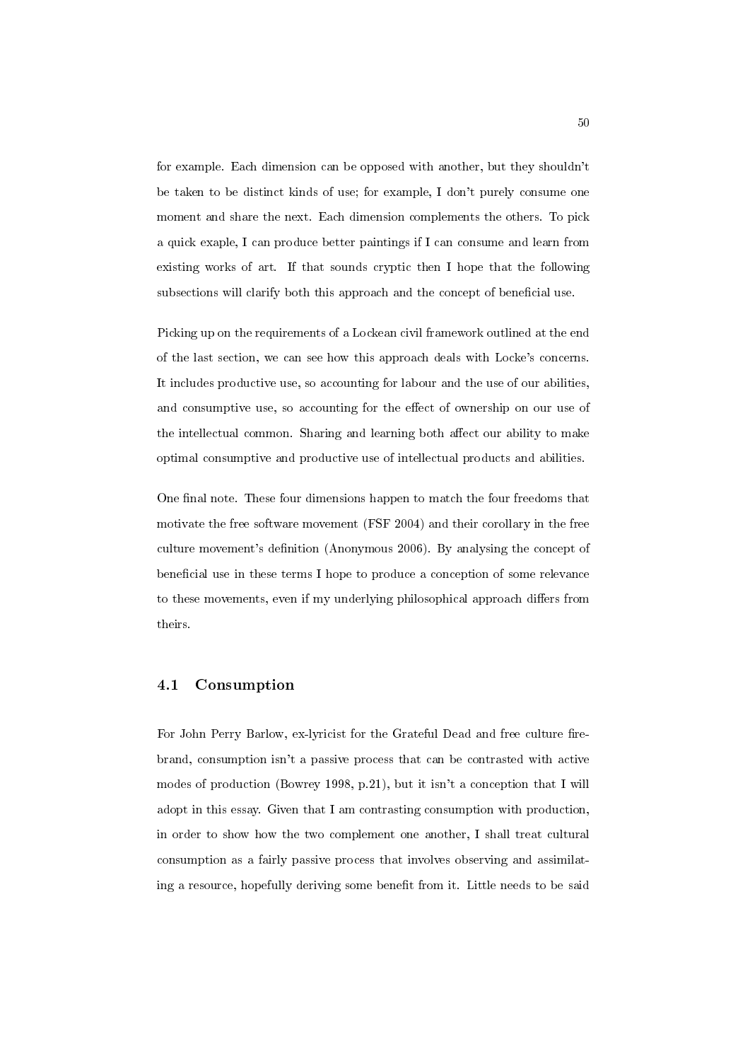for example. Each dimension can be opposed with another, but they shouldn't be taken to be distinct kinds of use; for example, I don't purely consume one moment and share the next. Each dimension complements the others. To pick a quick exaple, I can produce better paintings if I can consume and learn from existing works of art. If that sounds cryptic then I hope that the following subsections will clarify both this approach and the concept of beneficial use.

Picking up on the requirements of a Lockean civil framework outlined at the end of the last section, we can see how this approach deals with Locke's concerns. It includes productive use, so accounting for labour and the use of our abilities, and consumptive use, so accounting for the effect of ownership on our use of the intellectual common. Sharing and learning both affect our ability to make optimal consumptive and productive use of intellectual products and abilities.

One final note. These four dimensions happen to match the four freedoms that motivate the free software movement (FSF 2004) and their corollary in the free culture movement's definition (Anonymous 2006). By analysing the concept of beneficial use in these terms I hope to produce a conception of some relevance to these movements, even if my underlying philosophical approach differs from theirs.

## 4.1 Consumption

For John Perry Barlow, ex-lyricist for the Grateful Dead and free culture firebrand, consumption isn't a passive process that can be contrasted with active modes of production (Bowrey 1998, p.21), but it isn't a conception that I will adopt in this essay. Given that I am contrasting consumption with production, in order to show how the two complement one another, I shall treat cultural consumption as a fairly passive process that involves observing and assimilating a resource, hopefully deriving some benefit from it. Little needs to be said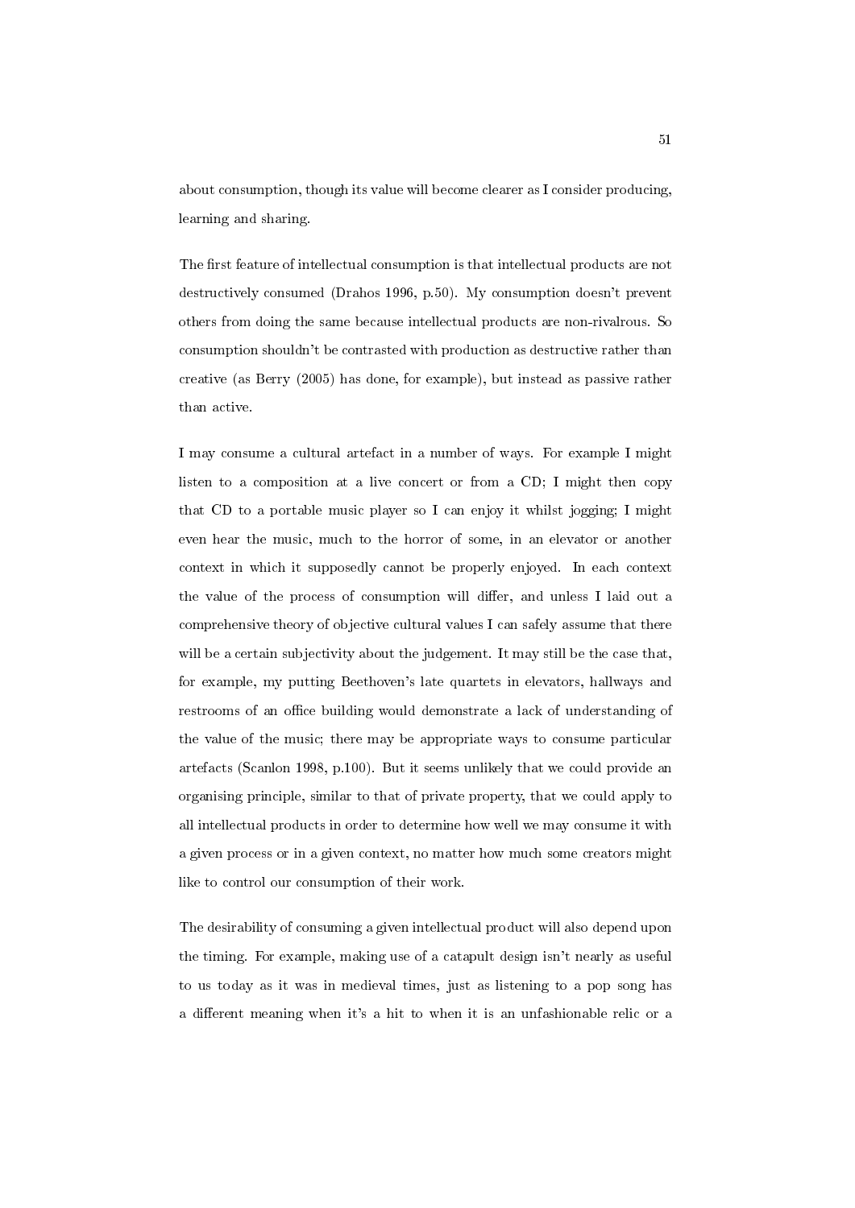about consumption, though its value will become clearer as I consider producing, learning and sharing.

The first feature of intellectual consumption is that intellectual products are not destructively consumed (Drahos 1996, p.50). My consumption doesn't prevent others from doing the same because intellectual products are non-rivalrous. So consumption shouldn't be contrasted with production as destructive rather than creative (as Berry (2005) has done, for example), but instead as passive rather than active.

I may consume a cultural artefact in a number of ways. For example I might listen to a composition at a live concert or from a CD; I might then copy that CD to a portable music player so I can enjoy it whilst jogging; I might even hear the music, much to the horror of some, in an elevator or another context in which it supposedly cannot be properly enjoyed. In each context the value of the process of consumption will differ, and unless I laid out a comprehensive theory of objective cultural values I can safely assume that there will be a certain subjectivity about the judgement. It may still be the case that, for example, my putting Beethoven's late quartets in elevators, hallways and restrooms of an office building would demonstrate a lack of understanding of the value of the music; there may be appropriate ways to consume particular artefacts (Scanlon 1998, p.100). But it seems unlikely that we could provide an organising principle, similar to that of private property, that we could apply to all intellectual products in order to determine how well we may consume it with a given process or in a given context, no matter how much some creators might like to control our consumption of their work.

The desirability of consuming a given intellectual product will also depend upon the timing. For example, making use of a catapult design isn't nearly as useful to us today as it was in medieval times, just as listening to a pop song has a different meaning when it's a hit to when it is an unfashionable relic or a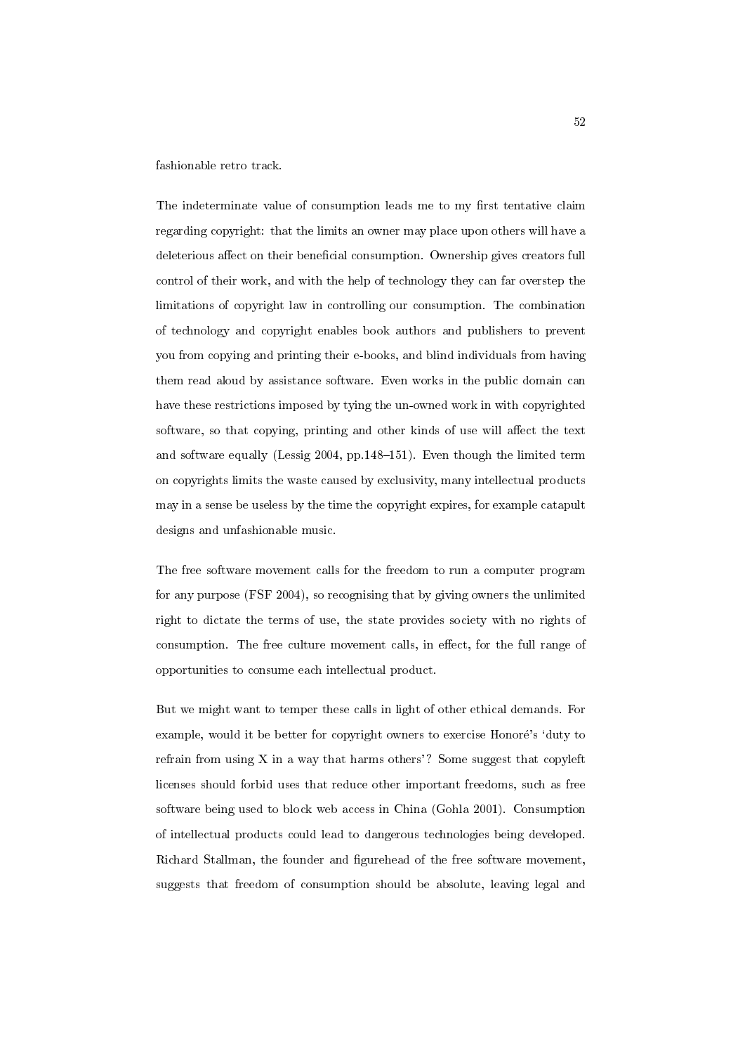fashionable retro track.

The indeterminate value of consumption leads me to my first tentative claim regarding copyright: that the limits an owner may place upon others will have a deleterious affect on their beneficial consumption. Ownership gives creators full control of their work, and with the help of technology they can far overstep the limitations of copyright law in controlling our consumption. The combination of technology and copyright enables book authors and publishers to prevent you from copying and printing their e-books, and blind individuals from having them read aloud by assistance software. Even works in the public domain can have these restrictions imposed by tying the un-owned work in with copyrighted software, so that copying, printing and other kinds of use will affect the text and software equally (Lessig 2004, pp.148–151). Even though the limited term on copyrights limits the waste caused by exclusivity, many intellectual products may in a sense be useless by the time the copyright expires, for example catapult designs and unfashionable music.

The free software movement calls for the freedom to run a computer program for any purpose (FSF 2004), so recognising that by giving owners the unlimited right to dictate the terms of use, the state provides society with no rights of consumption. The free culture movement calls, in effect, for the full range of opportunities to consume each intellectual product.

But we might want to temper these calls in light of other ethical demands. For example, would it be better for copyright owners to exercise Honoré's 'duty to refrain from using X in a way that harms others'? Some suggest that copyleft licenses should forbid uses that reduce other important freedoms, such as free software being used to block web access in China (Gohla 2001). Consumption of intellectual products could lead to dangerous technologies being developed. Richard Stallman, the founder and figurehead of the free software movement, suggests that freedom of consumption should be absolute, leaving legal and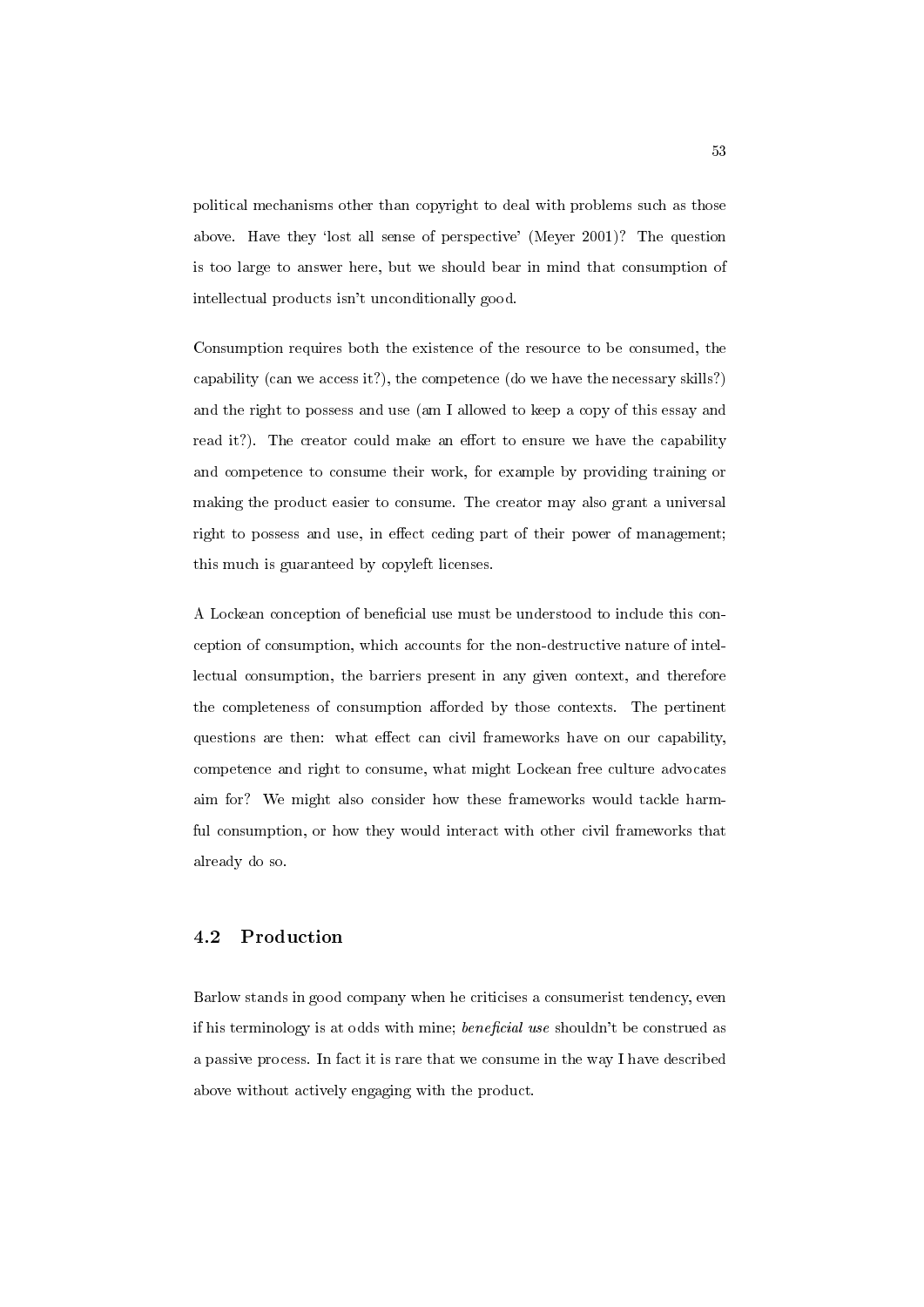political mechanisms other than copyright to deal with problems such as those above. Have they 'lost all sense of perspective' (Meyer 2001)? The question is too large to answer here, but we should bear in mind that consumption of intellectual products isn't unconditionally good.

Consumption requires both the existence of the resource to be consumed, the capability (can we access it?), the competence (do we have the necessary skills?) and the right to possess and use (am I allowed to keep a copy of this essay and read it?). The creator could make an effort to ensure we have the capability and competence to consume their work, for example by providing training or making the product easier to consume. The creator may also grant a universal right to possess and use, in effect ceding part of their power of management; this much is guaranteed by copyleft licenses.

A Lockean conception of beneficial use must be understood to include this conception of consumption, which accounts for the non-destructive nature of intellectual consumption, the barriers present in any given context, and therefore the completeness of consumption afforded by those contexts. The pertinent questions are then: what effect can civil frameworks have on our capability, competence and right to consume, what might Lockean free culture advocates aim for? We might also consider how these frameworks would tackle harmful consumption, or how they would interact with other civil frameworks that already do so.

## 4.2 Production

Barlow stands in good company when he criticises a consumerist tendency, even if his terminology is at odds with mine; *beneficial use* shouldn't be construed as a passive process. In fact it is rare that we consume in the way I have described above without actively engaging with the product.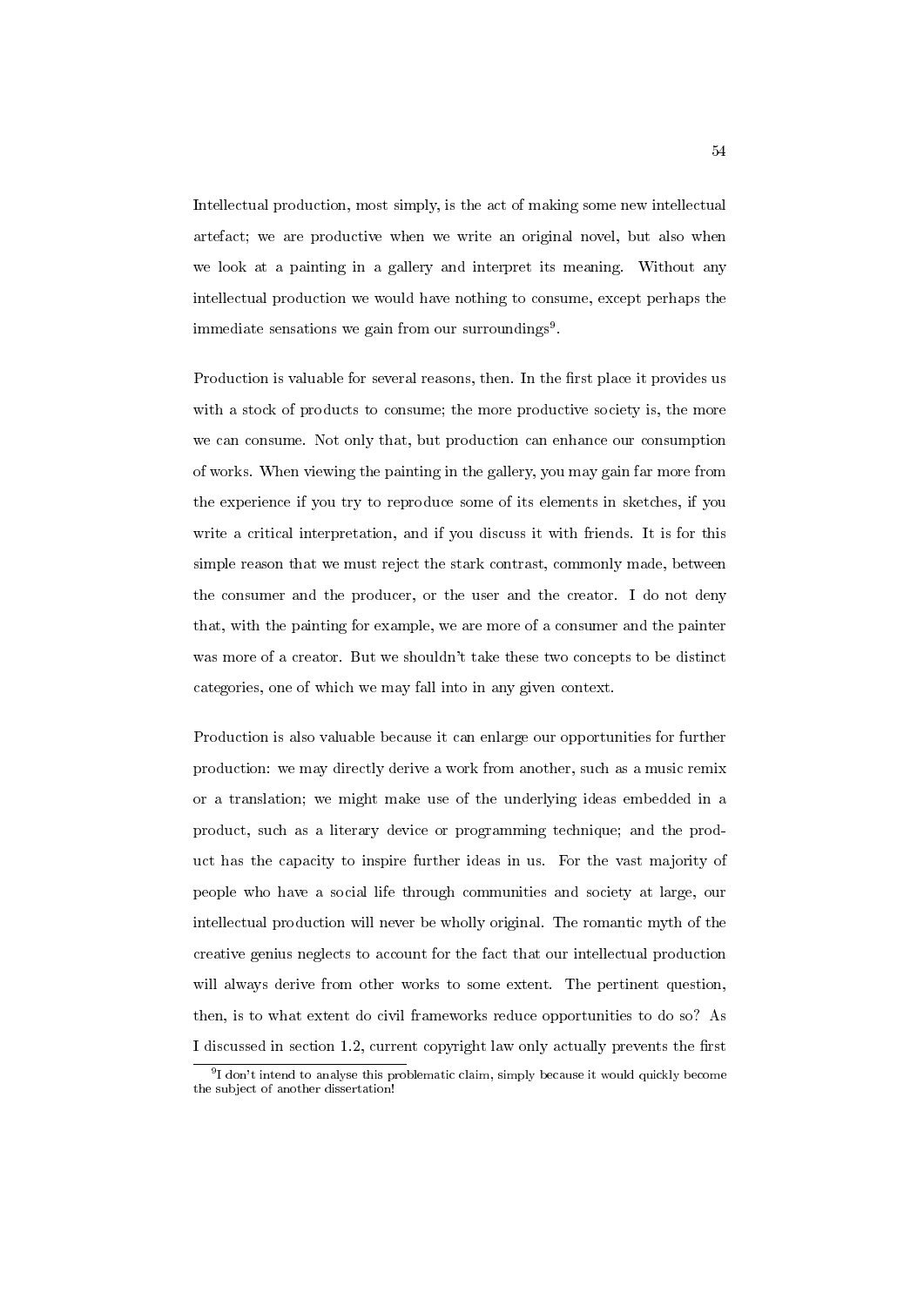Intellectual production, most simply, is the act of making some new intellectual artefact; we are productive when we write an original novel, but also when we look at a painting in a gallery and interpret its meaning. Without any intellectual production we would have nothing to consume, except perhaps the immediate sensations we gain from our surroundings[9].

Production is valuable for several reasons, then. In the first place it provides us with a stock of products to consume; the more productive society is, the more we can consume. Not only that, but production can enhance our consumption of works. When viewing the painting in the gallery, you may gain far more from the experience if you try to reproduce some of its elements in sketches, if you write a critical interpretation, and if you discuss it with friends. It is for this simple reason that we must reject the stark contrast, commonly made, between the consumer and the producer, or the user and the creator. I do not deny that, with the painting for example, we are more of a consumer and the painter was more of a creator. But we shouldn't take these two concepts to be distinct categories, one of which we may fall into in any given context.

Production is also valuable because it can enlarge our opportunities for further production: we may directly derive a work from another, such as a music remix or a translation; we might make use of the underlying ideas embedded in a product, such as a literary device or programming technique; and the product has the capacity to inspire further ideas in us. For the vast majority of people who have a social life through communities and society at large, our intellectual production will never be wholly original. The romantic myth of the creative genius neglects to account for the fact that our intellectual production will always derive from other works to some extent. The pertinent question, then, is to what extent do civil frameworks reduce opportunities to do so? As I discussed in section 1.2, current copyright law only actually prevents the first

[9] I don't intend to analyse this problematic claim, simply because it would quickly become the subject of another dissertation!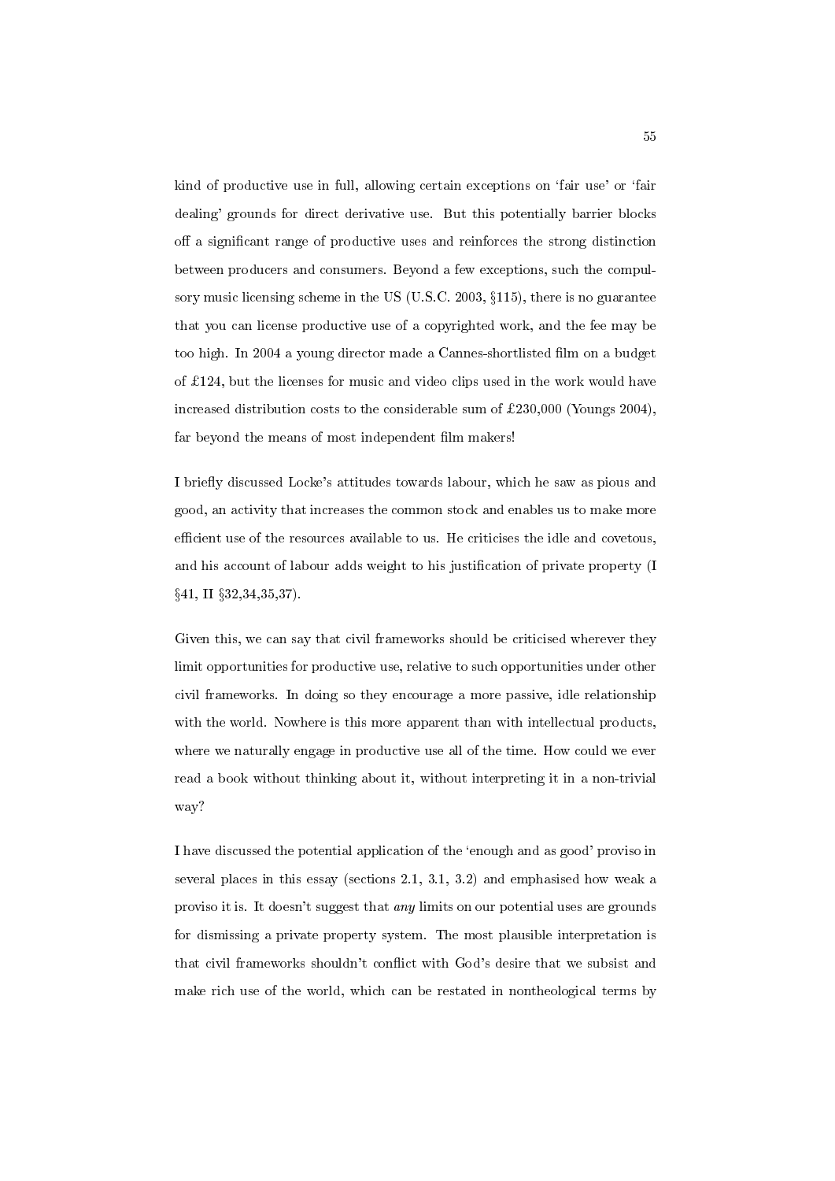kind of productive use in full, allowing certain exceptions on 'fair use' or 'fair dealing' grounds for direct derivative use. But this potentially barrier blocks off a significant range of productive uses and reinforces the strong distinction between producers and consumers. Beyond a few exceptions, such the compulsory music licensing scheme in the US (U.S.C. 2003, §115), there is no guarantee that you can license productive use of a copyrighted work, and the fee may be too high. In 2004 a young director made a Cannes-shortlisted film on a budget of £124, but the licenses for music and video clips used in the work would have increased distribution costs to the considerable sum of £230,000 (Youngs 2004), far beyond the means of most independent film makers!

I briefly discussed Locke's attitudes towards labour, which he saw as pious and good, an activity that increases the common stock and enables us to make more efficient use of the resources available to us. He criticises the idle and covetous, and his account of labour adds weight to his justification of private property (I §41, II §32,34,35,37).

Given this, we can say that civil frameworks should be criticised wherever they limit opportunities for productive use, relative to such opportunities under other civil frameworks. In doing so they encourage a more passive, idle relationship with the world. Nowhere is this more apparent than with intellectual products, where we naturally engage in productive use all of the time. How could we ever read a book without thinking about it, without interpreting it in a non-trivial way?

I have discussed the potential application of the 'enough and as good' proviso in several places in this essay (sections 2.1, 3.1, 3.2) and emphasised how weak a proviso it is. It doesn't suggest that *any* limits on our potential uses are grounds for dismissing a private property system. The most plausible interpretation is that civil frameworks shouldn't conflict with God's desire that we subsist and make rich use of the world, which can be restated in nontheological terms by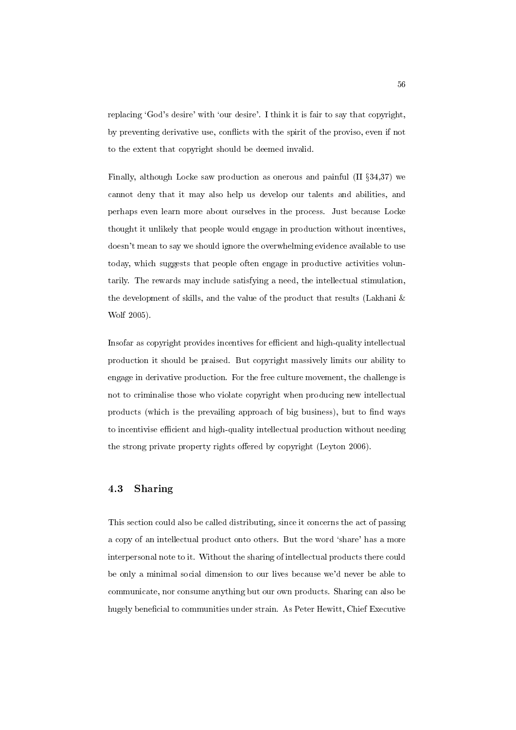replacing 'God's desire' with 'our desire'. I think it is fair to say that copyright, by preventing derivative use, conflicts with the spirit of the proviso, even if not to the extent that copyright should be deemed invalid.

Finally, although Locke saw production as onerous and painful (II §34,37) we cannot deny that it may also help us develop our talents and abilities, and perhaps even learn more about ourselves in the process. Just because Locke thought it unlikely that people would engage in production without incentives, doesn't mean to say we should ignore the overwhelming evidence available to use today, which suggests that people often engage in productive activities voluntarily. The rewards may include satisfying a need, the intellectual stimulation, the development of skills, and the value of the product that results (Lakhani & Wolf 2005).

Insofar as copyright provides incentives for efficient and high-quality intellectual production it should be praised. But copyright massively limits our ability to engage in derivative production. For the free culture movement, the challenge is not to criminalise those who violate copyright when producing new intellectual products (which is the prevailing approach of big business), but to find ways to incentivise efficient and high-quality intellectual production without needing the strong private property rights offered by copyright (Leyton 2006).

## 4.3 Sharing

This section could also be called distributing, since it concerns the act of passing a copy of an intellectual product onto others. But the word 'share' has a more interpersonal note to it. Without the sharing of intellectual products there could be only a minimal social dimension to our lives because we'd never be able to communicate, nor consume anything but our own products. Sharing can also be hugely beneficial to communities under strain. As Peter Hewitt, Chief Executive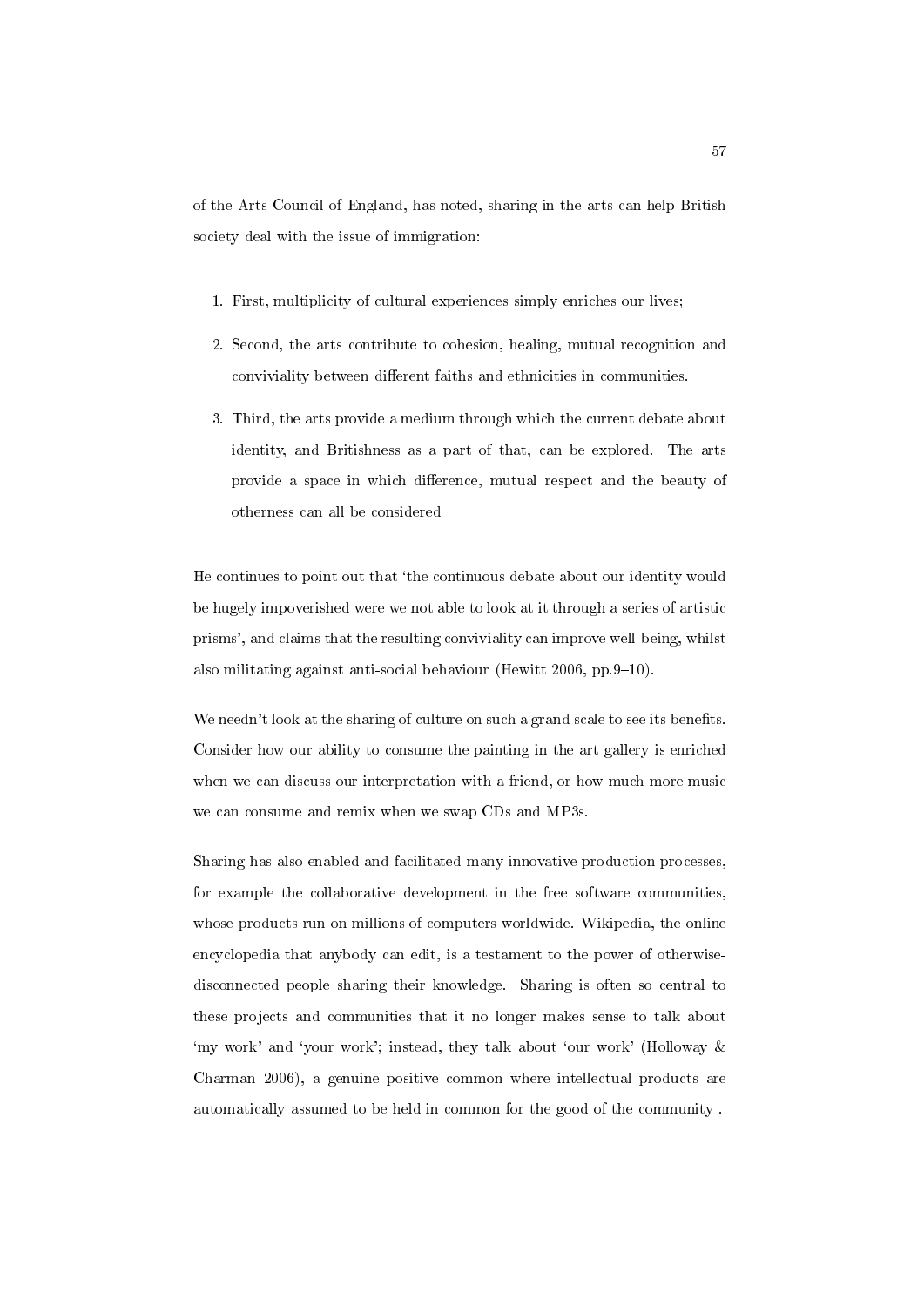of the Arts Council of England, has noted, sharing in the arts can help British society deal with the issue of immigration:

1. First, multiplicity of cultural experiences simply enriches our lives;
2. Second, the arts contribute to cohesion, healing, mutual recognition and conviviality between different faiths and ethnicities in communities.
3. Third, the arts provide a medium through which the current debate about identity, and Britishness as a part of that, can be explored. The arts provide a space in which difference, mutual respect and the beauty of otherness can all be considered

He continues to point out that 'the continuous debate about our identity would be hugely impoverished were we not able to look at it through a series of artistic prisms', and claims that the resulting conviviality can improve well-being, whilst also militating against anti-social behaviour (Hewitt 2006, pp.9–10).

We needn't look at the sharing of culture on such a grand scale to see its benefits. Consider how our ability to consume the painting in the art gallery is enriched when we can discuss our interpretation with a friend, or how much more music we can consume and remix when we swap CDs and MP3s.

Sharing has also enabled and facilitated many innovative production processes, for example the collaborative development in the free software communities, whose products run on millions of computers worldwide. Wikipedia, the online encyclopedia that anybody can edit, is a testament to the power of otherwise-disconnected people sharing their knowledge. Sharing is often so central to these projects and communities that it no longer makes sense to talk about 'my work' and 'your work'; instead, they talk about 'our work' (Holloway & Charman 2006), a genuine positive common where intellectual products are automatically assumed to be held in common for the good of the community .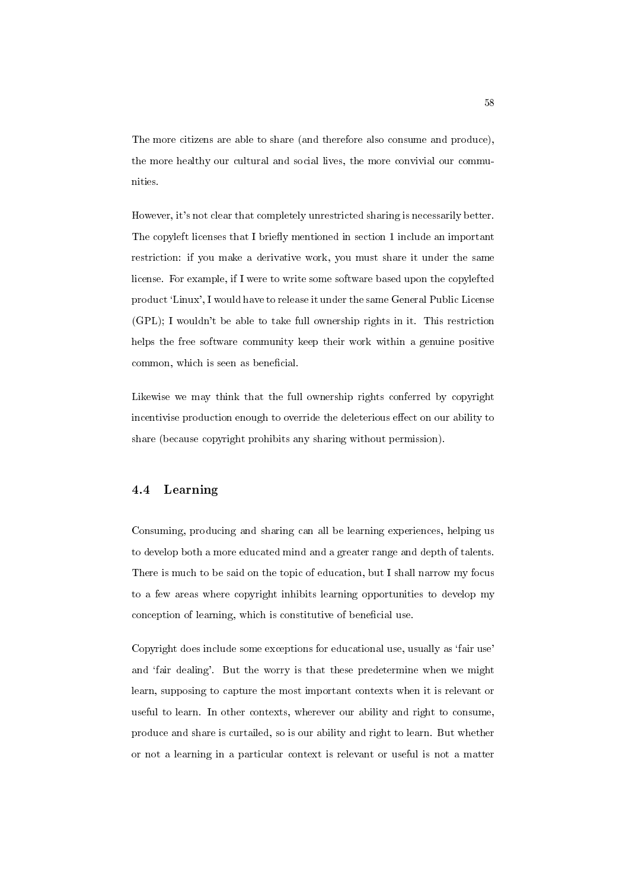The more citizens are able to share (and therefore also consume and produce), the more healthy our cultural and social lives, the more convivial our communities.

However, it's not clear that completely unrestricted sharing is necessarily better. The copyleft licenses that I briefly mentioned in section 1 include an important restriction: if you make a derivative work, you must share it under the same license. For example, if I were to write some software based upon the copylefted product 'Linux', I would have to release it under the same General Public License (GPL); I wouldn't be able to take full ownership rights in it. This restriction helps the free software community keep their work within a genuine positive common, which is seen as beneficial.

Likewise we may think that the full ownership rights conferred by copyright incentivise production enough to override the deleterious effect on our ability to share (because copyright prohibits any sharing without permission).

## 4.4 Learning

Consuming, producing and sharing can all be learning experiences, helping us to develop both a more educated mind and a greater range and depth of talents. There is much to be said on the topic of education, but I shall narrow my focus to a few areas where copyright inhibits learning opportunities to develop my conception of learning, which is constitutive of beneficial use.

Copyright does include some exceptions for educational use, usually as 'fair use' and 'fair dealing'. But the worry is that these predetermine when we might learn, supposing to capture the most important contexts when it is relevant or useful to learn. In other contexts, wherever our ability and right to consume, produce and share is curtailed, so is our ability and right to learn. But whether or not a learning in a particular context is relevant or useful is not a matter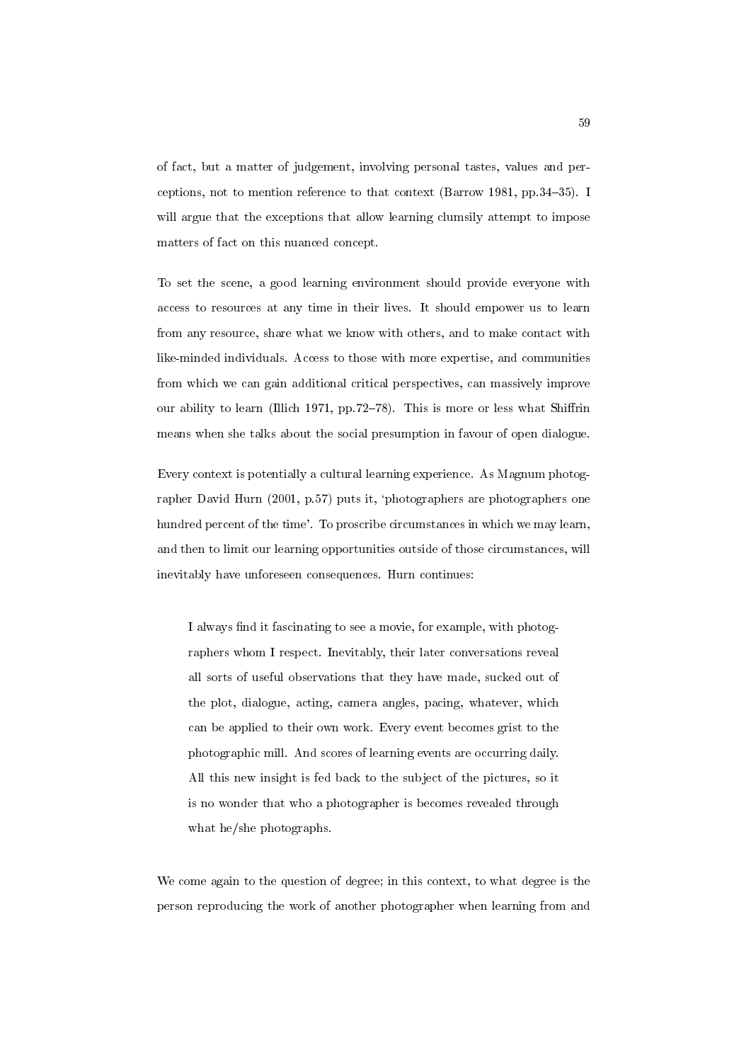of fact, but a matter of judgement, involving personal tastes, values and perceptions, not to mention reference to that context (Barrow 1981, pp.34–35). I will argue that the exceptions that allow learning clumsily attempt to impose matters of fact on this nuanced concept.

To set the scene, a good learning environment should provide everyone with access to resources at any time in their lives. It should empower us to learn from any resource, share what we know with others, and to make contact with like-minded individuals. Access to those with more expertise, and communities from which we can gain additional critical perspectives, can massively improve our ability to learn (Illich 1971, pp.72–78). This is more or less what Shiffrin means when she talks about the social presumption in favour of open dialogue.

Every context is potentially a cultural learning experience. As Magnum photographer David Hurn (2001, p.57) puts it, 'photographers are photographers one hundred percent of the time'. To proscribe circumstances in which we may learn, and then to limit our learning opportunities outside of those circumstances, will inevitably have unforeseen consequences. Hurn continues:

> I always find it fascinating to see a movie, for example, with photographers whom I respect. Inevitably, their later conversations reveal all sorts of useful observations that they have made, sucked out of the plot, dialogue, acting, camera angles, pacing, whatever, which can be applied to their own work. Every event becomes grist to the photographic mill. And scores of learning events are occurring daily. All this new insight is fed back to the subject of the pictures, so it is no wonder that who a photographer is becomes revealed through what he/she photographs.

We come again to the question of degree; in this context, to what degree is the person reproducing the work of another photographer when learning from and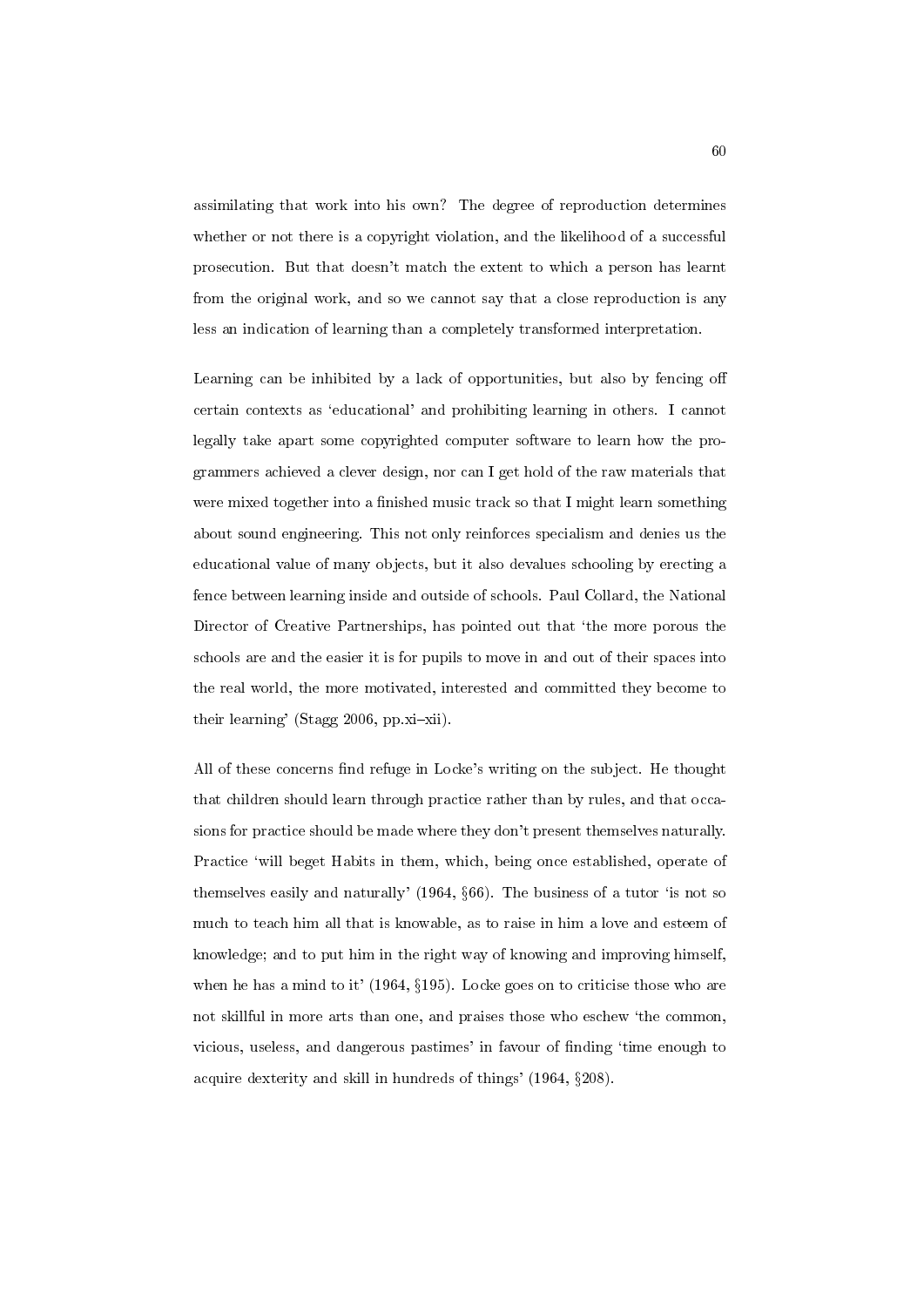assimilating that work into his own? The degree of reproduction determines whether or not there is a copyright violation, and the likelihood of a successful prosecution. But that doesn't match the extent to which a person has learnt from the original work, and so we cannot say that a close reproduction is any less an indication of learning than a completely transformed interpretation.

Learning can be inhibited by a lack of opportunities, but also by fencing off certain contexts as 'educational' and prohibiting learning in others. I cannot legally take apart some copyrighted computer software to learn how the programmers achieved a clever design, nor can I get hold of the raw materials that were mixed together into a finished music track so that I might learn something about sound engineering. This not only reinforces specialism and denies us the educational value of many objects, but it also devalues schooling by erecting a fence between learning inside and outside of schools. Paul Collard, the National Director of Creative Partnerships, has pointed out that 'the more porous the schools are and the easier it is for pupils to move in and out of their spaces into the real world, the more motivated, interested and committed they become to their learning' (Stagg 2006, pp.xi–xii).

All of these concerns find refuge in Locke's writing on the subject. He thought that children should learn through practice rather than by rules, and that occasions for practice should be made where they don't present themselves naturally. Practice 'will beget Habits in them, which, being once established, operate of themselves easily and naturally' (1964, §66). The business of a tutor 'is not so much to teach him all that is knowable, as to raise in him a love and esteem of knowledge; and to put him in the right way of knowing and improving himself, when he has a mind to it' (1964, §195). Locke goes on to criticise those who are not skillful in more arts than one, and praises those who eschew 'the common, vicious, useless, and dangerous pastimes' in favour of finding 'time enough to acquire dexterity and skill in hundreds of things' (1964, §208).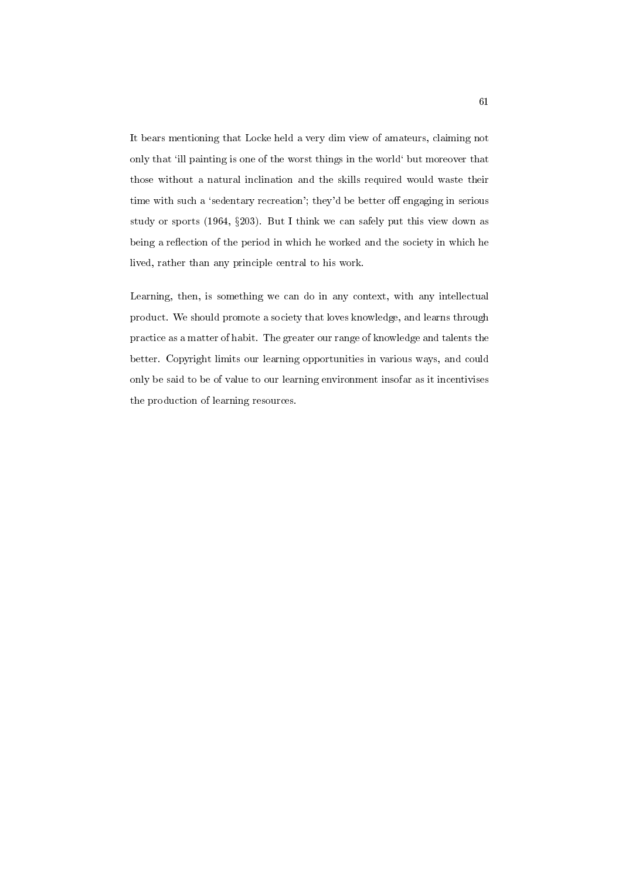It bears mentioning that Locke held a very dim view of amateurs, claiming not only that 'ill painting is one of the worst things in the world' but moreover that those without a natural inclination and the skills required would waste their time with such a 'sedentary recreation'; they'd be better off engaging in serious study or sports (1964, §203). But I think we can safely put this view down as being a reflection of the period in which he worked and the society in which he lived, rather than any principle central to his work.

Learning, then, is something we can do in any context, with any intellectual product. We should promote a society that loves knowledge, and learns through practice as a matter of habit. The greater our range of knowledge and talents the better. Copyright limits our learning opportunities in various ways, and could only be said to be of value to our learning environment insofar as it incentivises the production of learning resources.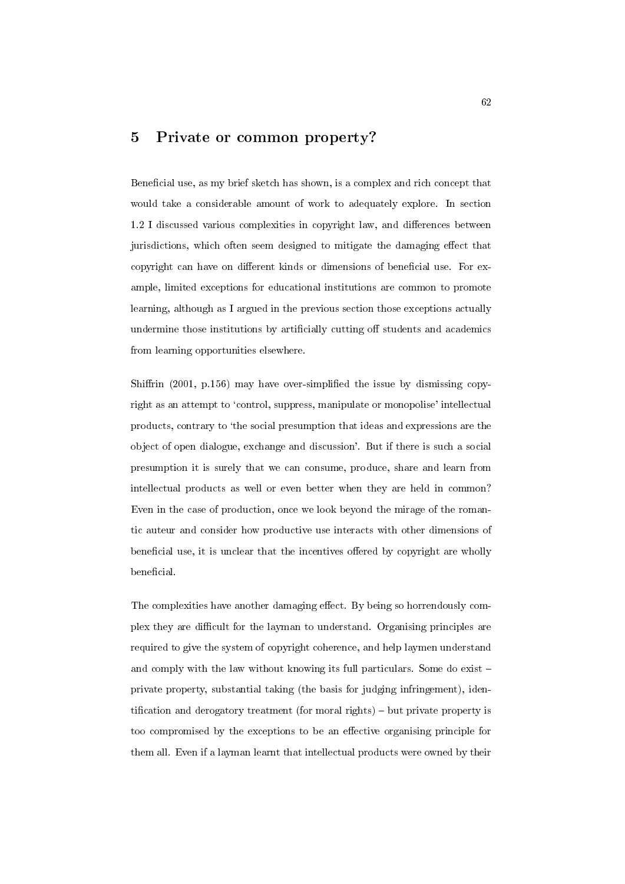# 5 Private or common property?

Beneficial use, as my brief sketch has shown, is a complex and rich concept that would take a considerable amount of work to adequately explore. In section 1.2 I discussed various complexities in copyright law, and differences between jurisdictions, which often seem designed to mitigate the damaging effect that copyright can have on different kinds or dimensions of beneficial use. For example, limited exceptions for educational institutions are common to promote learning, although as I argued in the previous section those exceptions actually undermine those institutions by artificially cutting off students and academics from learning opportunities elsewhere.

Shiffrin (2001, p.156) may have over-simplified the issue by dismissing copyright as an attempt to 'control, suppress, manipulate or monopolise' intellectual products, contrary to 'the social presumption that ideas and expressions are the object of open dialogue, exchange and discussion'. But if there is such a social presumption it is surely that we can consume, produce, share and learn from intellectual products as well or even better when they are held in common? Even in the case of production, once we look beyond the mirage of the romantic auteur and consider how productive use interacts with other dimensions of beneficial use, it is unclear that the incentives offered by copyright are wholly beneficial.

The complexities have another damaging effect. By being so horrendously complex they are difficult for the layman to understand. Organising principles are required to give the system of copyright coherence, and help laymen understand and comply with the law without knowing its full particulars. Some do exist – private property, substantial taking (the basis for judging infringement), identification and derogatory treatment (for moral rights) – but private property is too compromised by the exceptions to be an effective organising principle for them all. Even if a layman learnt that intellectual products were owned by their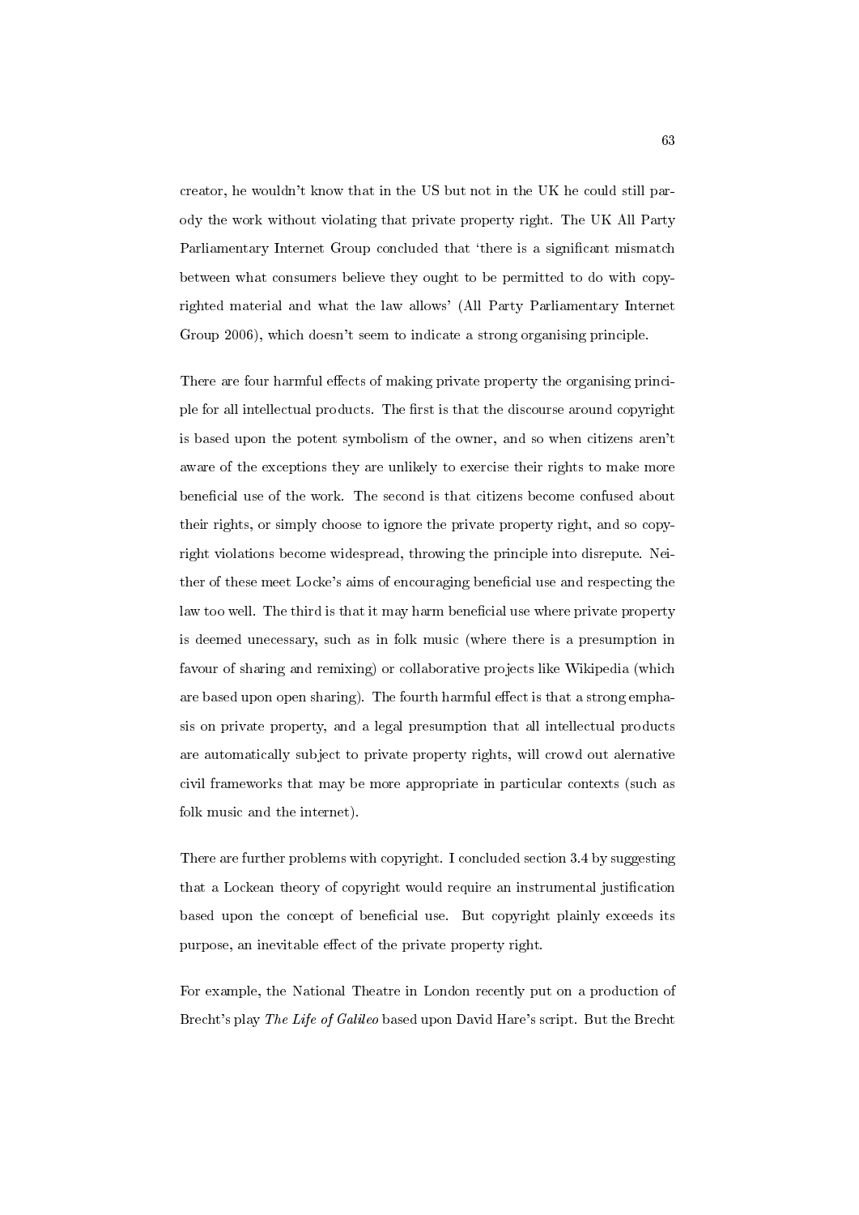creator, he wouldn't know that in the US but not in the UK he could still parody the work without violating that private property right. The UK All Party Parliamentary Internet Group concluded that 'there is a significant mismatch between what consumers believe they ought to be permitted to do with copyrighted material and what the law allows' (All Party Parliamentary Internet Group 2006), which doesn't seem to indicate a strong organising principle.

There are four harmful effects of making private property the organising principle for all intellectual products. The first is that the discourse around copyright is based upon the potent symbolism of the owner, and so when citizens aren't aware of the exceptions they are unlikely to exercise their rights to make more beneficial use of the work. The second is that citizens become confused about their rights, or simply choose to ignore the private property right, and so copyright violations become widespread, throwing the principle into disrepute. Neither of these meet Locke's aims of encouraging beneficial use and respecting the law too well. The third is that it may harm beneficial use where private property is deemed unecessary, such as in folk music (where there is a presumption in favour of sharing and remixing) or collaborative projects like Wikipedia (which are based upon open sharing). The fourth harmful effect is that a strong emphasis on private property, and a legal presumption that all intellectual products are automatically subject to private property rights, will crowd out alernative civil frameworks that may be more appropriate in particular contexts (such as folk music and the internet).

There are further problems with copyright. I concluded section 3.4 by suggesting that a Lockean theory of copyright would require an instrumental justification based upon the concept of beneficial use. But copyright plainly exceeds its purpose, an inevitable effect of the private property right.

For example, the National Theatre in London recently put on a production of Brecht's play *The Life of Galileo* based upon David Hare's script. But the Brecht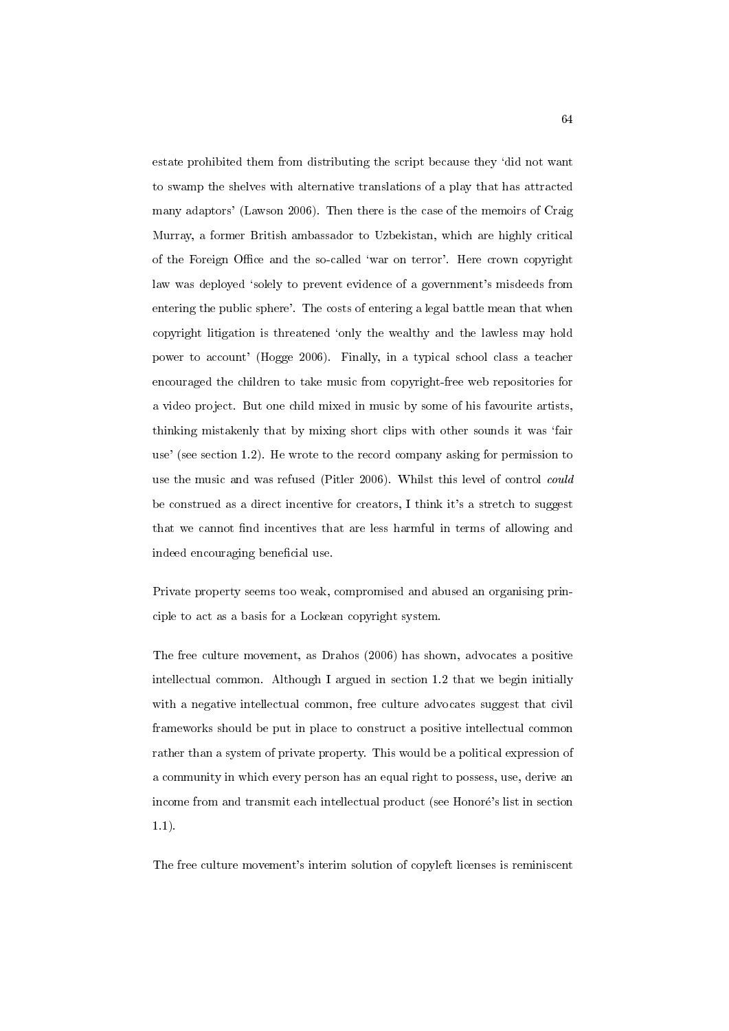estate prohibited them from distributing the script because they 'did not want to swamp the shelves with alternative translations of a play that has attracted many adaptors' (Lawson 2006). Then there is the case of the memoirs of Craig Murray, a former British ambassador to Uzbekistan, which are highly critical of the Foreign Office and the so-called 'war on terror'. Here crown copyright law was deployed 'solely to prevent evidence of a government's misdeeds from entering the public sphere'. The costs of entering a legal battle mean that when copyright litigation is threatened 'only the wealthy and the lawless may hold power to account' (Hogge 2006). Finally, in a typical school class a teacher encouraged the children to take music from copyright-free web repositories for a video project. But one child mixed in music by some of his favourite artists, thinking mistakenly that by mixing short clips with other sounds it was 'fair use' (see section 1.2). He wrote to the record company asking for permission to use the music and was refused (Pitler 2006). Whilst this level of control *could* be construed as a direct incentive for creators, I think it's a stretch to suggest that we cannot find incentives that are less harmful in terms of allowing and indeed encouraging beneficial use.

Private property seems too weak, compromised and abused an organising principle to act as a basis for a Lockean copyright system.

The free culture movement, as Drahos (2006) has shown, advocates a positive intellectual common. Although I argued in section 1.2 that we begin initially with a negative intellectual common, free culture advocates suggest that civil frameworks should be put in place to construct a positive intellectual common rather than a system of private property. This would be a political expression of a community in which every person has an equal right to possess, use, derive an income from and transmit each intellectual product (see Honoré's list in section 1.1).

The free culture movement's interim solution of copyleft licenses is reminiscent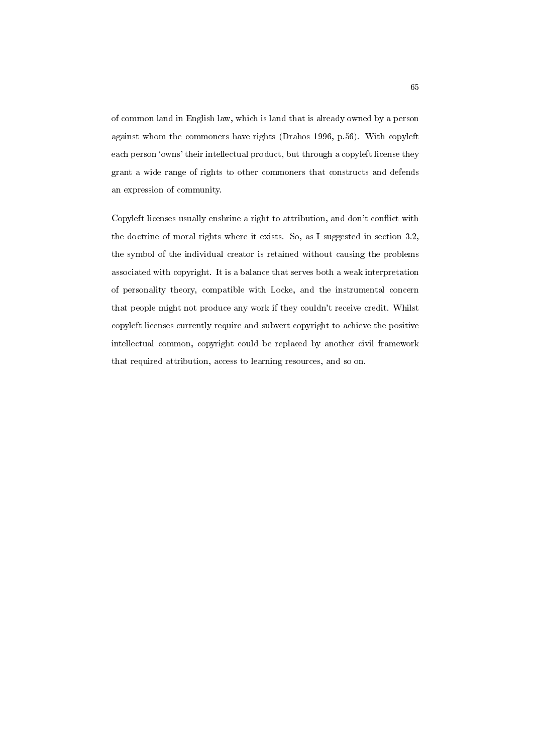of common land in English law, which is land that is already owned by a person against whom the commoners have rights (Drahos 1996, p.56). With copyleft each person 'owns' their intellectual product, but through a copyleft license they grant a wide range of rights to other commoners that constructs and defends an expression of community.

Copyleft licenses usually enshrine a right to attribution, and don't conflict with the doctrine of moral rights where it exists. So, as I suggested in section 3.2, the symbol of the individual creator is retained without causing the problems associated with copyright. It is a balance that serves both a weak interpretation of personality theory, compatible with Locke, and the instrumental concern that people might not produce any work if they couldn't receive credit. Whilst copyleft licenses currently require and subvert copyright to achieve the positive intellectual common, copyright could be replaced by another civil framework that required attribution, access to learning resources, and so on.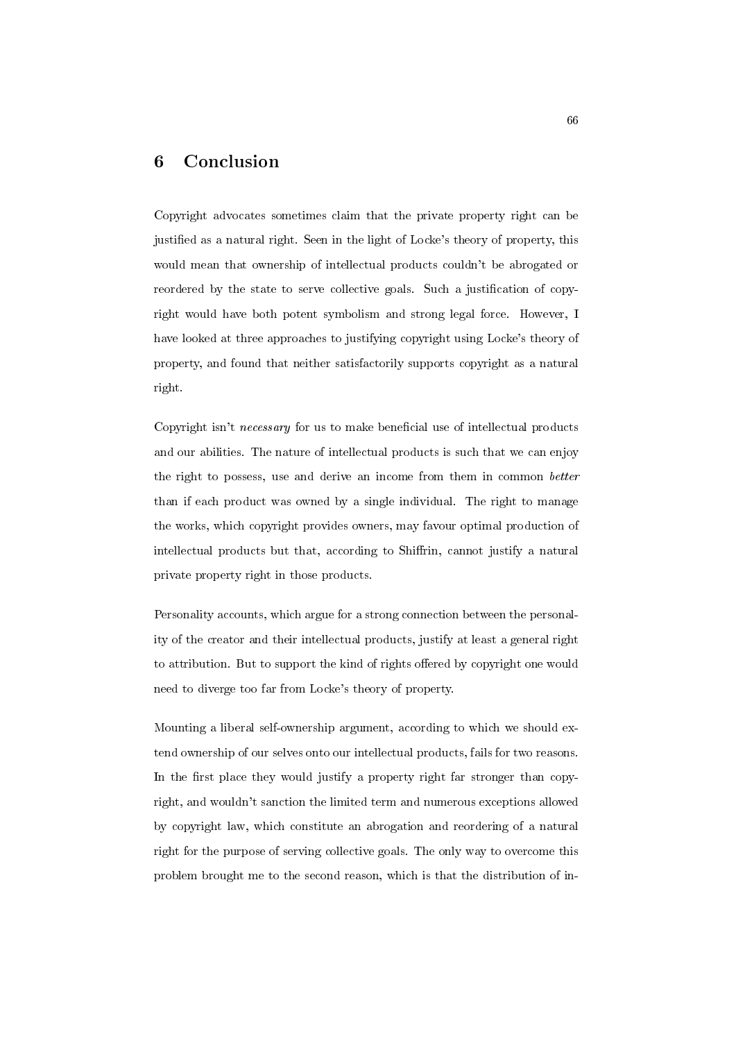# 6 Conclusion

Copyright advocates sometimes claim that the private property right can be justified as a natural right. Seen in the light of Locke's theory of property, this would mean that ownership of intellectual products couldn't be abrogated or reordered by the state to serve collective goals. Such a justification of copyright would have both potent symbolism and strong legal force. However, I have looked at three approaches to justifying copyright using Locke's theory of property, and found that neither satisfactorily supports copyright as a natural right.

Copyright isn't *necessary* for us to make beneficial use of intellectual products and our abilities. The nature of intellectual products is such that we can enjoy the right to possess, use and derive an income from them in common *better* than if each product was owned by a single individual. The right to manage the works, which copyright provides owners, may favour optimal production of intellectual products but that, according to Shiffrin, cannot justify a natural private property right in those products.

Personality accounts, which argue for a strong connection between the personality of the creator and their intellectual products, justify at least a general right to attribution. But to support the kind of rights offered by copyright one would need to diverge too far from Locke's theory of property.

Mounting a liberal self-ownership argument, according to which we should extend ownership of our selves onto our intellectual products, fails for two reasons. In the first place they would justify a property right far stronger than copyright, and wouldn't sanction the limited term and numerous exceptions allowed by copyright law, which constitute an abrogation and reordering of a natural right for the purpose of serving collective goals. The only way to overcome this problem brought me to the second reason, which is that the distribution of in-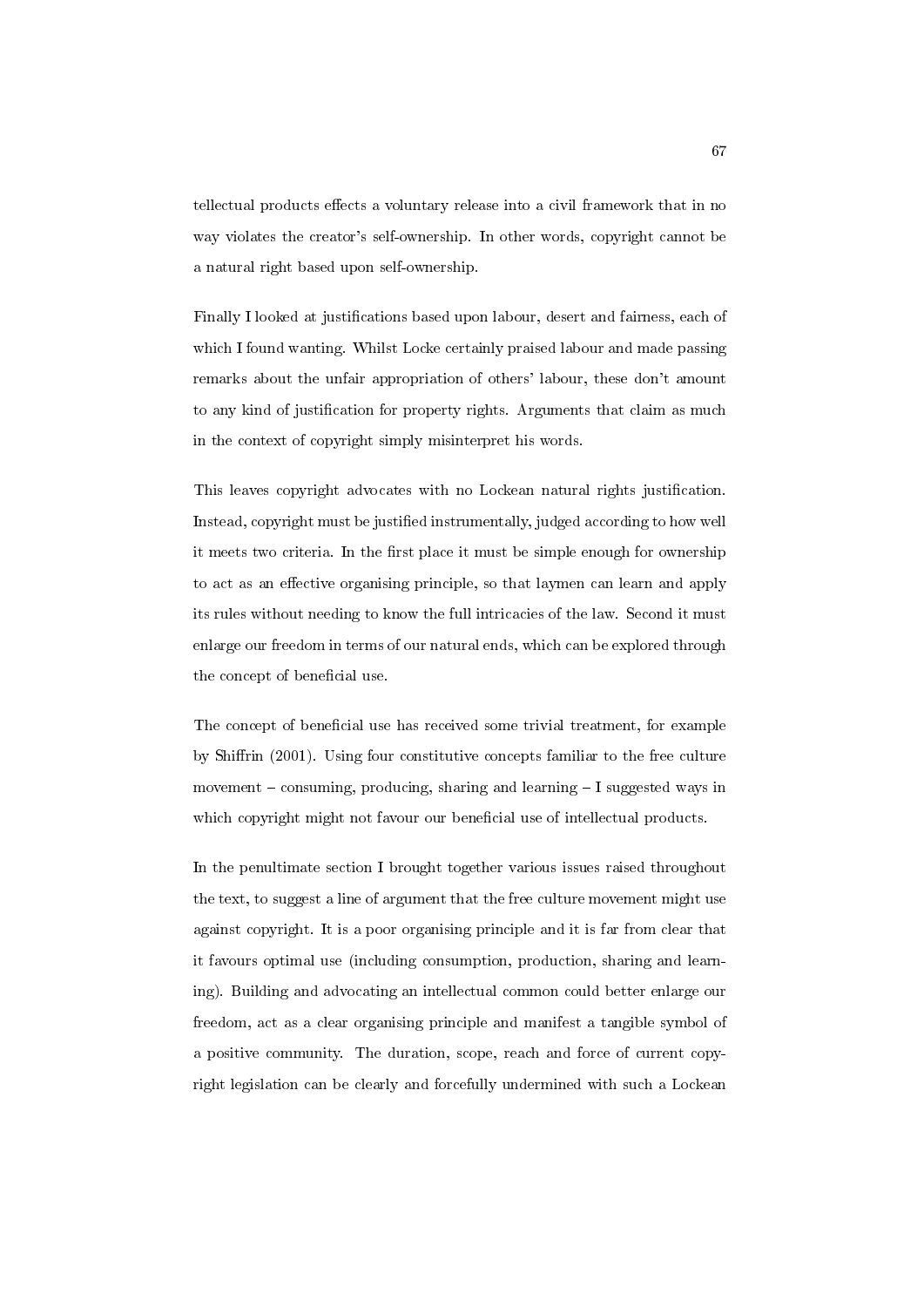tellectual products effects a voluntary release into a civil framework that in no way violates the creator's self-ownership. In other words, copyright cannot be a natural right based upon self-ownership.

Finally I looked at justifications based upon labour, desert and fairness, each of which I found wanting. Whilst Locke certainly praised labour and made passing remarks about the unfair appropriation of others' labour, these don't amount to any kind of justification for property rights. Arguments that claim as much in the context of copyright simply misinterpret his words.

This leaves copyright advocates with no Lockean natural rights justification. Instead, copyright must be justified instrumentally, judged according to how well it meets two criteria. In the first place it must be simple enough for ownership to act as an effective organising principle, so that laymen can learn and apply its rules without needing to know the full intricacies of the law. Second it must enlarge our freedom in terms of our natural ends, which can be explored through the concept of beneficial use.

The concept of beneficial use has received some trivial treatment, for example by Shiffrin (2001). Using four constitutive concepts familiar to the free culture movement – consuming, producing, sharing and learning – I suggested ways in which copyright might not favour our beneficial use of intellectual products.

In the penultimate section I brought together various issues raised throughout the text, to suggest a line of argument that the free culture movement might use against copyright. It is a poor organising principle and it is far from clear that it favours optimal use (including consumption, production, sharing and learning). Building and advocating an intellectual common could better enlarge our freedom, act as a clear organising principle and manifest a tangible symbol of a positive community. The duration, scope, reach and force of current copyright legislation can be clearly and forcefully undermined with such a Lockean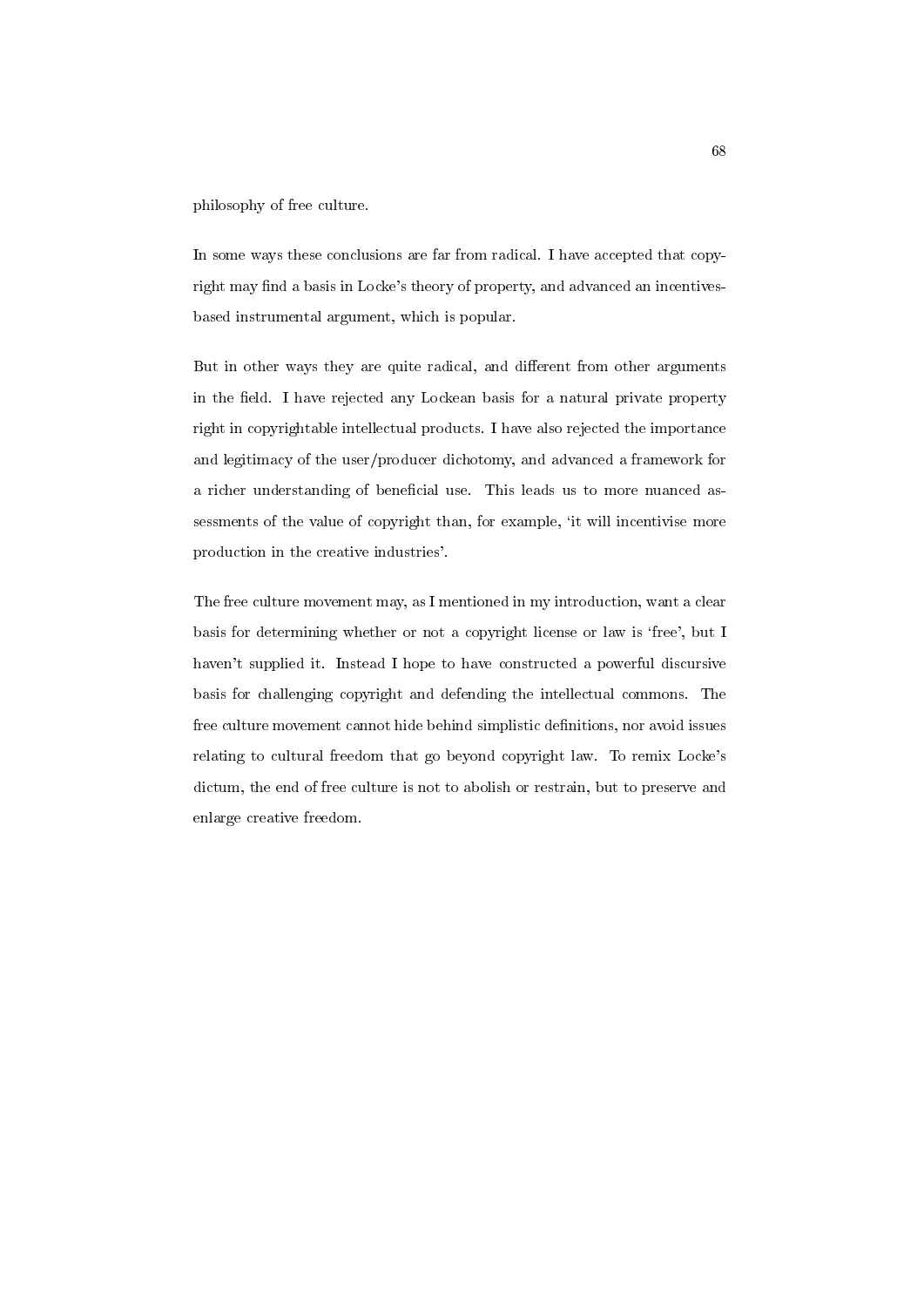philosophy of free culture.

In some ways these conclusions are far from radical. I have accepted that copyright may find a basis in Locke's theory of property, and advanced an incentives-based instrumental argument, which is popular.

But in other ways they are quite radical, and different from other arguments in the field. I have rejected any Lockean basis for a natural private property right in copyrightable intellectual products. I have also rejected the importance and legitimacy of the user/producer dichotomy, and advanced a framework for a richer understanding of beneficial use. This leads us to more nuanced assessments of the value of copyright than, for example, 'it will incentivise more production in the creative industries'.

The free culture movement may, as I mentioned in my introduction, want a clear basis for determining whether or not a copyright license or law is 'free', but I haven't supplied it. Instead I hope to have constructed a powerful discursive basis for challenging copyright and defending the intellectual commons. The free culture movement cannot hide behind simplistic definitions, nor avoid issues relating to cultural freedom that go beyond copyright law. To remix Locke's dictum, the end of free culture is not to abolish or restrain, but to preserve and enlarge creative freedom.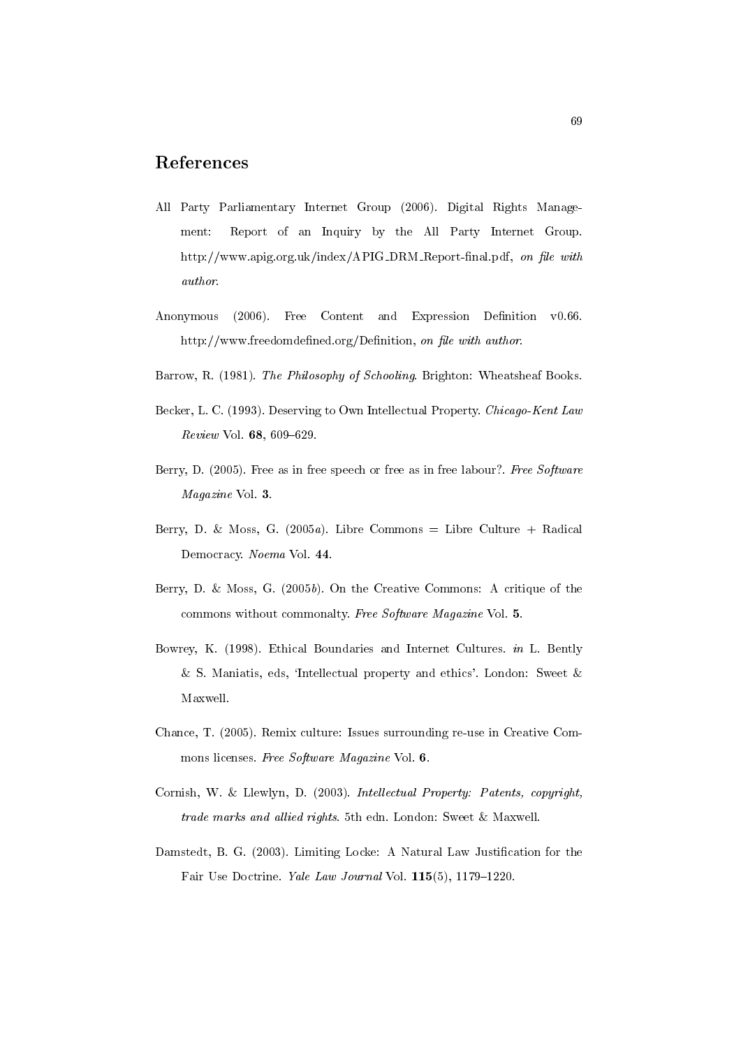# References

All Party Parliamentary Internet Group (2006). Digital Rights Management: Report of an Inquiry by the All Party Internet Group. http://www.apig.org.uk/index/APIG_DRM_Report-final.pdf, *on file with author*.

Anonymous (2006). Free Content and Expression Definition v0.66. http://www.freedomdefined.org/Definition, *on file with author*.

Barrow, R. (1981). *The Philosophy of Schooling*. Brighton: Wheatsheaf Books.

Becker, L. C. (1993). Deserving to Own Intellectual Property. *Chicago-Kent Law Review* Vol. **68**, 609–629.

Berry, D. (2005). Free as in free speech or free as in free labour?. *Free Software Magazine* Vol. **3**.

Berry, D. & Moss, G. (2005*a*). Libre Commons = Libre Culture + Radical Democracy. *Noema* Vol. **44**.

Berry, D. & Moss, G. (2005*b*). On the Creative Commons: A critique of the commons without commonalty. *Free Software Magazine* Vol. **5**.

Bowrey, K. (1998). Ethical Boundaries and Internet Cultures. *in* L. Bently & S. Maniatis, eds, 'Intellectual property and ethics'. London: Sweet & Maxwell.

Chance, T. (2005). Remix culture: Issues surrounding re-use in Creative Commons licenses. *Free Software Magazine* Vol. **6**.

Cornish, W. & Llewlyn, D. (2003). *Intellectual Property: Patents, copyright, trade marks and allied rights*. 5th edn. London: Sweet & Maxwell.

Damstedt, B. G. (2003). Limiting Locke: A Natural Law Justification for the Fair Use Doctrine. *Yale Law Journal* Vol. **115**(5), 1179–1220.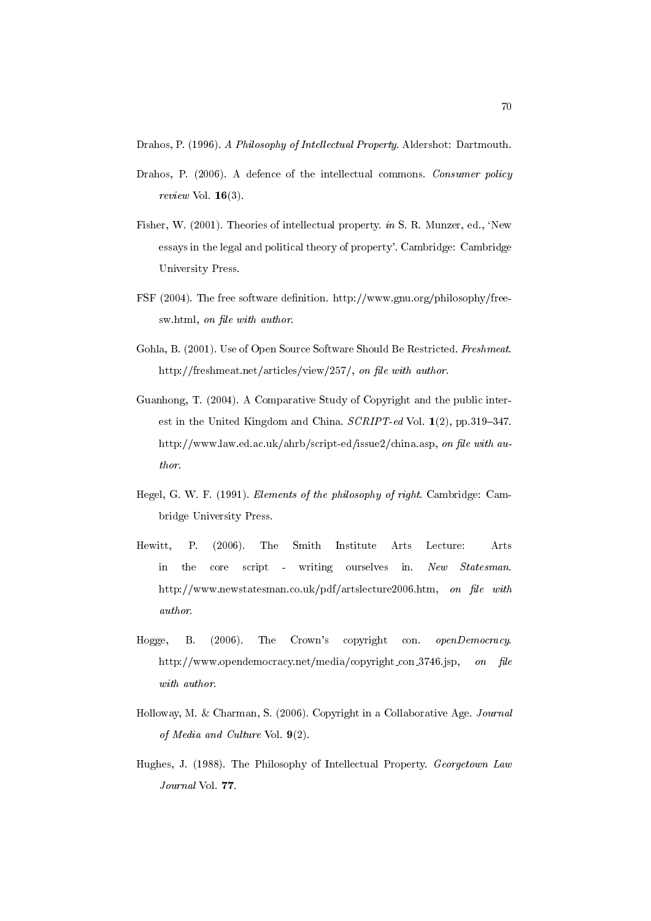Drahos, P. (1996). *A Philosophy of Intellectual Property*. Aldershot: Dartmouth.

Drahos, P. (2006). A defence of the intellectual commons. *Consumer policy review* Vol. **16**(3).

Fisher, W. (2001). Theories of intellectual property. *in* S. R. Munzer, ed., 'New essays in the legal and political theory of property'. Cambridge: Cambridge University Press.

FSF (2004). The free software definition. http://www.gnu.org/philosophy/free-sw.html, *on file with author*.

Gohla, B. (2001). Use of Open Source Software Should Be Restricted. *Freshmeat*. http://freshmeat.net/articles/view/257/, *on file with author*.

Guanhong, T. (2004). A Comparative Study of Copyright and the public interest in the United Kingdom and China. *SCRIPT-ed* Vol. **1**(2), pp.319–347. http://www.law.ed.ac.uk/ahrb/script-ed/issue2/china.asp, *on file with author*.

Hegel, G. W. F. (1991). *Elements of the philosophy of right*. Cambridge: Cambridge University Press.

Hewitt, P. (2006). The Smith Institute Arts Lecture: Arts in the core script - writing ourselves in. *New Statesman*. http://www.newstatesman.co.uk/pdf/artslecture2006.htm, *on file with author*.

Hogge, B. (2006). The Crown's copyright con. *openDemocracy*. http://www.opendemocracy.net/media/copyright_con_3746.jsp, *on file with author*.

Holloway, M. & Charman, S. (2006). Copyright in a Collaborative Age. *Journal of Media and Culture* Vol. **9**(2).

Hughes, J. (1988). The Philosophy of Intellectual Property. *Georgetown Law Journal* Vol. **77**.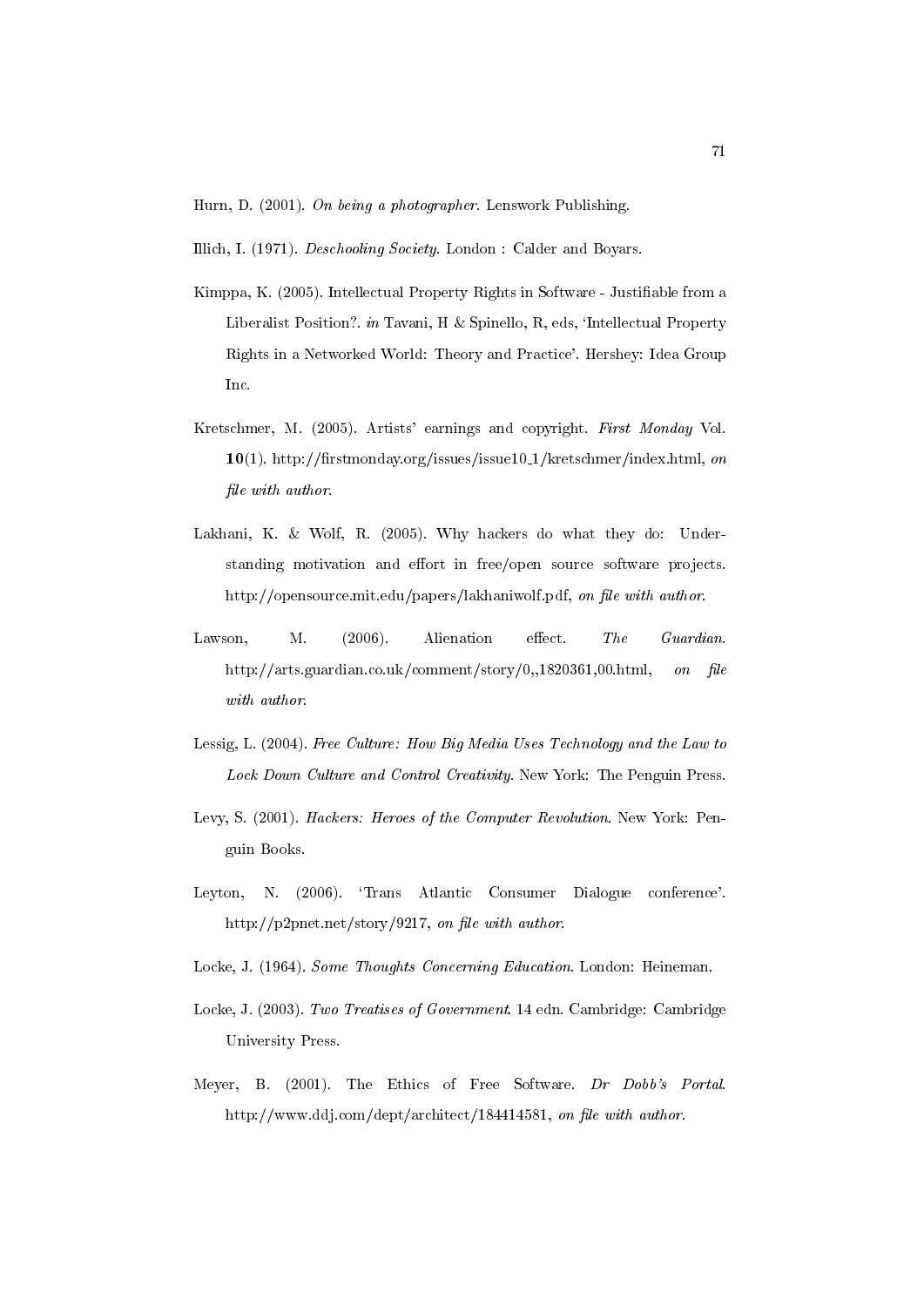Hurn, D. (2001). *On being a photographer*. Lenswork Publishing.

Illich, I. (1971). *Deschooling Society*. London : Calder and Boyars.

Kimppa, K. (2005). Intellectual Property Rights in Software - Justifiable from a Liberalist Position?. *in* Tavani, H & Spinello, R, eds, 'Intellectual Property Rights in a Networked World: Theory and Practice'. Hershey: Idea Group Inc.

Kretschmer, M. (2005). Artists' earnings and copyright. *First Monday* Vol. **10**(1). http://firstmonday.org/issues/issue10_1/kretschmer/index.html, *on file with author*.

Lakhani, K. & Wolf, R. (2005). Why hackers do what they do: Understanding motivation and effort in free/open source software projects. http://opensource.mit.edu/papers/lakhaniwolf.pdf, *on file with author*.

Lawson, M. (2006). Alienation effect. *The Guardian*. http://arts.guardian.co.uk/comment/story/0,,1820361,00.html, *on file with author*.

Lessig, L. (2004). *Free Culture: How Big Media Uses Technology and the Law to Lock Down Culture and Control Creativity*. New York: The Penguin Press.

Levy, S. (2001). *Hackers: Heroes of the Computer Revolution*. New York: Penguin Books.

Leyton, N. (2006). 'Trans Atlantic Consumer Dialogue conference'. http://p2pnet.net/story/9217, *on file with author*.

Locke, J. (1964). *Some Thoughts Concerning Education*. London: Heineman.

Locke, J. (2003). *Two Treatises of Government*. 14 edn. Cambridge: Cambridge University Press.

Meyer, B. (2001). The Ethics of Free Software. *Dr Dobb's Portal*. http://www.ddj.com/dept/architect/184414581, *on file with author*.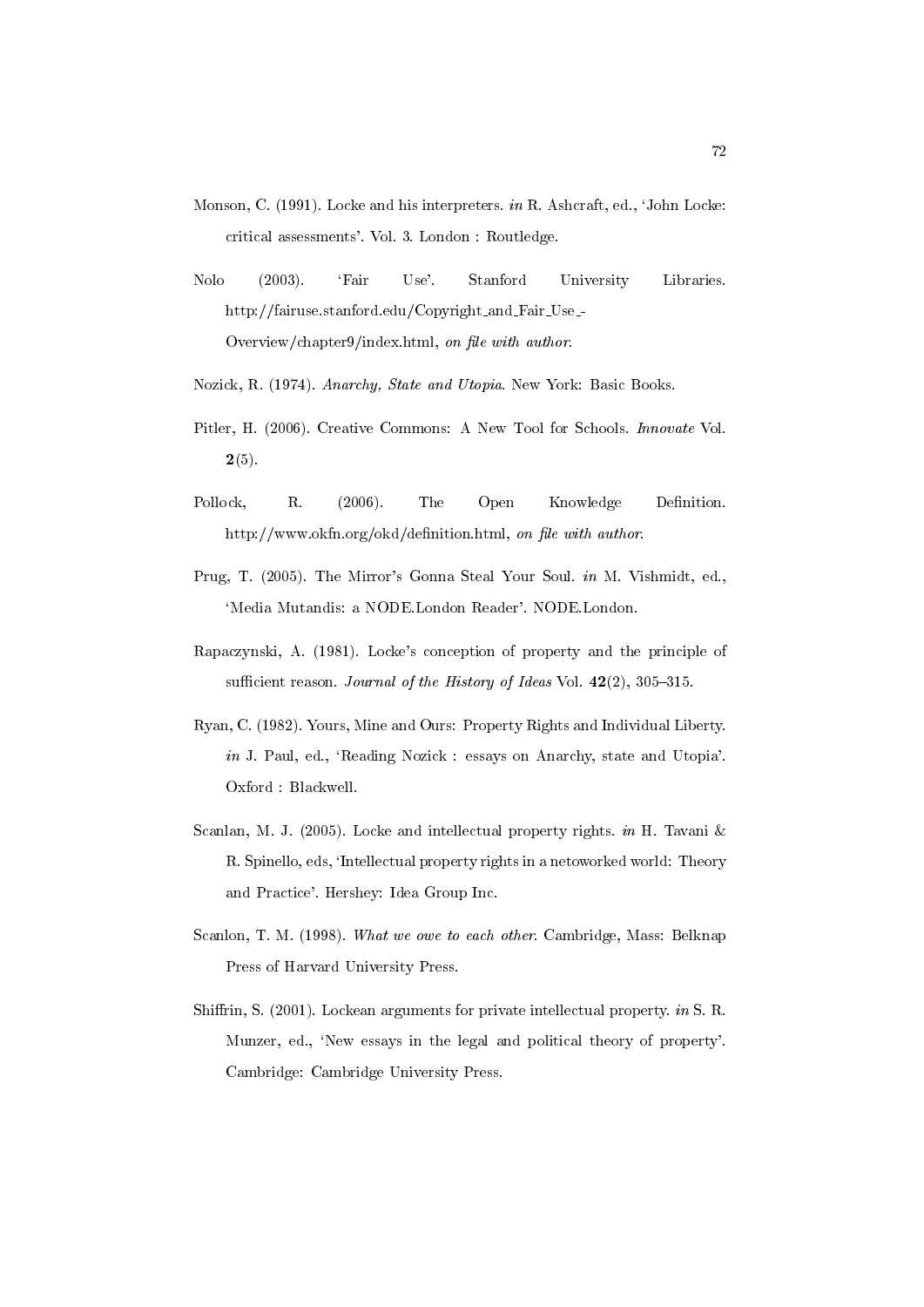Monson, C. (1991). Locke and his interpreters. *in* R. Ashcraft, ed., 'John Locke: critical assessments'. Vol. 3. London : Routledge.

Nolo (2003). 'Fair Use'. Stanford University Libraries. http://fairuse.stanford.edu/Copyright_and_Fair_Use_-Overview/chapter9/index.html, *on file with author*.

Nozick, R. (1974). *Anarchy, State and Utopia*. New York: Basic Books.

Pitler, H. (2006). Creative Commons: A New Tool for Schools. *Innovate* Vol. **2**(5).

Pollock, R. (2006). The Open Knowledge Definition. http://www.okfn.org/okd/definition.html, *on file with author*.

Prug, T. (2005). The Mirror's Gonna Steal Your Soul. *in* M. Vishmidt, ed., 'Media Mutandis: a NODE.London Reader'. NODE.London.

Rapaczynski, A. (1981). Locke's conception of property and the principle of sufficient reason. *Journal of the History of Ideas* Vol. **42**(2), 305–315.

Ryan, C. (1982). Yours, Mine and Ours: Property Rights and Individual Liberty. *in* J. Paul, ed., 'Reading Nozick : essays on Anarchy, state and Utopia'. Oxford : Blackwell.

Scanlan, M. J. (2005). Locke and intellectual property rights. *in* H. Tavani & R. Spinello, eds, 'Intellectual property rights in a netoworked world: Theory and Practice'. Hershey: Idea Group Inc.

Scanlon, T. M. (1998). *What we owe to each other*. Cambridge, Mass: Belknap Press of Harvard University Press.

Shiffrin, S. (2001). Lockean arguments for private intellectual property. *in* S. R. Munzer, ed., 'New essays in the legal and political theory of property'. Cambridge: Cambridge University Press.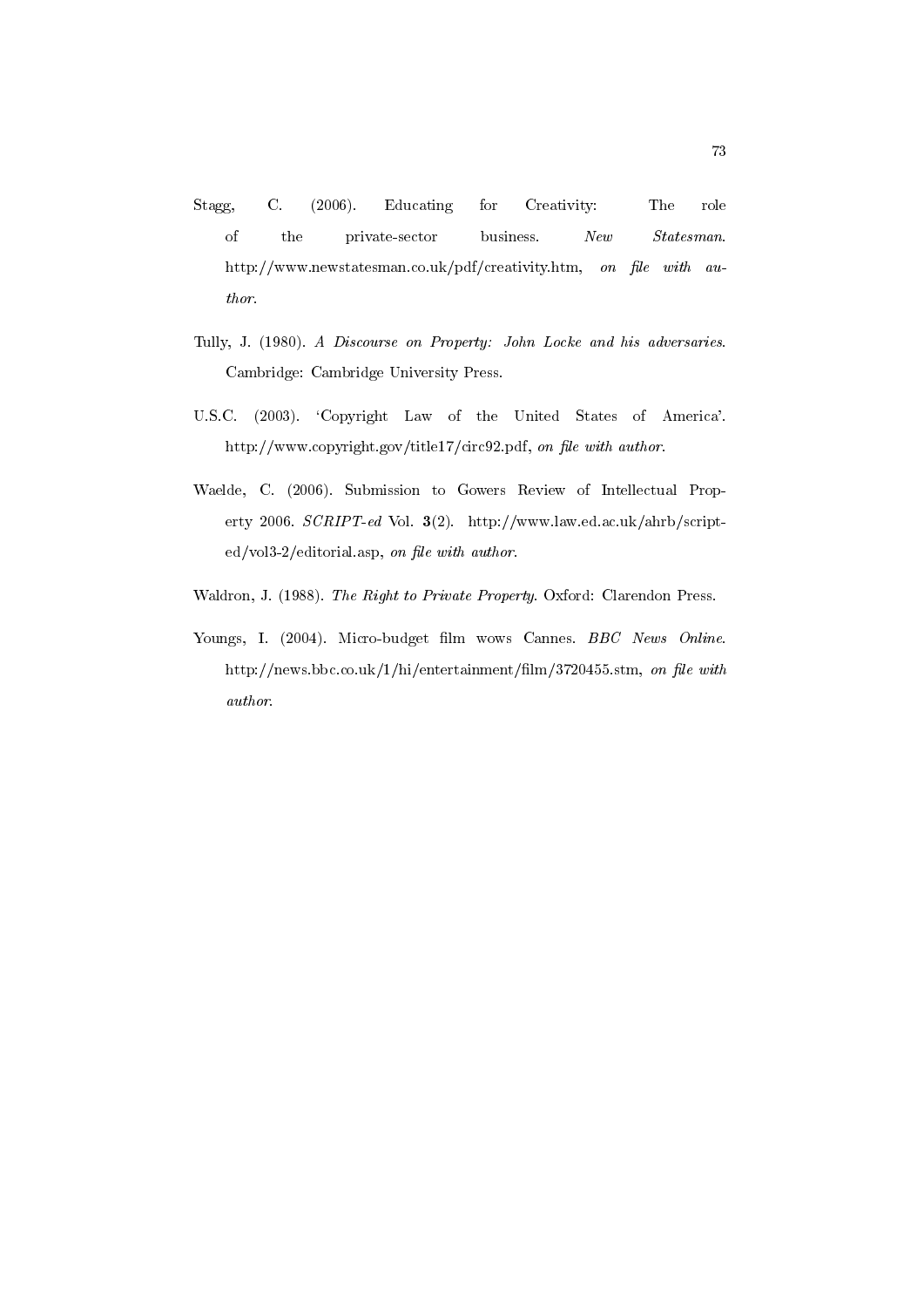Stagg, C. (2006). Educating for Creativity: The role of the private-sector business. *New Statesman*. http://www.newstatesman.co.uk/pdf/creativity.htm, *on file with author*.

Tully, J. (1980). *A Discourse on Property: John Locke and his adversaries*. Cambridge: Cambridge University Press.

U.S.C. (2003). 'Copyright Law of the United States of America'. http://www.copyright.gov/title17/circ92.pdf, *on file with author*.

Waelde, C. (2006). Submission to Gowers Review of Intellectual Property 2006. *SCRIPT-ed* Vol. **3**(2). http://www.law.ed.ac.uk/ahrb/script-ed/vol3-2/editorial.asp, *on file with author*.

Waldron, J. (1988). *The Right to Private Property*. Oxford: Clarendon Press.

Youngs, I. (2004). Micro-budget film wows Cannes. *BBC News Online*. http://news.bbc.co.uk/1/hi/entertainment/film/3720455.stm, *on file with author*.